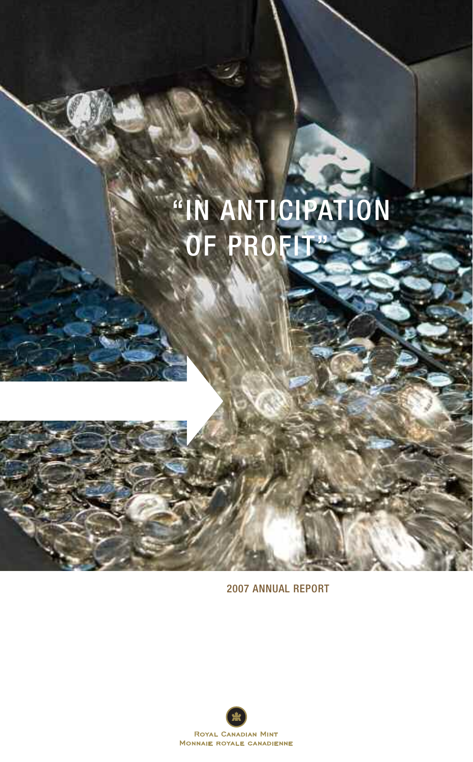# "IN ANTICIPATION OF PROFIT"

2007 ANNUAL REPORT

ROYAL CANADIAN MINT
MONNAIE ROYALE CANADIENNE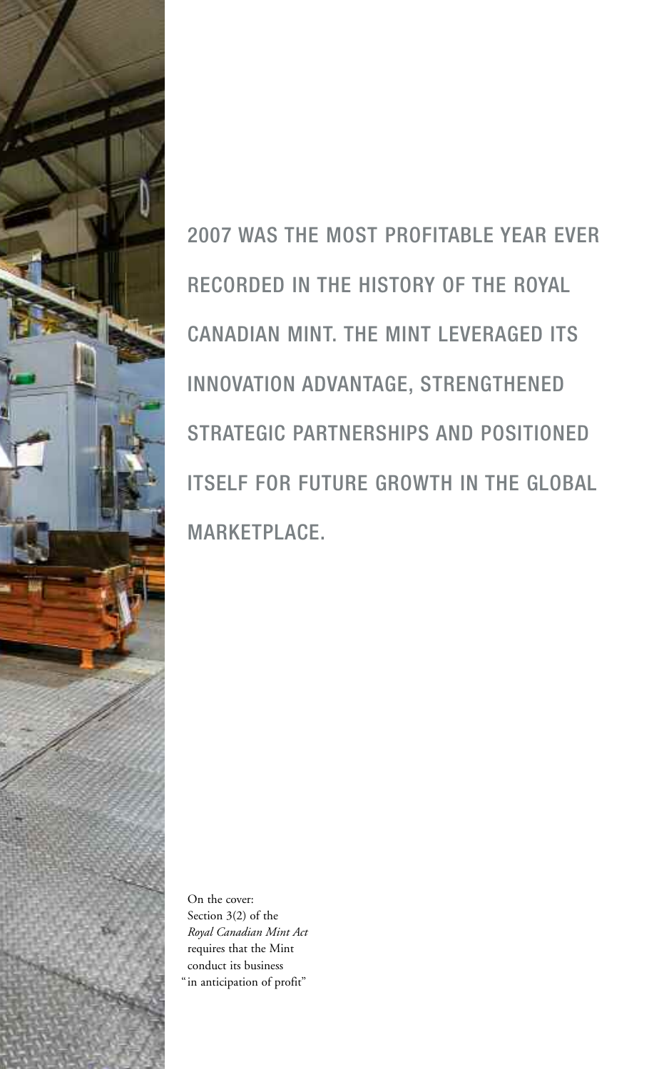2007 WAS THE MOST PROFITABLE YEAR EVER RECORDED IN THE HISTORY OF THE ROYAL CANADIAN MINT. THE MINT LEVERAGED ITS INNOVATION ADVANTAGE, STRENGTHENED STRATEGIC PARTNERSHIPS AND POSITIONED ITSELF FOR FUTURE GROWTH IN THE GLOBAL MARKETPLACE.

On the cover:
Section 3(2) of the *Royal Canadian Mint Act* requires that the Mint conduct its business "in anticipation of profit"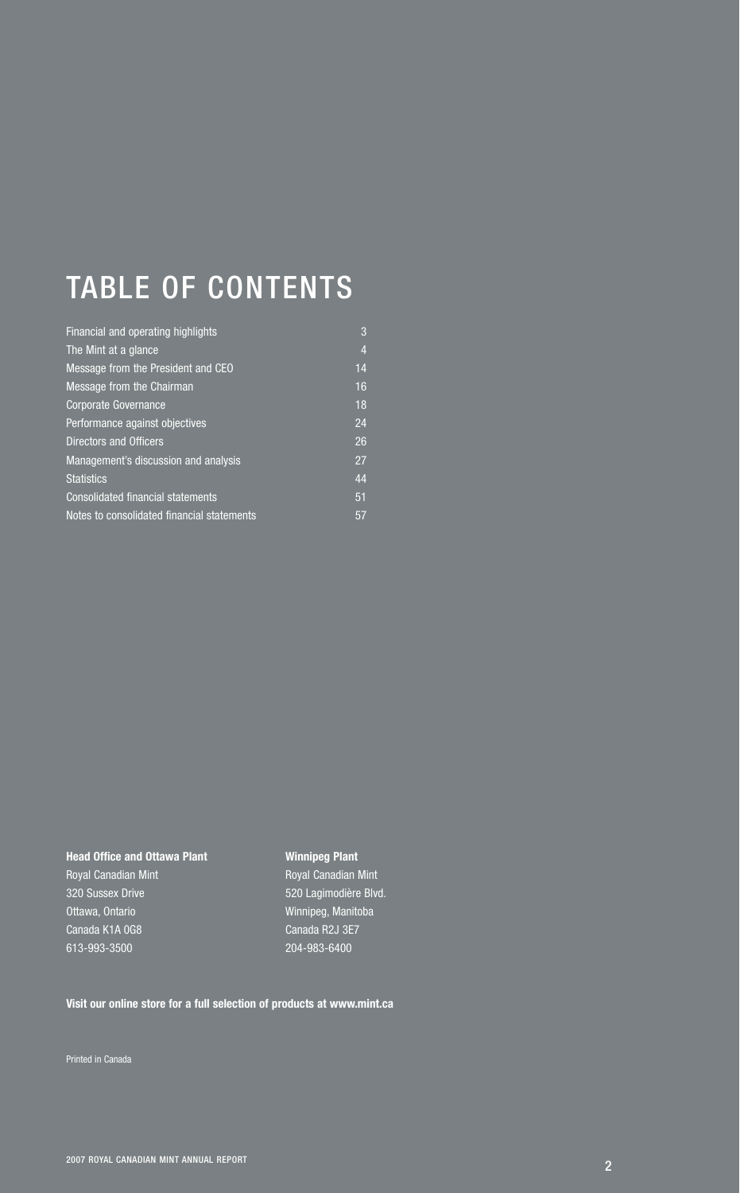# TABLE OF CONTENTS

| | |
|---|---|
| Financial and operating highlights | 3 |
| The Mint at a glance | 4 |
| Message from the President and CEO | 14 |
| Message from the Chairman | 16 |
| Corporate Governance | 18 |
| Performance against objectives | 24 |
| Directors and Officers | 26 |
| Management's discussion and analysis | 27 |
| Statistics | 44 |
| Consolidated financial statements | 51 |
| Notes to consolidated financial statements | 57 |

**Head Office and Ottawa Plant**
Royal Canadian Mint
320 Sussex Drive
Ottawa, Ontario
Canada K1A 0G8
613-993-3500

**Winnipeg Plant**
Royal Canadian Mint
520 Lagimodière Blvd.
Winnipeg, Manitoba
Canada R2J 3E7
204-983-6400

**Visit our online store for a full selection of products at www.mint.ca**

Printed in Canada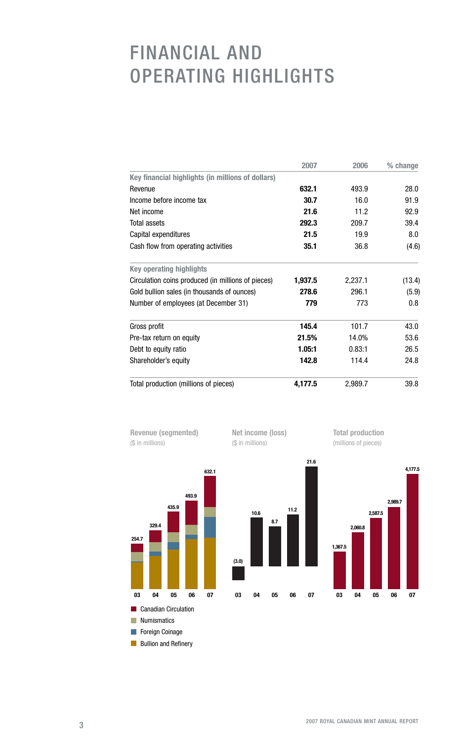# FINANCIAL AND OPERATING HIGHLIGHTS

| | 2007 | 2006 | % change |
|---|---|---|---|
| **Key financial highlights (in millions of dollars)** | | | |
| Revenue | **632.1** | 493.9 | 28.0 |
| Income before income tax | **30.7** | 16.0 | 91.9 |
| Net income | **21.6** | 11.2 | 92.9 |
| Total assets | **292.3** | 209.7 | 39.4 |
| Capital expenditures | **21.5** | 19.9 | 8.0 |
| Cash flow from operating activities | **35.1** | 36.8 | (4.6) |
| **Key operating highlights** | | | |
| Circulation coins produced (in millions of pieces) | **1,937.5** | 2,237.1 | (13.4) |
| Gold bullion sales (in thousands of ounces) | **278.6** | 296.1 | (5.9) |
| Number of employees (at December 31) | **779** | 773 | 0.8 |
| Gross profit | **145.4** | 101.7 | 43.0 |
| Pre-tax return on equity | **21.5%** | 14.0% | 53.6 |
| Debt to equity ratio | **1.05:1** | 0.83:1 | 26.5 |
| Shareholder's equity | **142.8** | 114.4 | 24.8 |
| Total production (millions of pieces) | **4,177.5** | 2,989.7 | 39.8 |

**Revenue (segmented)**
($ in millions)

| Year | Revenue |
|---|---|
| 03 | 254.7 |
| 04 | 329.4 |
| 05 | 435.9 |
| 06 | 493.9 |
| 07 | 632.1 |

Segments: Canadian Circulation, Numismatics, Foreign Coinage, Bullion and Refinery

**Net income (loss)**
($ in millions)

| Year | Net income (loss) |
|---|---|
| 03 | (3.0) |
| 04 | 10.6 |
| 05 | 8.7 |
| 06 | 11.2 |
| 07 | 21.6 |

**Total production**
(millions of pieces)

| Year | Total production |
|---|---|
| 03 | 1,367.5 |
| 04 | 2,060.8 |
| 05 | 2,587.5 |
| 06 | 2,989.7 |
| 07 | 4,177.5 |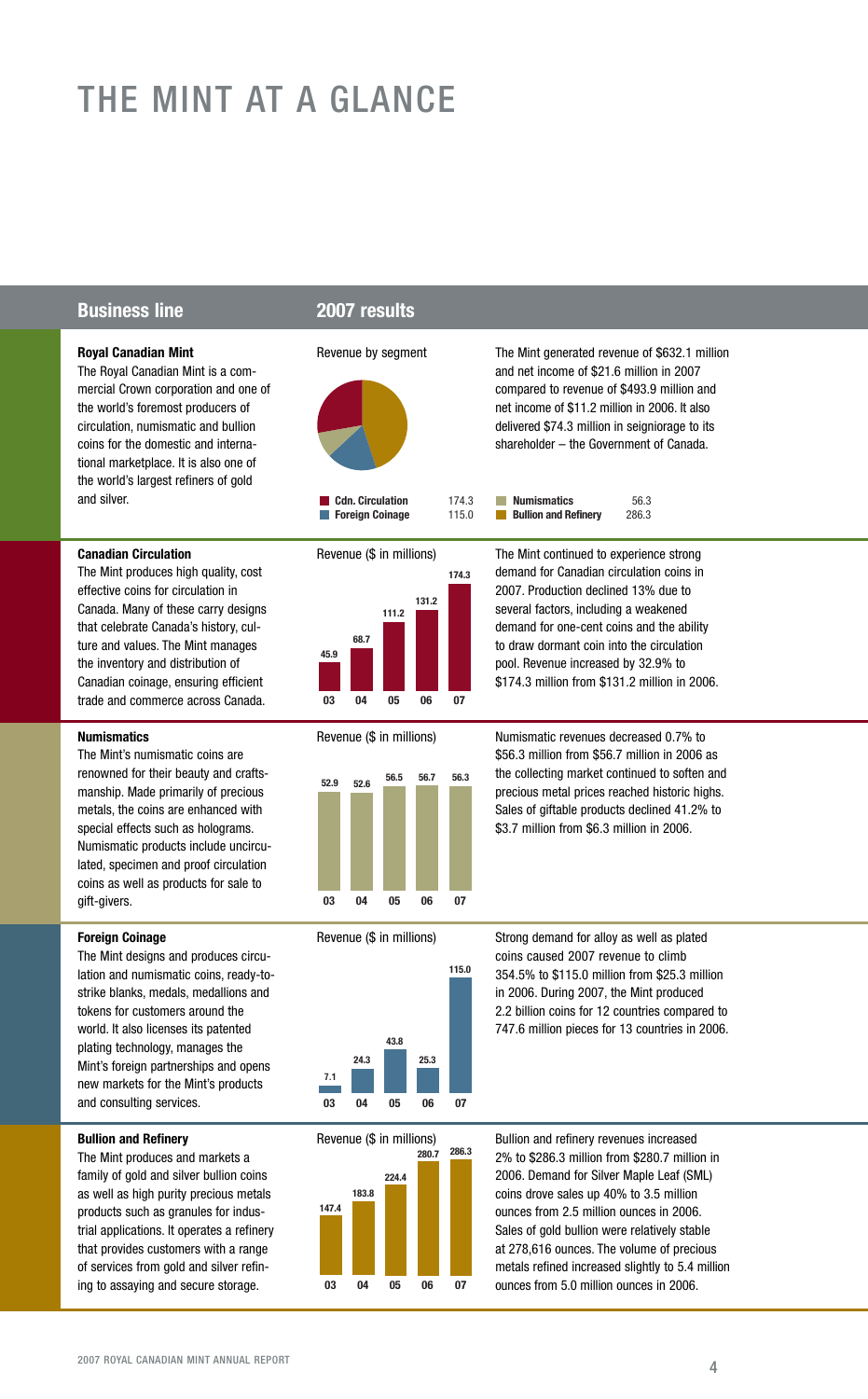# THE MINT AT A GLANCE

| Business line | 2007 results | |
|---|---|---|
| **Royal Canadian Mint**<br>The Royal Canadian Mint is a commercial Crown corporation and one of the world's foremost producers of circulation, numismatic and bullion coins for the domestic and international marketplace. It is also one of the world's largest refiners of gold and silver. | Revenue by segment<br>Cdn. Circulation 174.3<br>Foreign Coinage 115.0<br>Numismatics 56.3<br>Bullion and Refinery 286.3 | The Mint generated revenue of $632.1 million and net income of $21.6 million in 2007 compared to revenue of $493.9 million and net income of $11.2 million in 2006. It also delivered $74.3 million in seigniorage to its shareholder – the Government of Canada. |
| **Canadian Circulation**<br>The Mint produces high quality, cost effective coins for circulation in Canada. Many of these carry designs that celebrate Canada's history, culture and values. The Mint manages the inventory and distribution of Canadian coinage, ensuring efficient trade and commerce across Canada. | Revenue ($ in millions)<br>03: 45.9<br>04: 68.7<br>05: 111.2<br>06: 131.2<br>07: 174.3 | The Mint continued to experience strong demand for Canadian circulation coins in 2007. Production declined 13% due to several factors, including a weakened demand for one-cent coins and the ability to draw dormant coin into the circulation pool. Revenue increased by 32.9% to $174.3 million from $131.2 million in 2006. |
| **Numismatics**<br>The Mint's numismatic coins are renowned for their beauty and craftsmanship. Made primarily of precious metals, the coins are enhanced with special effects such as holograms. Numismatic products include uncirculated, specimen and proof circulation coins as well as products for sale to gift-givers. | Revenue ($ in millions)<br>03: 52.9<br>04: 52.6<br>05: 56.5<br>06: 56.7<br>07: 56.3 | Numismatic revenues decreased 0.7% to $56.3 million from $56.7 million in 2006 as the collecting market continued to soften and precious metal prices reached historic highs. Sales of giftable products declined 41.2% to $3.7 million from $6.3 million in 2006. |
| **Foreign Coinage**<br>The Mint designs and produces circulation and numismatic coins, ready-to-strike blanks, medals, medallions and tokens for customers around the world. It also licenses its patented plating technology, manages the Mint's foreign partnerships and opens new markets for the Mint's products and consulting services. | Revenue ($ in millions)<br>03: 7.1<br>04: 24.3<br>05: 43.8<br>06: 25.3<br>07: 115.0 | Strong demand for alloy as well as plated coins caused 2007 revenue to climb 354.5% to $115.0 million from $25.3 million in 2006. During 2007, the Mint produced 2.2 billion coins for 12 countries compared to 747.6 million pieces for 13 countries in 2006. |
| **Bullion and Refinery**<br>The Mint produces and markets a family of gold and silver bullion coins as well as high purity precious metals products such as granules for industrial applications. It operates a refinery that provides customers with a range of services from gold and silver refining to assaying and secure storage. | Revenue ($ in millions)<br>03: 147.4<br>04: 183.8<br>05: 224.4<br>06: 280.7<br>07: 286.3 | Bullion and refinery revenues increased 2% to $286.3 million from $280.7 million in 2006. Demand for Silver Maple Leaf (SML) coins drove sales up 40% to 3.5 million ounces from 2.5 million ounces in 2006. Sales of gold bullion were relatively stable at 278,616 ounces. The volume of precious metals refined increased slightly to 5.4 million ounces from 5.0 million ounces in 2006. |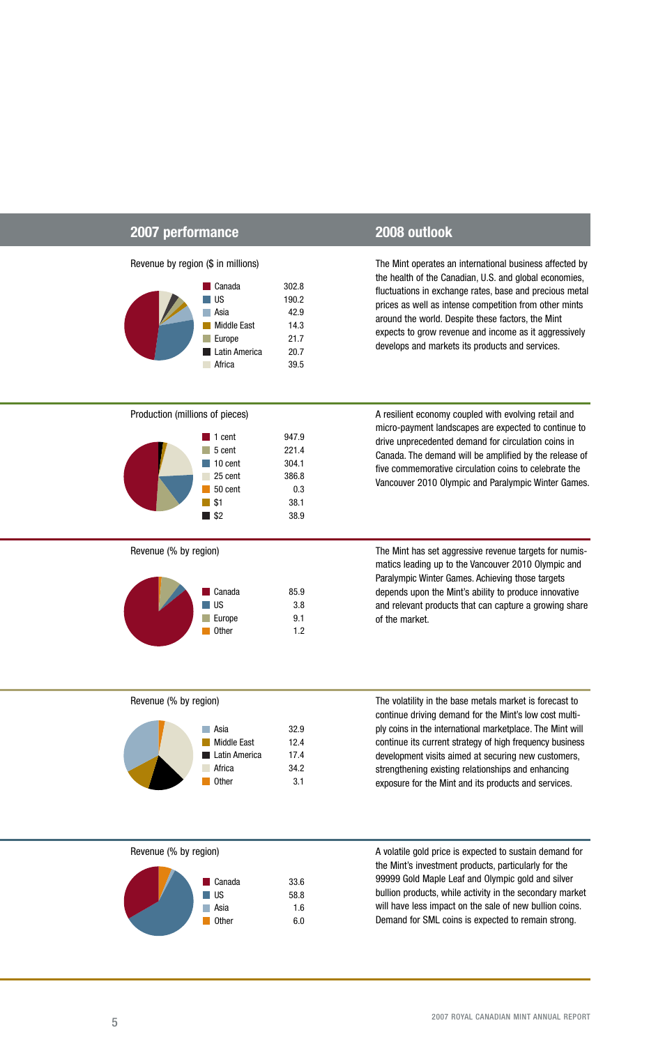| 2007 performance | 2008 outlook |
| --- | --- |

## 2007 performance

Revenue by region ($ in millions)

| Region | |
| --- | --- |
| Canada | 302.8 |
| US | 190.2 |
| Asia | 42.9 |
| Middle East | 14.3 |
| Europe | 21.7 |
| Latin America | 20.7 |
| Africa | 39.5 |

## 2008 outlook

The Mint operates an international business affected by the health of the Canadian, U.S. and global economies, fluctuations in exchange rates, base and precious metal prices as well as intense competition from other mints around the world. Despite these factors, the Mint expects to grow revenue and income as it aggressively develops and markets its products and services.

---

Production (millions of pieces)

| Denomination | |
| --- | --- |
| 1 cent | 947.9 |
| 5 cent | 221.4 |
| 10 cent | 304.1 |
| 25 cent | 386.8 |
| 50 cent | 0.3 |
| $1 | 38.1 |
| $2 | 38.9 |

A resilient economy coupled with evolving retail and micro-payment landscapes are expected to continue to drive unprecedented demand for circulation coins in Canada. The demand will be amplified by the release of five commemorative circulation coins to celebrate the Vancouver 2010 Olympic and Paralympic Winter Games.

---

Revenue (% by region)

| Region | |
| --- | --- |
| Canada | 85.9 |
| US | 3.8 |
| Europe | 9.1 |
| Other | 1.2 |

The Mint has set aggressive revenue targets for numismatics leading up to the Vancouver 2010 Olympic and Paralympic Winter Games. Achieving those targets depends upon the Mint's ability to produce innovative and relevant products that can capture a growing share of the market.

---

Revenue (% by region)

| Region | |
| --- | --- |
| Asia | 32.9 |
| Middle East | 12.4 |
| Latin America | 17.4 |
| Africa | 34.2 |
| Other | 3.1 |

The volatility in the base metals market is forecast to continue driving demand for the Mint's low cost multi-ply coins in the international marketplace. The Mint will continue its current strategy of high frequency business development visits aimed at securing new customers, strengthening existing relationships and enhancing exposure for the Mint and its products and services.

---

Revenue (% by region)

| Region | |
| --- | --- |
| Canada | 33.6 |
| US | 58.8 |
| Asia | 1.6 |
| Other | 6.0 |

A volatile gold price is expected to sustain demand for the Mint's investment products, particularly for the 99999 Gold Maple Leaf and Olympic gold and silver bullion products, while activity in the secondary market will have less impact on the sale of new bullion coins. Demand for SML coins is expected to remain strong.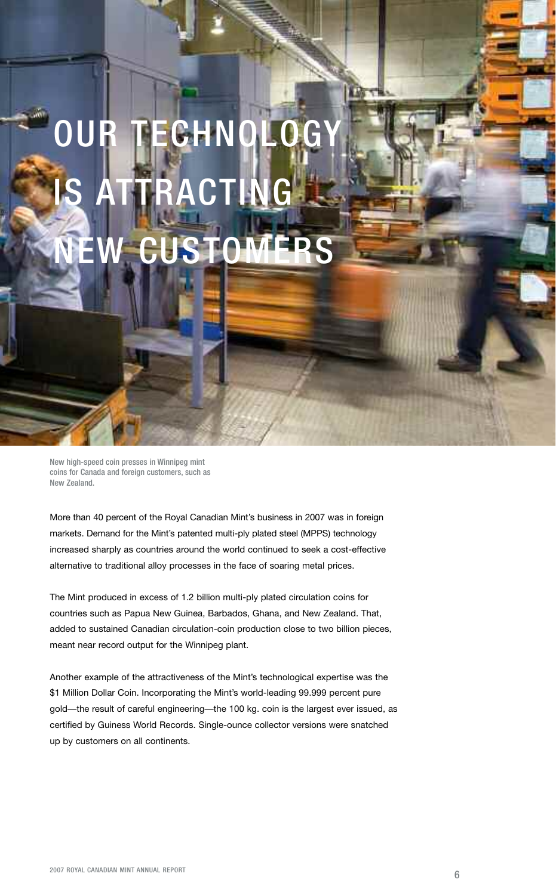# OUR TECHNOLOGY IS ATTRACTING NEW CUSTOMERS

New high-speed coin presses in Winnipeg mint coins for Canada and foreign customers, such as New Zealand.

More than 40 percent of the Royal Canadian Mint's business in 2007 was in foreign markets. Demand for the Mint's patented multi-ply plated steel (MPPS) technology increased sharply as countries around the world continued to seek a cost-effective alternative to traditional alloy processes in the face of soaring metal prices.

The Mint produced in excess of 1.2 billion multi-ply plated circulation coins for countries such as Papua New Guinea, Barbados, Ghana, and New Zealand. That, added to sustained Canadian circulation-coin production close to two billion pieces, meant near record output for the Winnipeg plant.

Another example of the attractiveness of the Mint's technological expertise was the $1 Million Dollar Coin. Incorporating the Mint's world-leading 99.999 percent pure gold—the result of careful engineering—the 100 kg. coin is the largest ever issued, as certified by Guiness World Records. Single-ounce collector versions were snatched up by customers on all continents.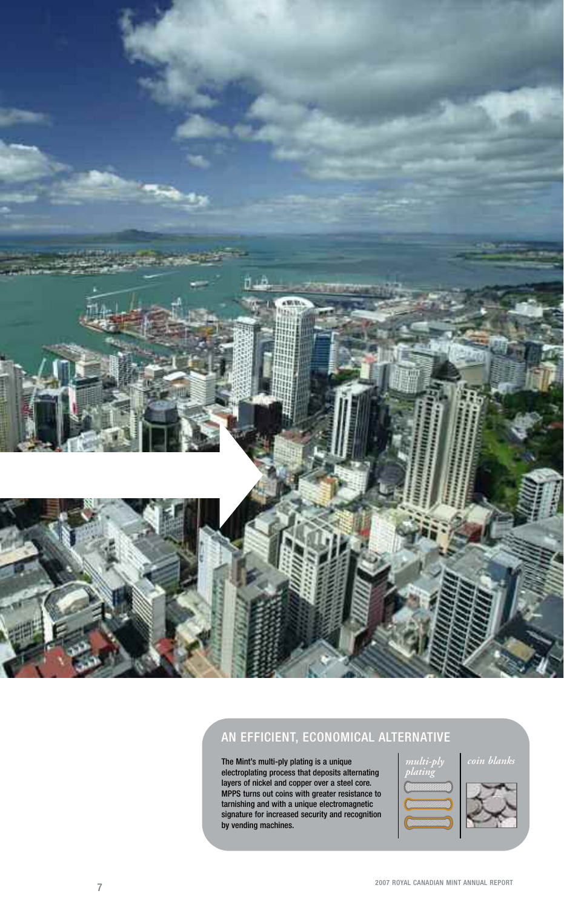## AN EFFICIENT, ECONOMICAL ALTERNATIVE

The Mint's multi-ply plating is a unique electroplating process that deposits alternating layers of nickel and copper over a steel core. MPPS turns out coins with greater resistance to tarnishing and with a unique electromagnetic signature for increased security and recognition by vending machines.

*multi-ply plating*

*coin blanks*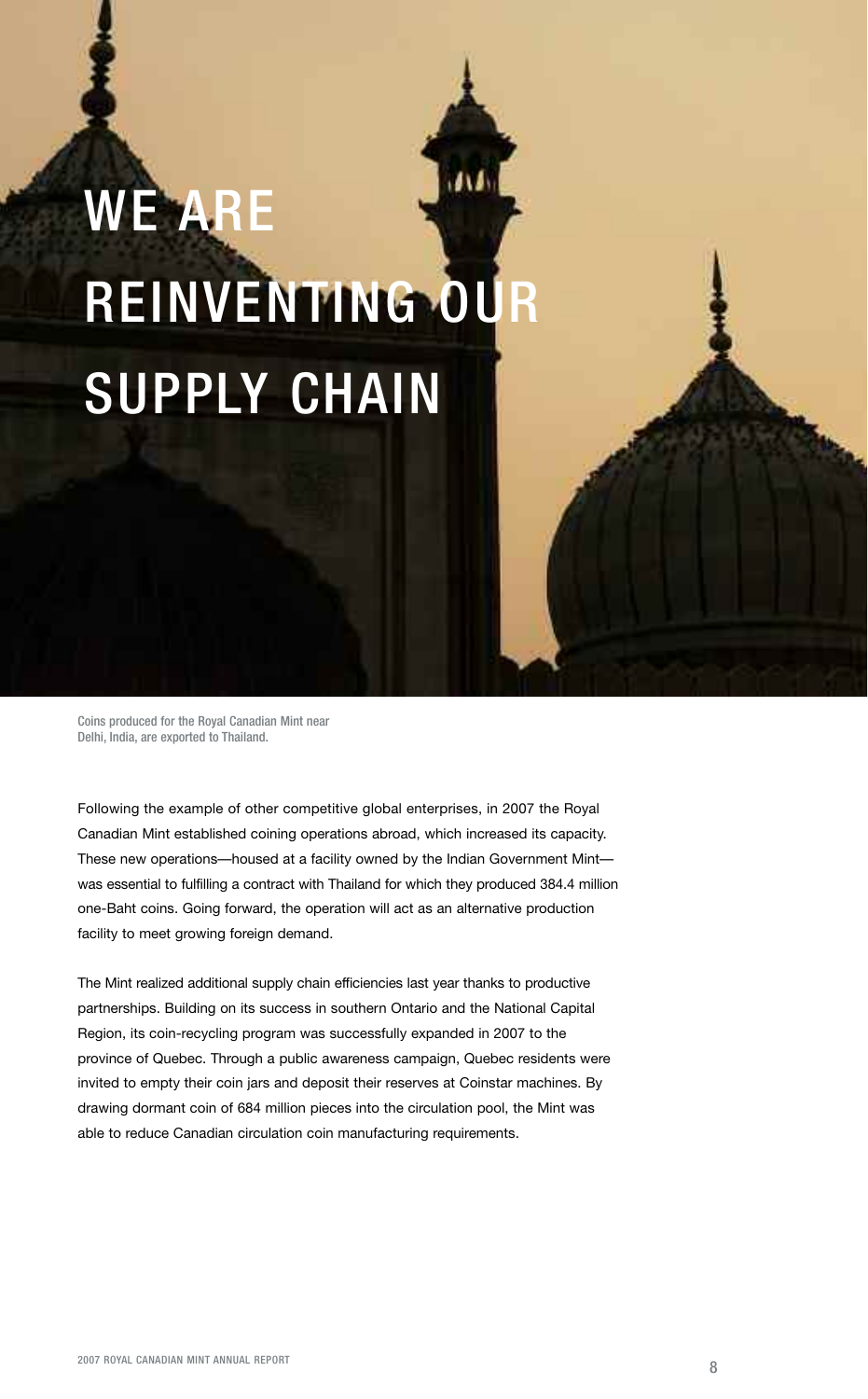# WE ARE REINVENTING OUR SUPPLY CHAIN

Coins produced for the Royal Canadian Mint near Delhi, India, are exported to Thailand.

Following the example of other competitive global enterprises, in 2007 the Royal Canadian Mint established coining operations abroad, which increased its capacity. These new operations—housed at a facility owned by the Indian Government Mint—was essential to fulfilling a contract with Thailand for which they produced 384.4 million one-Baht coins. Going forward, the operation will act as an alternative production facility to meet growing foreign demand.

The Mint realized additional supply chain efficiencies last year thanks to productive partnerships. Building on its success in southern Ontario and the National Capital Region, its coin-recycling program was successfully expanded in 2007 to the province of Quebec. Through a public awareness campaign, Quebec residents were invited to empty their coin jars and deposit their reserves at Coinstar machines. By drawing dormant coin of 684 million pieces into the circulation pool, the Mint was able to reduce Canadian circulation coin manufacturing requirements.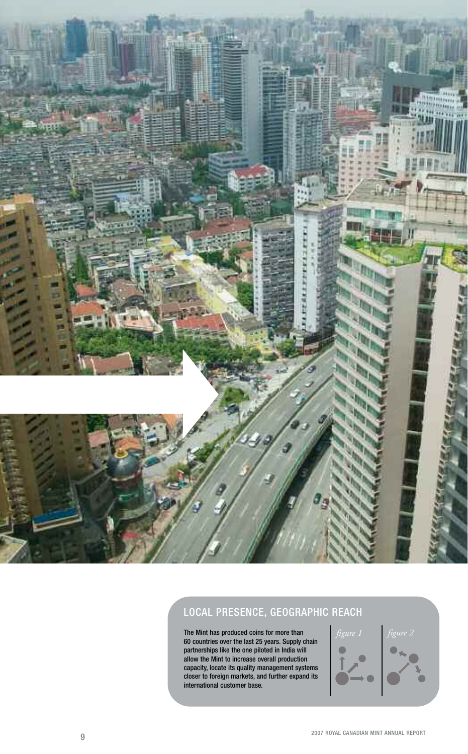## LOCAL PRESENCE, GEOGRAPHIC REACH

The Mint has produced coins for more than 60 countries over the last 25 years. Supply chain partnerships like the one piloted in India will allow the Mint to increase overall production capacity, locate its quality management systems closer to foreign markets, and further expand its international customer base.

*figure 1*

*figure 2*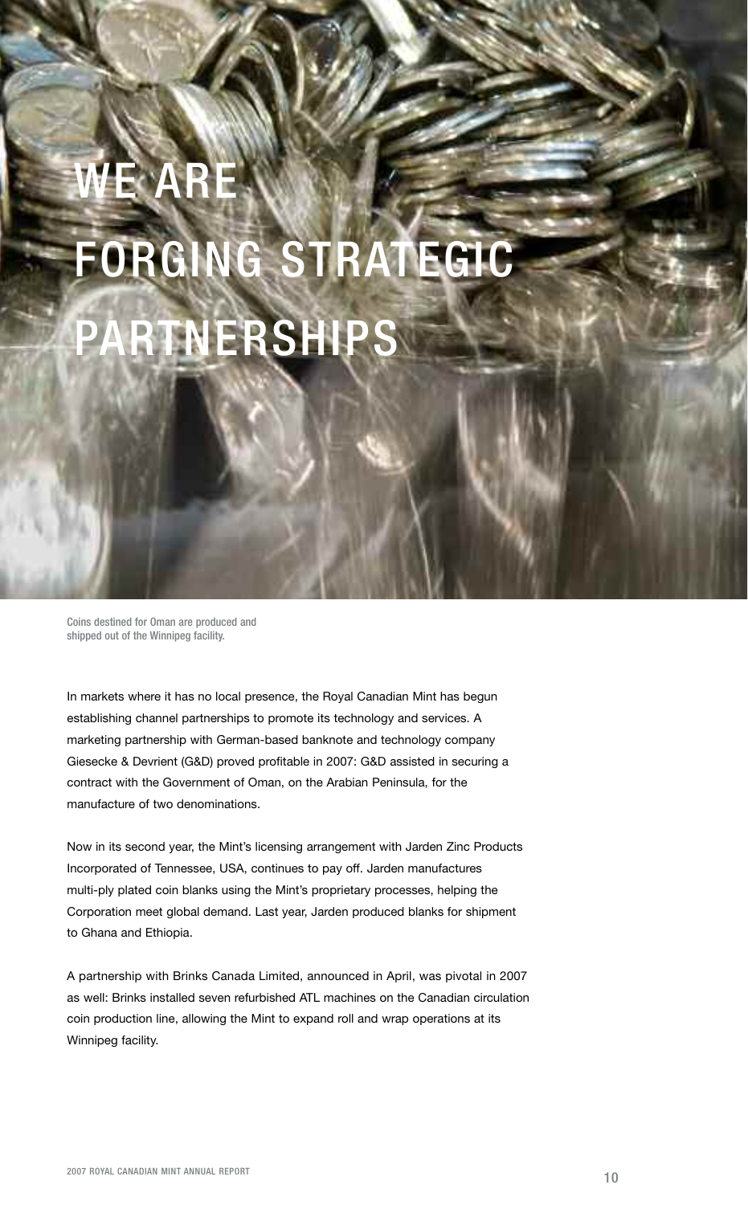# WE ARE FORGING STRATEGIC PARTNERSHIPS

Coins destined for Oman are produced and shipped out of the Winnipeg facility.

In markets where it has no local presence, the Royal Canadian Mint has begun establishing channel partnerships to promote its technology and services. A marketing partnership with German-based banknote and technology company Giesecke & Devrient (G&D) proved profitable in 2007: G&D assisted in securing a contract with the Government of Oman, on the Arabian Peninsula, for the manufacture of two denominations.

Now in its second year, the Mint's licensing arrangement with Jarden Zinc Products Incorporated of Tennessee, USA, continues to pay off. Jarden manufactures multi-ply plated coin blanks using the Mint's proprietary processes, helping the Corporation meet global demand. Last year, Jarden produced blanks for shipment to Ghana and Ethiopia.

A partnership with Brinks Canada Limited, announced in April, was pivotal in 2007 as well: Brinks installed seven refurbished ATL machines on the Canadian circulation coin production line, allowing the Mint to expand roll and wrap operations at its Winnipeg facility.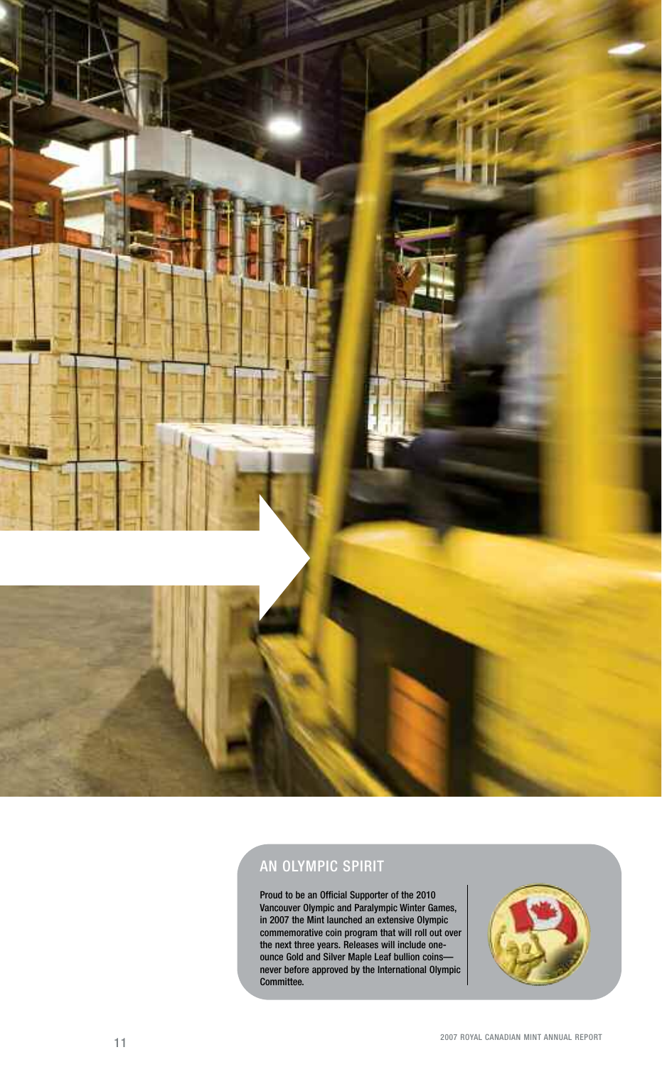## AN OLYMPIC SPIRIT

Proud to be an Official Supporter of the 2010 Vancouver Olympic and Paralympic Winter Games, in 2007 the Mint launched an extensive Olympic commemorative coin program that will roll out over the next three years. Releases will include one-ounce Gold and Silver Maple Leaf bullion coins—never before approved by the International Olympic Committee.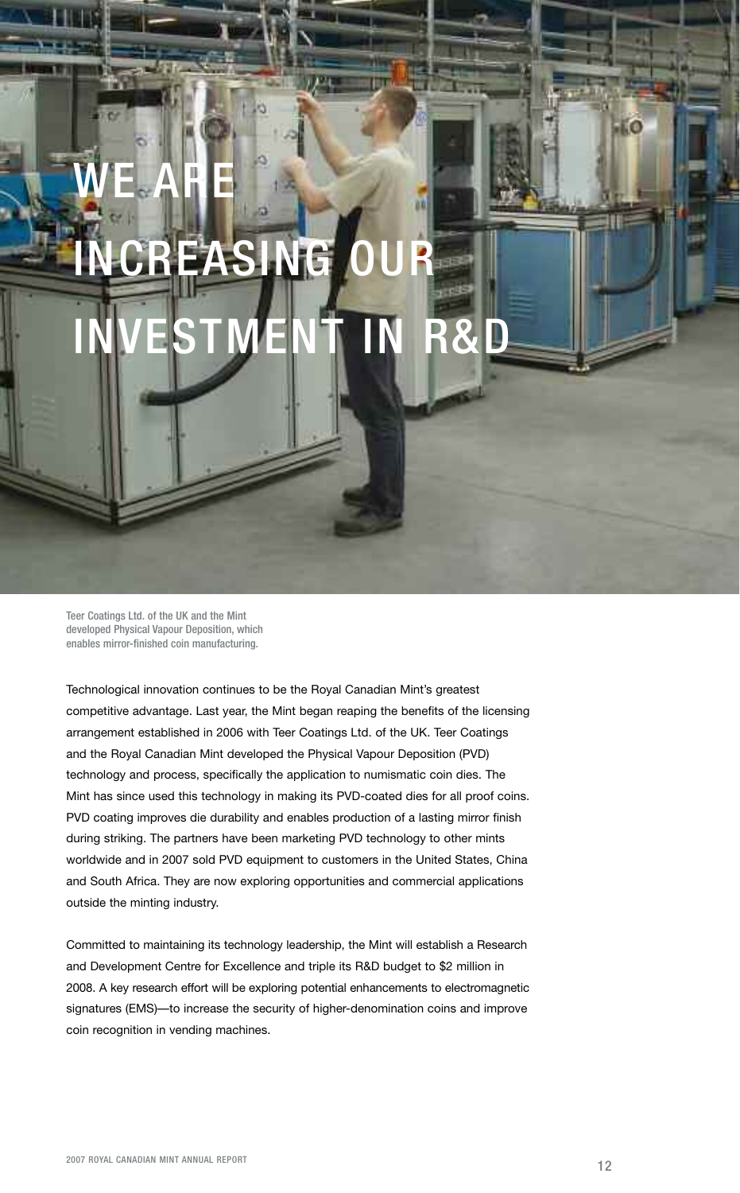# WE ARE INCREASING OUR INVESTMENT IN R&D

Teer Coatings Ltd. of the UK and the Mint developed Physical Vapour Deposition, which enables mirror-finished coin manufacturing.

Technological innovation continues to be the Royal Canadian Mint's greatest competitive advantage. Last year, the Mint began reaping the benefits of the licensing arrangement established in 2006 with Teer Coatings Ltd. of the UK. Teer Coatings and the Royal Canadian Mint developed the Physical Vapour Deposition (PVD) technology and process, specifically the application to numismatic coin dies. The Mint has since used this technology in making its PVD-coated dies for all proof coins. PVD coating improves die durability and enables production of a lasting mirror finish during striking. The partners have been marketing PVD technology to other mints worldwide and in 2007 sold PVD equipment to customers in the United States, China and South Africa. They are now exploring opportunities and commercial applications outside the minting industry.

Committed to maintaining its technology leadership, the Mint will establish a Research and Development Centre for Excellence and triple its R&D budget to $2 million in 2008. A key research effort will be exploring potential enhancements to electromagnetic signatures (EMS)—to increase the security of higher-denomination coins and improve coin recognition in vending machines.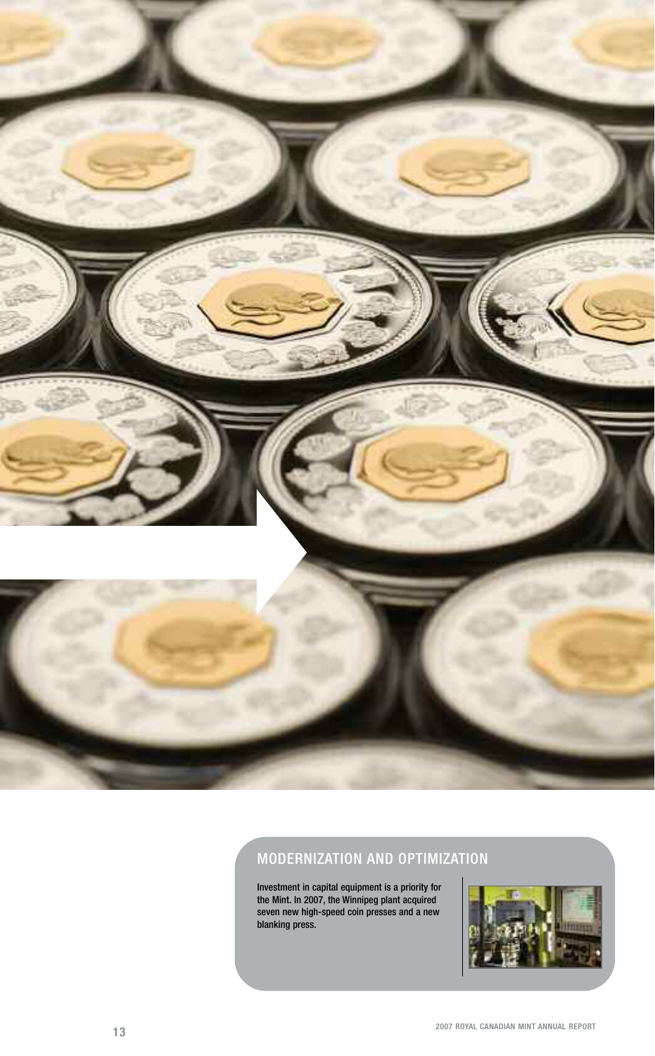## MODERNIZATION AND OPTIMIZATION

Investment in capital equipment is a priority for the Mint. In 2007, the Winnipeg plant acquired seven new high-speed coin presses and a new blanking press.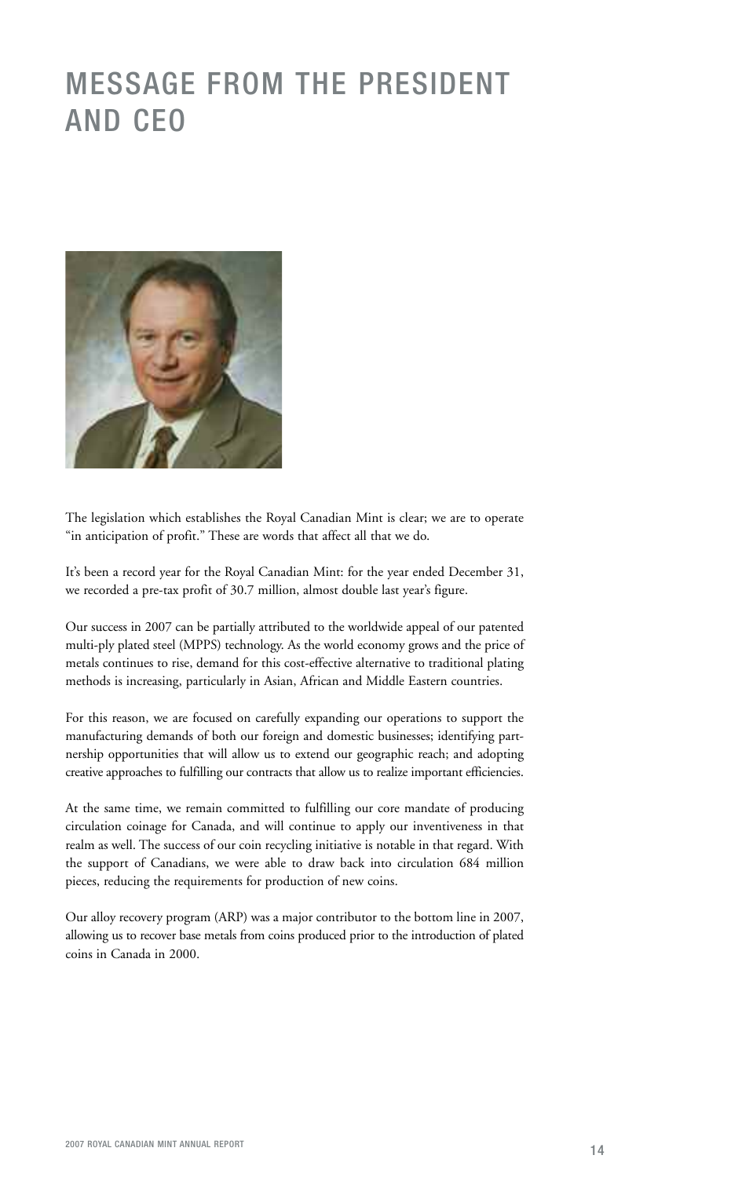# MESSAGE FROM THE PRESIDENT AND CEO

The legislation which establishes the Royal Canadian Mint is clear; we are to operate "in anticipation of profit." These are words that affect all that we do.

It's been a record year for the Royal Canadian Mint: for the year ended December 31, we recorded a pre-tax profit of 30.7 million, almost double last year's figure.

Our success in 2007 can be partially attributed to the worldwide appeal of our patented multi-ply plated steel (MPPS) technology. As the world economy grows and the price of metals continues to rise, demand for this cost-effective alternative to traditional plating methods is increasing, particularly in Asian, African and Middle Eastern countries.

For this reason, we are focused on carefully expanding our operations to support the manufacturing demands of both our foreign and domestic businesses; identifying partnership opportunities that will allow us to extend our geographic reach; and adopting creative approaches to fulfilling our contracts that allow us to realize important efficiencies.

At the same time, we remain committed to fulfilling our core mandate of producing circulation coinage for Canada, and will continue to apply our inventiveness in that realm as well. The success of our coin recycling initiative is notable in that regard. With the support of Canadians, we were able to draw back into circulation 684 million pieces, reducing the requirements for production of new coins.

Our alloy recovery program (ARP) was a major contributor to the bottom line in 2007, allowing us to recover base metals from coins produced prior to the introduction of plated coins in Canada in 2000.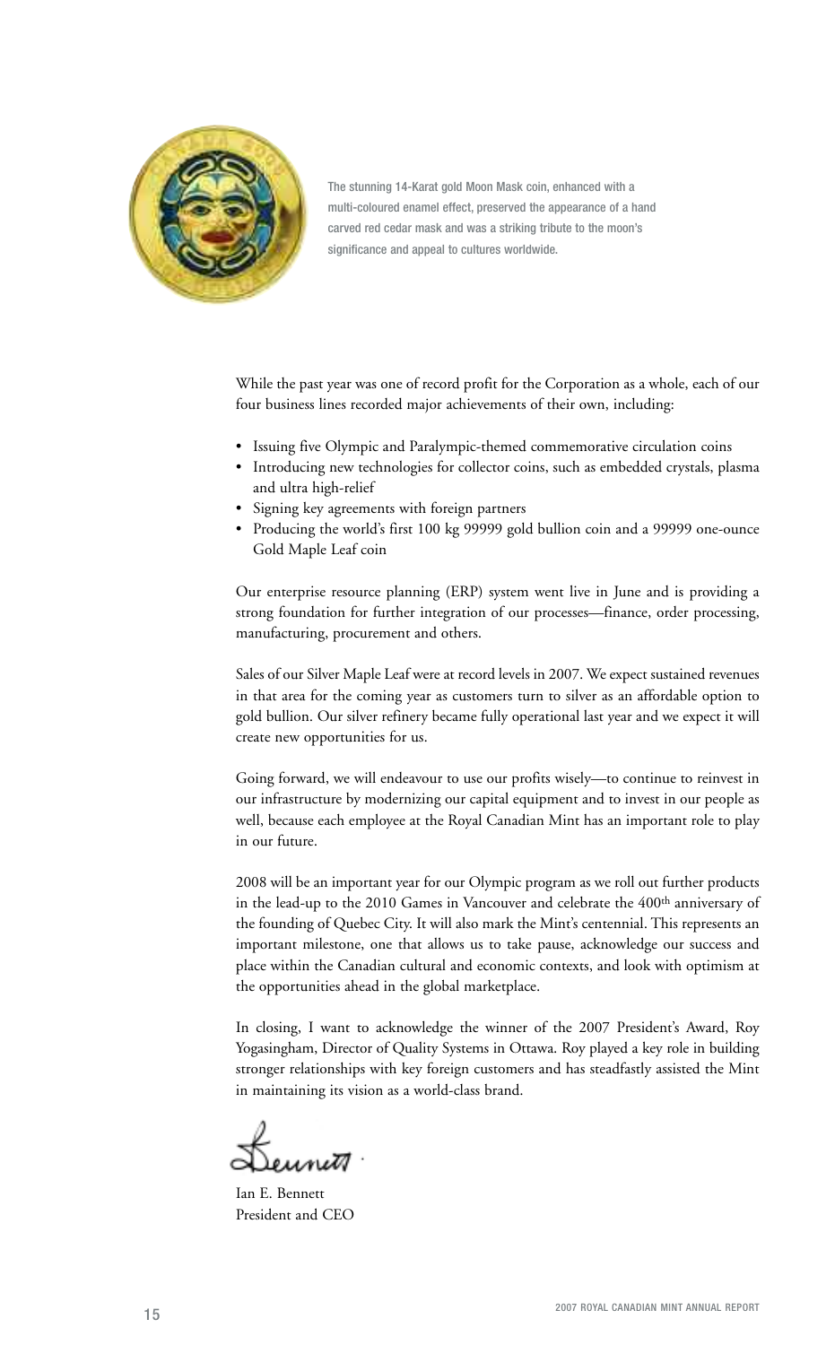The stunning 14-Karat gold Moon Mask coin, enhanced with a multi-coloured enamel effect, preserved the appearance of a hand carved red cedar mask and was a striking tribute to the moon's significance and appeal to cultures worldwide.

While the past year was one of record profit for the Corporation as a whole, each of our four business lines recorded major achievements of their own, including:

- Issuing five Olympic and Paralympic-themed commemorative circulation coins
- Introducing new technologies for collector coins, such as embedded crystals, plasma and ultra high-relief
- Signing key agreements with foreign partners
- Producing the world's first 100 kg 99999 gold bullion coin and a 99999 one-ounce Gold Maple Leaf coin

Our enterprise resource planning (ERP) system went live in June and is providing a strong foundation for further integration of our processes—finance, order processing, manufacturing, procurement and others.

Sales of our Silver Maple Leaf were at record levels in 2007. We expect sustained revenues in that area for the coming year as customers turn to silver as an affordable option to gold bullion. Our silver refinery became fully operational last year and we expect it will create new opportunities for us.

Going forward, we will endeavour to use our profits wisely—to continue to reinvest in our infrastructure by modernizing our capital equipment and to invest in our people as well, because each employee at the Royal Canadian Mint has an important role to play in our future.

2008 will be an important year for our Olympic program as we roll out further products in the lead-up to the 2010 Games in Vancouver and celebrate the 400th anniversary of the founding of Quebec City. It will also mark the Mint's centennial. This represents an important milestone, one that allows us to take pause, acknowledge our success and place within the Canadian cultural and economic contexts, and look with optimism at the opportunities ahead in the global marketplace.

In closing, I want to acknowledge the winner of the 2007 President's Award, Roy Yogasingham, Director of Quality Systems in Ottawa. Roy played a key role in building stronger relationships with key foreign customers and has steadfastly assisted the Mint in maintaining its vision as a world-class brand.

Ian E. Bennett
President and CEO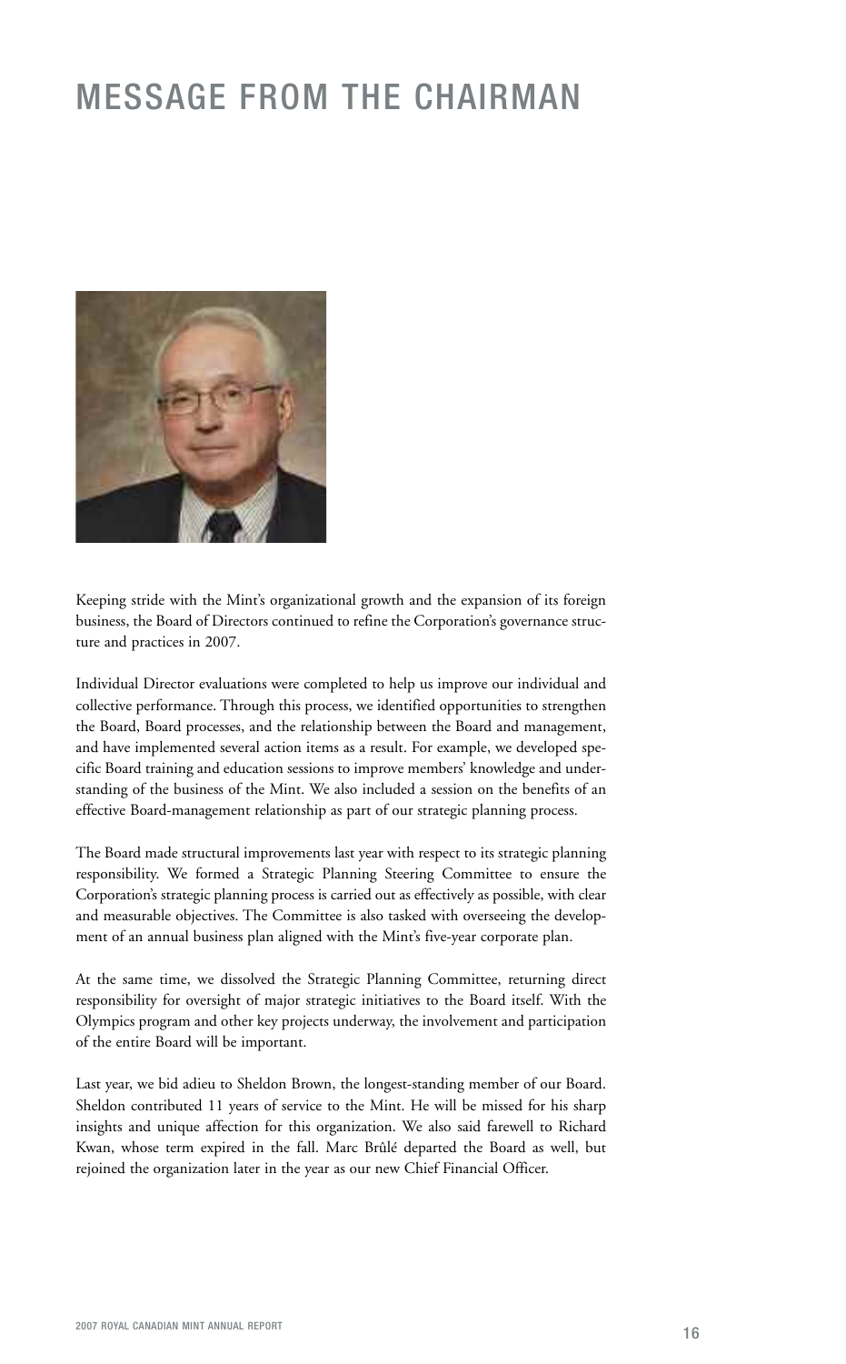# MESSAGE FROM THE CHAIRMAN

Keeping stride with the Mint's organizational growth and the expansion of its foreign business, the Board of Directors continued to refine the Corporation's governance structure and practices in 2007.

Individual Director evaluations were completed to help us improve our individual and collective performance. Through this process, we identified opportunities to strengthen the Board, Board processes, and the relationship between the Board and management, and have implemented several action items as a result. For example, we developed specific Board training and education sessions to improve members' knowledge and understanding of the business of the Mint. We also included a session on the benefits of an effective Board-management relationship as part of our strategic planning process.

The Board made structural improvements last year with respect to its strategic planning responsibility. We formed a Strategic Planning Steering Committee to ensure the Corporation's strategic planning process is carried out as effectively as possible, with clear and measurable objectives. The Committee is also tasked with overseeing the development of an annual business plan aligned with the Mint's five-year corporate plan.

At the same time, we dissolved the Strategic Planning Committee, returning direct responsibility for oversight of major strategic initiatives to the Board itself. With the Olympics program and other key projects underway, the involvement and participation of the entire Board will be important.

Last year, we bid adieu to Sheldon Brown, the longest-standing member of our Board. Sheldon contributed 11 years of service to the Mint. He will be missed for his sharp insights and unique affection for this organization. We also said farewell to Richard Kwan, whose term expired in the fall. Marc Brûlé departed the Board as well, but rejoined the organization later in the year as our new Chief Financial Officer.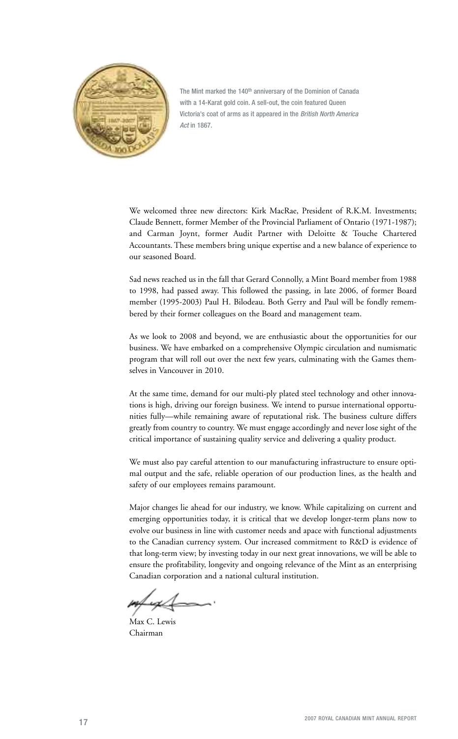The Mint marked the 140th anniversary of the Dominion of Canada with a 14-Karat gold coin. A sell-out, the coin featured Queen Victoria's coat of arms as it appeared in the *British North America Act* in 1867.

We welcomed three new directors: Kirk MacRae, President of R.K.M. Investments; Claude Bennett, former Member of the Provincial Parliament of Ontario (1971-1987); and Carman Joynt, former Audit Partner with Deloitte & Touche Chartered Accountants. These members bring unique expertise and a new balance of experience to our seasoned Board.

Sad news reached us in the fall that Gerard Connolly, a Mint Board member from 1988 to 1998, had passed away. This followed the passing, in late 2006, of former Board member (1995-2003) Paul H. Bilodeau. Both Gerry and Paul will be fondly remembered by their former colleagues on the Board and management team.

As we look to 2008 and beyond, we are enthusiastic about the opportunities for our business. We have embarked on a comprehensive Olympic circulation and numismatic program that will roll out over the next few years, culminating with the Games themselves in Vancouver in 2010.

At the same time, demand for our multi-ply plated steel technology and other innovations is high, driving our foreign business. We intend to pursue international opportunities fully—while remaining aware of reputational risk. The business culture differs greatly from country to country. We must engage accordingly and never lose sight of the critical importance of sustaining quality service and delivering a quality product.

We must also pay careful attention to our manufacturing infrastructure to ensure optimal output and the safe, reliable operation of our production lines, as the health and safety of our employees remains paramount.

Major changes lie ahead for our industry, we know. While capitalizing on current and emerging opportunities today, it is critical that we develop longer-term plans now to evolve our business in line with customer needs and apace with functional adjustments to the Canadian currency system. Our increased commitment to R&D is evidence of that long-term view; by investing today in our next great innovations, we will be able to ensure the profitability, longevity and ongoing relevance of the Mint as an enterprising Canadian corporation and a national cultural institution.

Max C. Lewis
Chairman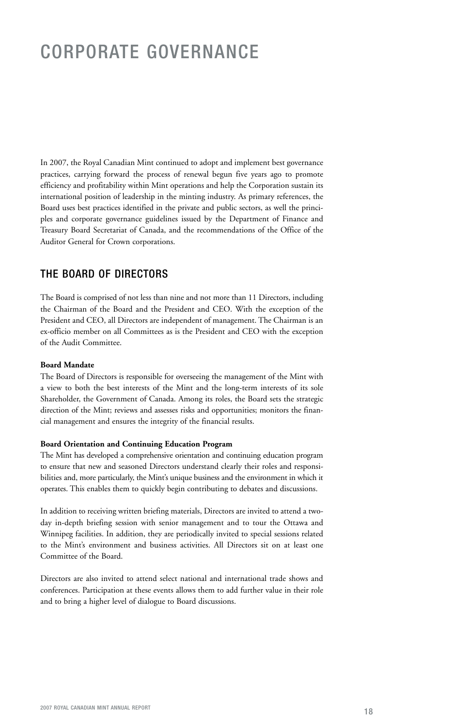# CORPORATE GOVERNANCE

In 2007, the Royal Canadian Mint continued to adopt and implement best governance practices, carrying forward the process of renewal begun five years ago to promote efficiency and profitability within Mint operations and help the Corporation sustain its international position of leadership in the minting industry. As primary references, the Board uses best practices identified in the private and public sectors, as well the principles and corporate governance guidelines issued by the Department of Finance and Treasury Board Secretariat of Canada, and the recommendations of the Office of the Auditor General for Crown corporations.

## THE BOARD OF DIRECTORS

The Board is comprised of not less than nine and not more than 11 Directors, including the Chairman of the Board and the President and CEO. With the exception of the President and CEO, all Directors are independent of management. The Chairman is an ex-officio member on all Committees as is the President and CEO with the exception of the Audit Committee.

**Board Mandate**

The Board of Directors is responsible for overseeing the management of the Mint with a view to both the best interests of the Mint and the long-term interests of its sole Shareholder, the Government of Canada. Among its roles, the Board sets the strategic direction of the Mint; reviews and assesses risks and opportunities; monitors the financial management and ensures the integrity of the financial results.

**Board Orientation and Continuing Education Program**

The Mint has developed a comprehensive orientation and continuing education program to ensure that new and seasoned Directors understand clearly their roles and responsibilities and, more particularly, the Mint's unique business and the environment in which it operates. This enables them to quickly begin contributing to debates and discussions.

In addition to receiving written briefing materials, Directors are invited to attend a two-day in-depth briefing session with senior management and to tour the Ottawa and Winnipeg facilities. In addition, they are periodically invited to special sessions related to the Mint's environment and business activities. All Directors sit on at least one Committee of the Board.

Directors are also invited to attend select national and international trade shows and conferences. Participation at these events allows them to add further value in their role and to bring a higher level of dialogue to Board discussions.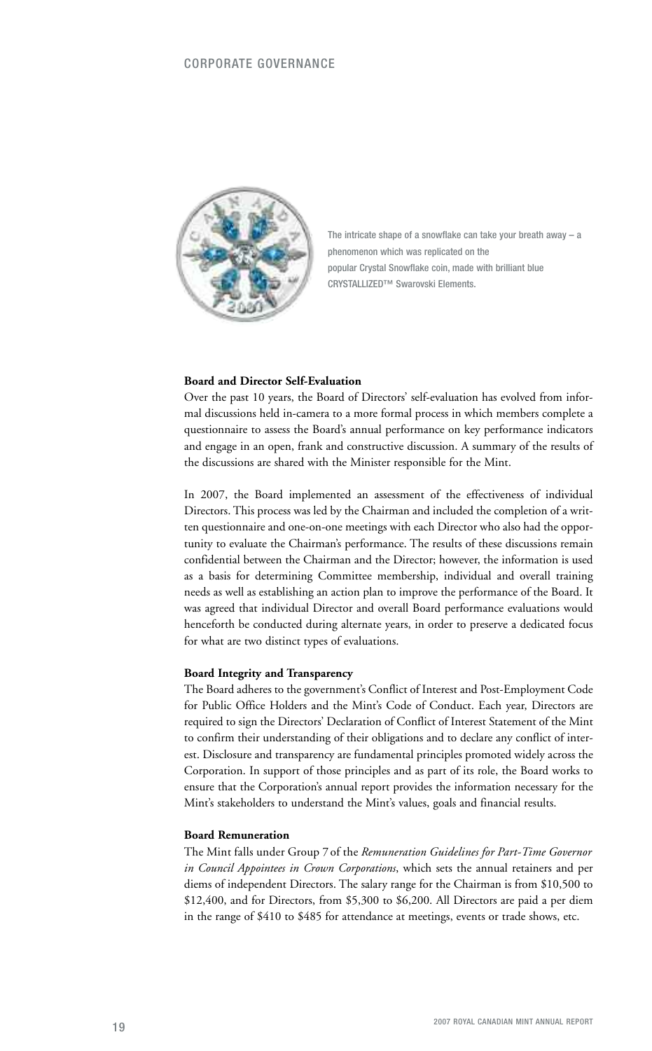The intricate shape of a snowflake can take your breath away – a phenomenon which was replicated on the popular Crystal Snowflake coin, made with brilliant blue CRYSTALLIZED™ Swarovski Elements.

### Board and Director Self-Evaluation

Over the past 10 years, the Board of Directors' self-evaluation has evolved from informal discussions held in-camera to a more formal process in which members complete a questionnaire to assess the Board's annual performance on key performance indicators and engage in an open, frank and constructive discussion. A summary of the results of the discussions are shared with the Minister responsible for the Mint.

In 2007, the Board implemented an assessment of the effectiveness of individual Directors. This process was led by the Chairman and included the completion of a written questionnaire and one-on-one meetings with each Director who also had the opportunity to evaluate the Chairman's performance. The results of these discussions remain confidential between the Chairman and the Director; however, the information is used as a basis for determining Committee membership, individual and overall training needs as well as establishing an action plan to improve the performance of the Board. It was agreed that individual Director and overall Board performance evaluations would henceforth be conducted during alternate years, in order to preserve a dedicated focus for what are two distinct types of evaluations.

### Board Integrity and Transparency

The Board adheres to the government's Conflict of Interest and Post-Employment Code for Public Office Holders and the Mint's Code of Conduct. Each year, Directors are required to sign the Directors' Declaration of Conflict of Interest Statement of the Mint to confirm their understanding of their obligations and to declare any conflict of interest. Disclosure and transparency are fundamental principles promoted widely across the Corporation. In support of those principles and as part of its role, the Board works to ensure that the Corporation's annual report provides the information necessary for the Mint's stakeholders to understand the Mint's values, goals and financial results.

### Board Remuneration

The Mint falls under Group 7 of the *Remuneration Guidelines for Part-Time Governor in Council Appointees in Crown Corporations*, which sets the annual retainers and per diems of independent Directors. The salary range for the Chairman is from $10,500 to $12,400, and for Directors, from $5,300 to $6,200. All Directors are paid a per diem in the range of $410 to $485 for attendance at meetings, events or trade shows, etc.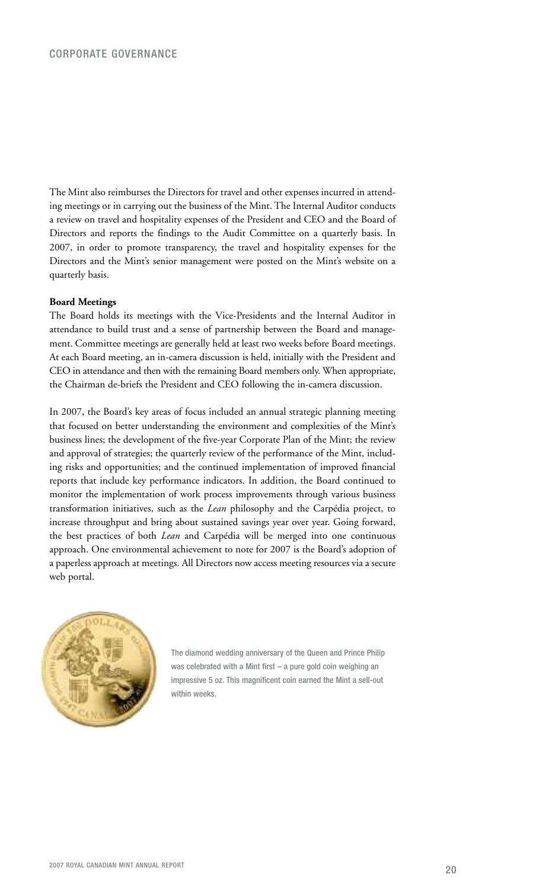The Mint also reimburses the Directors for travel and other expenses incurred in attending meetings or in carrying out the business of the Mint. The Internal Auditor conducts a review on travel and hospitality expenses of the President and CEO and the Board of Directors and reports the findings to the Audit Committee on a quarterly basis. In 2007, in order to promote transparency, the travel and hospitality expenses for the Directors and the Mint's senior management were posted on the Mint's website on a quarterly basis.

**Board Meetings**

The Board holds its meetings with the Vice-Presidents and the Internal Auditor in attendance to build trust and a sense of partnership between the Board and management. Committee meetings are generally held at least two weeks before Board meetings. At each Board meeting, an in-camera discussion is held, initially with the President and CEO in attendance and then with the remaining Board members only. When appropriate, the Chairman de-briefs the President and CEO following the in-camera discussion.

In 2007, the Board's key areas of focus included an annual strategic planning meeting that focused on better understanding the environment and complexities of the Mint's business lines; the development of the five-year Corporate Plan of the Mint; the review and approval of strategies; the quarterly review of the performance of the Mint, including risks and opportunities; and the continued implementation of improved financial reports that include key performance indicators. In addition, the Board continued to monitor the implementation of work process improvements through various business transformation initiatives, such as the *Lean* philosophy and the Carpédia project, to increase throughput and bring about sustained savings year over year. Going forward, the best practices of both *Lean* and Carpédia will be merged into one continuous approach. One environmental achievement to note for 2007 is the Board's adoption of a paperless approach at meetings. All Directors now access meeting resources via a secure web portal.

The diamond wedding anniversary of the Queen and Prince Philip was celebrated with a Mint first – a pure gold coin weighing an impressive 5 oz. This magnificent coin earned the Mint a sell-out within weeks.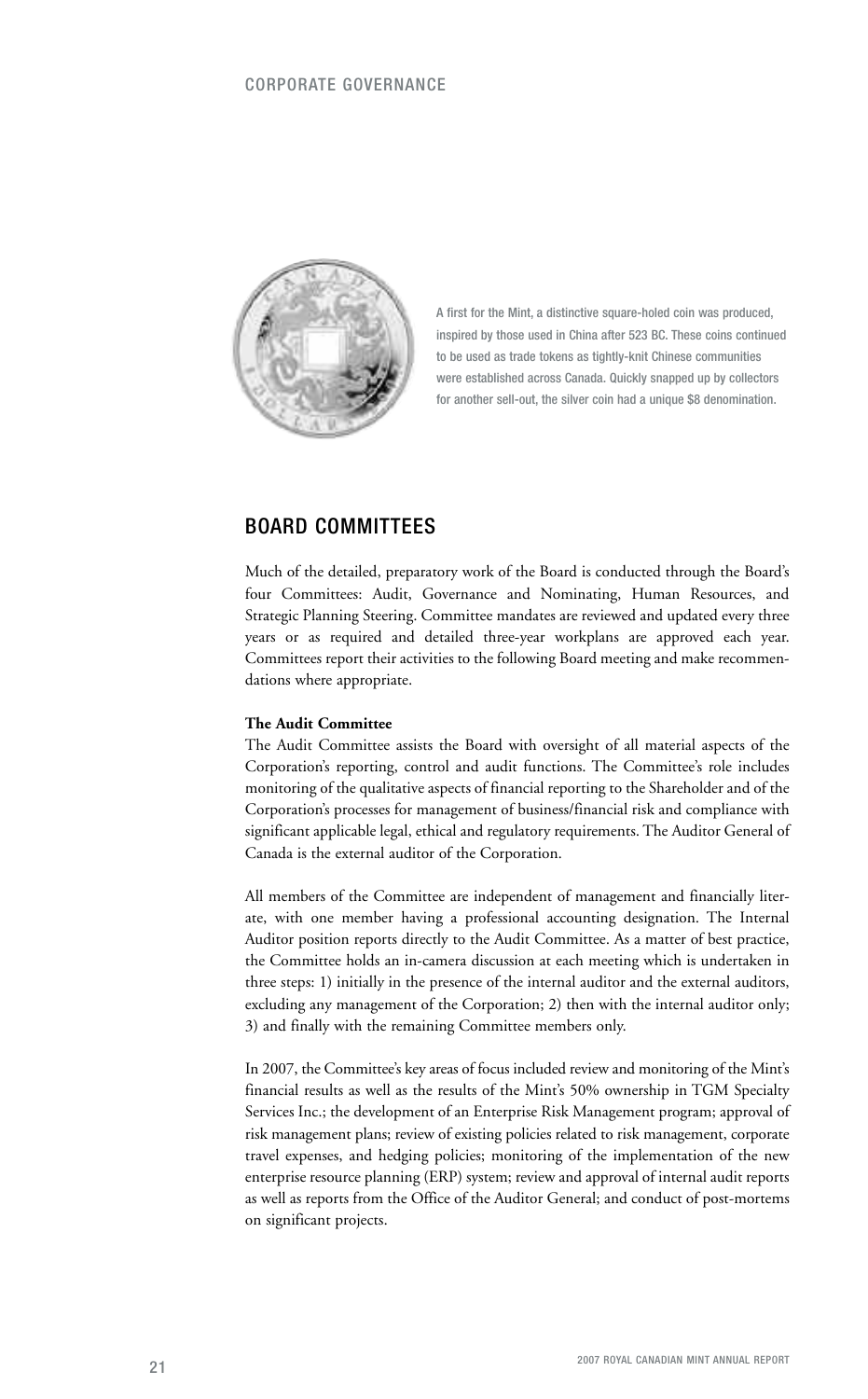A first for the Mint, a distinctive square-holed coin was produced, inspired by those used in China after 523 BC. These coins continued to be used as trade tokens as tightly-knit Chinese communities were established across Canada. Quickly snapped up by collectors for another sell-out, the silver coin had a unique $8 denomination.

## BOARD COMMITTEES

Much of the detailed, preparatory work of the Board is conducted through the Board's four Committees: Audit, Governance and Nominating, Human Resources, and Strategic Planning Steering. Committee mandates are reviewed and updated every three years or as required and detailed three-year workplans are approved each year. Committees report their activities to the following Board meeting and make recommendations where appropriate.

**The Audit Committee**

The Audit Committee assists the Board with oversight of all material aspects of the Corporation's reporting, control and audit functions. The Committee's role includes monitoring of the qualitative aspects of financial reporting to the Shareholder and of the Corporation's processes for management of business/financial risk and compliance with significant applicable legal, ethical and regulatory requirements. The Auditor General of Canada is the external auditor of the Corporation.

All members of the Committee are independent of management and financially literate, with one member having a professional accounting designation. The Internal Auditor position reports directly to the Audit Committee. As a matter of best practice, the Committee holds an in-camera discussion at each meeting which is undertaken in three steps: 1) initially in the presence of the internal auditor and the external auditors, excluding any management of the Corporation; 2) then with the internal auditor only; 3) and finally with the remaining Committee members only.

In 2007, the Committee's key areas of focus included review and monitoring of the Mint's financial results as well as the results of the Mint's 50% ownership in TGM Specialty Services Inc.; the development of an Enterprise Risk Management program; approval of risk management plans; review of existing policies related to risk management, corporate travel expenses, and hedging policies; monitoring of the implementation of the new enterprise resource planning (ERP) system; review and approval of internal audit reports as well as reports from the Office of the Auditor General; and conduct of post-mortems on significant projects.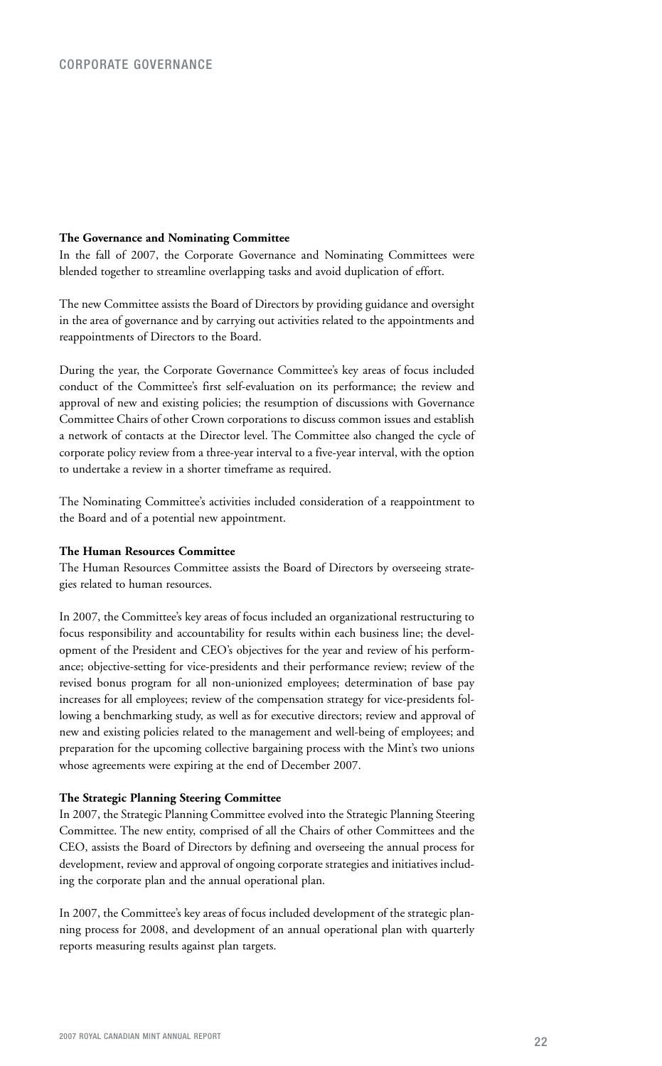**The Governance and Nominating Committee**

In the fall of 2007, the Corporate Governance and Nominating Committees were blended together to streamline overlapping tasks and avoid duplication of effort.

The new Committee assists the Board of Directors by providing guidance and oversight in the area of governance and by carrying out activities related to the appointments and reappointments of Directors to the Board.

During the year, the Corporate Governance Committee's key areas of focus included conduct of the Committee's first self-evaluation on its performance; the review and approval of new and existing policies; the resumption of discussions with Governance Committee Chairs of other Crown corporations to discuss common issues and establish a network of contacts at the Director level. The Committee also changed the cycle of corporate policy review from a three-year interval to a five-year interval, with the option to undertake a review in a shorter timeframe as required.

The Nominating Committee's activities included consideration of a reappointment to the Board and of a potential new appointment.

**The Human Resources Committee**

The Human Resources Committee assists the Board of Directors by overseeing strategies related to human resources.

In 2007, the Committee's key areas of focus included an organizational restructuring to focus responsibility and accountability for results within each business line; the development of the President and CEO's objectives for the year and review of his performance; objective-setting for vice-presidents and their performance review; review of the revised bonus program for all non-unionized employees; determination of base pay increases for all employees; review of the compensation strategy for vice-presidents following a benchmarking study, as well as for executive directors; review and approval of new and existing policies related to the management and well-being of employees; and preparation for the upcoming collective bargaining process with the Mint's two unions whose agreements were expiring at the end of December 2007.

**The Strategic Planning Steering Committee**

In 2007, the Strategic Planning Committee evolved into the Strategic Planning Steering Committee. The new entity, comprised of all the Chairs of other Committees and the CEO, assists the Board of Directors by defining and overseeing the annual process for development, review and approval of ongoing corporate strategies and initiatives including the corporate plan and the annual operational plan.

In 2007, the Committee's key areas of focus included development of the strategic planning process for 2008, and development of an annual operational plan with quarterly reports measuring results against plan targets.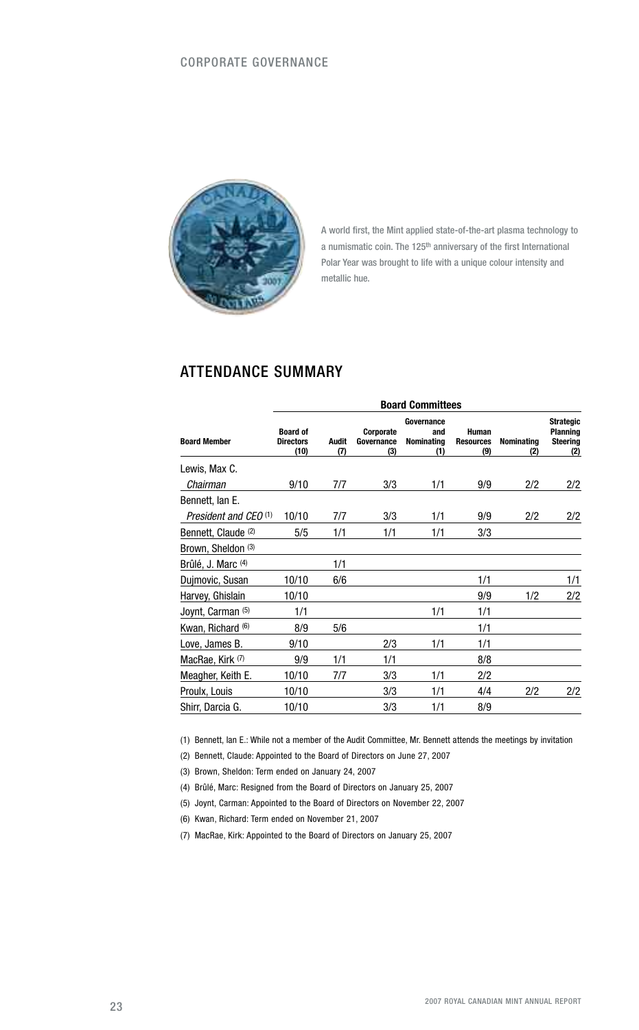A world first, the Mint applied state-of-the-art plasma technology to a numismatic coin. The 125th anniversary of the first International Polar Year was brought to life with a unique colour intensity and metallic hue.

## ATTENDANCE SUMMARY

| | Board Committees | | | | | | |
|---|---|---|---|---|---|---|---|
| **Board Member** | **Board of Directors (10)** | **Audit (7)** | **Corporate Governance (3)** | **Governance and Nominating (1)** | **Human Resources (9)** | **Nominating (2)** | **Strategic Planning Steering (2)** |
| Lewis, Max C. | | | | | | | |
| *Chairman* | 9/10 | 7/7 | 3/3 | 1/1 | 9/9 | 2/2 | 2/2 |
| Bennett, Ian E. | | | | | | | |
| *President and CEO* (1) | 10/10 | 7/7 | 3/3 | 1/1 | 9/9 | 2/2 | 2/2 |
| Bennett, Claude (2) | 5/5 | 1/1 | 1/1 | 1/1 | 3/3 | | |
| Brown, Sheldon (3) | | | | | | | |
| Brûlé, J. Marc (4) | | 1/1 | | | | | |
| Dujmovic, Susan | 10/10 | 6/6 | | | 1/1 | | 1/1 |
| Harvey, Ghislain | 10/10 | | | | 9/9 | 1/2 | 2/2 |
| Joynt, Carman (5) | 1/1 | | | 1/1 | 1/1 | | |
| Kwan, Richard (6) | 8/9 | 5/6 | | | 1/1 | | |
| Love, James B. | 9/10 | | 2/3 | 1/1 | 1/1 | | |
| MacRae, Kirk (7) | 9/9 | 1/1 | 1/1 | | 8/8 | | |
| Meagher, Keith E. | 10/10 | 7/7 | 3/3 | 1/1 | 2/2 | | |
| Proulx, Louis | 10/10 | | 3/3 | 1/1 | 4/4 | 2/2 | 2/2 |
| Shirr, Darcia G. | 10/10 | | 3/3 | 1/1 | 8/9 | | |

(1) Bennett, Ian E.: While not a member of the Audit Committee, Mr. Bennett attends the meetings by invitation

(2) Bennett, Claude: Appointed to the Board of Directors on June 27, 2007

(3) Brown, Sheldon: Term ended on January 24, 2007

(4) Brûlé, Marc: Resigned from the Board of Directors on January 25, 2007

(5) Joynt, Carman: Appointed to the Board of Directors on November 22, 2007

(6) Kwan, Richard: Term ended on November 21, 2007

(7) MacRae, Kirk: Appointed to the Board of Directors on January 25, 2007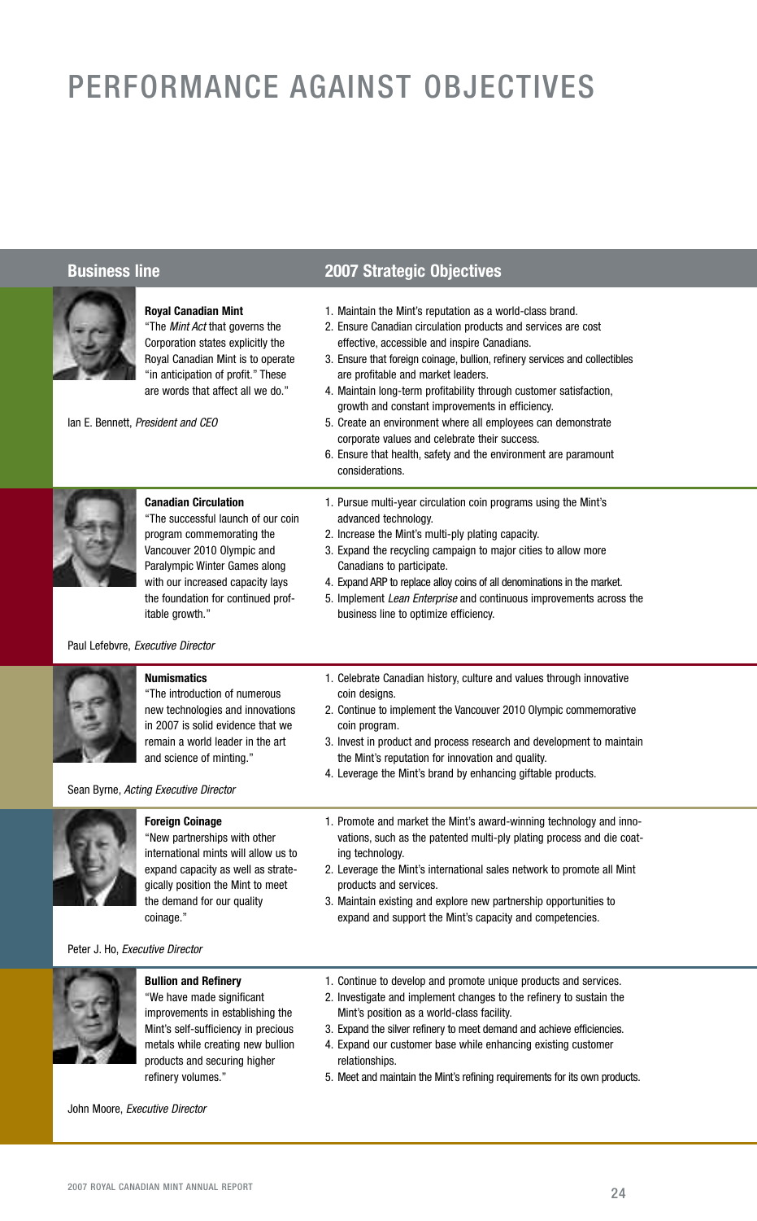# PERFORMANCE AGAINST OBJECTIVES

| Business line | 2007 Strategic Objectives |
|---|---|
| **Royal Canadian Mint**<br>"The *Mint Act* that governs the Corporation states explicitly the Royal Canadian Mint is to operate "in anticipation of profit." These are words that affect all we do."<br><br>Ian E. Bennett, *President and CEO* | 1. Maintain the Mint's reputation as a world-class brand.<br>2. Ensure Canadian circulation products and services are cost effective, accessible and inspire Canadians.<br>3. Ensure that foreign coinage, bullion, refinery services and collectibles are profitable and market leaders.<br>4. Maintain long-term profitability through customer satisfaction, growth and constant improvements in efficiency.<br>5. Create an environment where all employees can demonstrate corporate values and celebrate their success.<br>6. Ensure that health, safety and the environment are paramount considerations. |
| **Canadian Circulation**<br>"The successful launch of our coin program commemorating the Vancouver 2010 Olympic and Paralympic Winter Games along with our increased capacity lays the foundation for continued profitable growth."<br><br>Paul Lefebvre, *Executive Director* | 1. Pursue multi-year circulation coin programs using the Mint's advanced technology.<br>2. Increase the Mint's multi-ply plating capacity.<br>3. Expand the recycling campaign to major cities to allow more Canadians to participate.<br>4. Expand ARP to replace alloy coins of all denominations in the market.<br>5. Implement *Lean Enterprise* and continuous improvements across the business line to optimize efficiency. |
| **Numismatics**<br>"The introduction of numerous new technologies and innovations in 2007 is solid evidence that we remain a world leader in the art and science of minting."<br><br>Sean Byrne, *Acting Executive Director* | 1. Celebrate Canadian history, culture and values through innovative coin designs.<br>2. Continue to implement the Vancouver 2010 Olympic commemorative coin program.<br>3. Invest in product and process research and development to maintain the Mint's reputation for innovation and quality.<br>4. Leverage the Mint's brand by enhancing giftable products. |
| **Foreign Coinage**<br>"New partnerships with other international mints will allow us to expand capacity as well as strategically position the Mint to meet the demand for our quality coinage."<br><br>Peter J. Ho, *Executive Director* | 1. Promote and market the Mint's award-winning technology and innovations, such as the patented multi-ply plating process and die coating technology.<br>2. Leverage the Mint's international sales network to promote all Mint products and services.<br>3. Maintain existing and explore new partnership opportunities to expand and support the Mint's capacity and competencies. |
| **Bullion and Refinery**<br>"We have made significant improvements in establishing the Mint's self-sufficiency in precious metals while creating new bullion products and securing higher refinery volumes."<br><br>John Moore, *Executive Director* | 1. Continue to develop and promote unique products and services.<br>2. Investigate and implement changes to the refinery to sustain the Mint's position as a world-class facility.<br>3. Expand the silver refinery to meet demand and achieve efficiencies.<br>4. Expand our customer base while enhancing existing customer relationships.<br>5. Meet and maintain the Mint's refining requirements for its own products. |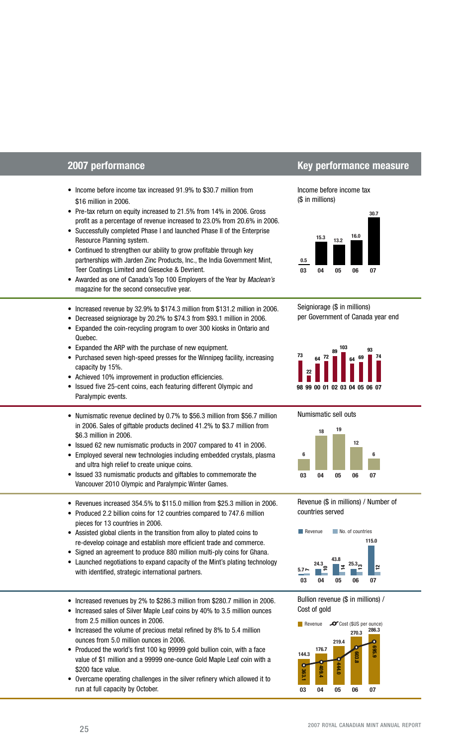## 2007 performance

## Key performance measure

- Income before income tax increased 91.9% to $30.7 million from $16 million in 2006.
- Pre-tax return on equity increased to 21.5% from 14% in 2006. Gross profit as a percentage of revenue increased to 23.0% from 20.6% in 2006.
- Successfully completed Phase I and launched Phase II of the Enterprise Resource Planning system.
- Continued to strengthen our ability to grow profitable through key partnerships with Jarden Zinc Products, Inc., the India Government Mint, Teer Coatings Limited and Giesecke & Devrient.
- Awarded as one of Canada's Top 100 Employers of the Year by *Maclean's* magazine for the second consecutive year.

Income before income tax ($ in millions)

| 03 | 04 | 05 | 06 | 07 |
|---|---|---|---|---|
| 0.5 | 15.3 | 13.2 | 16.0 | 30.7 |

- Increased revenue by 32.9% to $174.3 million from $131.2 million in 2006.
- Decreased seigniorage by 20.2% to $74.3 from $93.1 million in 2006.
- Expanded the coin-recycling program to over 300 kiosks in Ontario and Quebec.
- Expanded the ARP with the purchase of new equipment.
- Purchased seven high-speed presses for the Winnipeg facility, increasing capacity by 15%.
- Achieved 10% improvement in production efficiencies.
- Issued five 25-cent coins, each featuring different Olympic and Paralympic events.

Seigniorage ($ in millions) per Government of Canada year end

| 98 | 99 | 00 | 01 | 02 | 03 | 04 | 05 | 06 | 07 |
|---|---|---|---|---|---|---|---|---|---|
| 73 | 22 | 64 | 72 | 89 | 103 | 64 | 69 | 93 | 74 |

- Numismatic revenue declined by 0.7% to $56.3 million from $56.7 million in 2006. Sales of giftable products declined 41.2% to $3.7 million from $6.3 million in 2006.
- Issued 62 new numismatic products in 2007 compared to 41 in 2006.
- Employed several new technologies including embedded crystals, plasma and ultra high relief to create unique coins.
- Issued 33 numismatic products and giftables to commemorate the Vancouver 2010 Olympic and Paralympic Winter Games.

Numismatic sell outs

| 03 | 04 | 05 | 06 | 07 |
|---|---|---|---|---|
| 6 | 18 | 19 | 12 | 6 |

- Revenues increased 354.5% to $115.0 million from $25.3 million in 2006.
- Produced 2.2 billion coins for 12 countries compared to 747.6 million pieces for 13 countries in 2006.
- Assisted global clients in the transition from alloy to plated coins to re-develop coinage and establish more efficient trade and commerce.
- Signed an agreement to produce 880 million multi-ply coins for Ghana.
- Launched negotiations to expand capacity of the Mint's plating technology with identified, strategic international partners.

Revenue ($ in millions) / Number of countries served

| | 03 | 04 | 05 | 06 | 07 |
|---|---|---|---|---|---|
| Revenue | 5.7 | 24.3 | 43.8 | 25.3 | 115.0 |
| No. of countries | 7 | 10 | 14 | 13 | 12 |

- Increased revenues by 2% to $286.3 million from $280.7 million in 2006.
- Increased sales of Silver Maple Leaf coins by 40% to 3.5 million ounces from 2.5 million ounces in 2006.
- Increased the volume of precious metal refined by 8% to 5.4 million ounces from 5.0 million ounces in 2006.
- Produced the world's first 100 kg 99999 gold bullion coin, with a face value of $1 million and a 99999 one-ounce Gold Maple Leaf coin with a $200 face value.
- Overcame operating challenges in the silver refinery which allowed it to run at full capacity by October.

Bullion revenue ($ in millions) / Cost of gold

| | 03 | 04 | 05 | 06 | 07 |
|---|---|---|---|---|---|
| Revenue | 144.3 | 176.7 | 219.4 | 270.3 | 286.3 |
| Cost ($US per ounce) | 363.1 | 409.4 | 444.0 | 603.8 | 695.9 |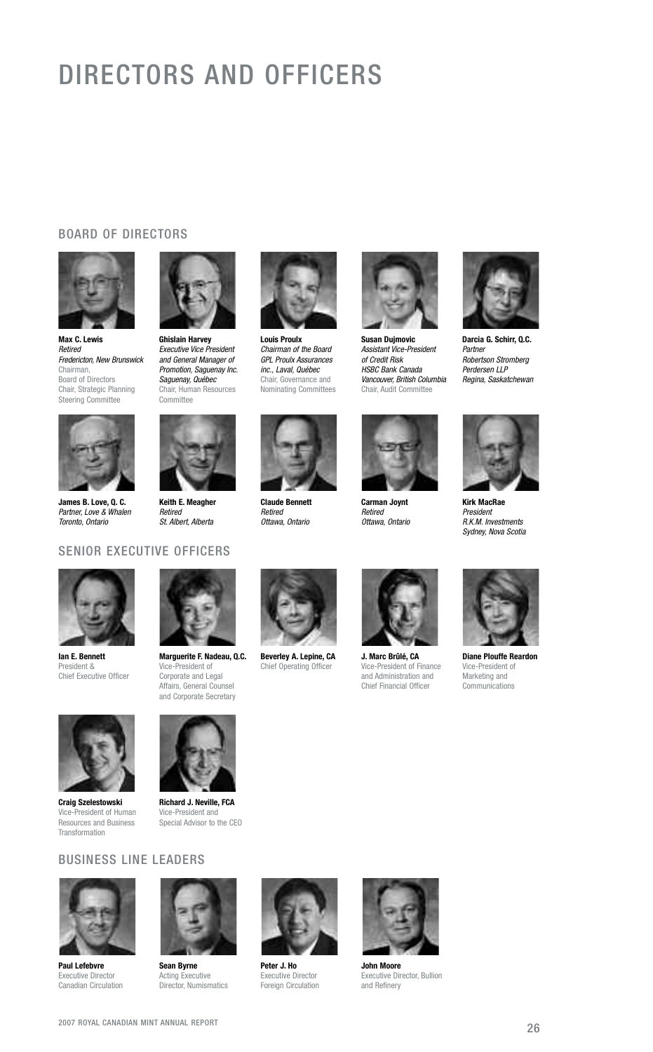# DIRECTORS AND OFFICERS

## BOARD OF DIRECTORS

**Max C. Lewis**
*Retired*
*Fredericton, New Brunswick*
Chairman,
Board of Directors
Chair, Strategic Planning Steering Committee

**Ghislain Harvey**
*Executive Vice President and General Manager of Promotion, Saguenay Inc.*
*Saguenay, Québec*
Chair, Human Resources Committee

**Louis Proulx**
*Chairman of the Board GPL Proulx Assurances inc., Laval, Québec*
Chair, Governance and Nominating Committees

**Susan Dujmovic**
*Assistant Vice-President of Credit Risk*
*HSBC Bank Canada*
*Vancouver, British Columbia*
Chair, Audit Committee

**Darcia G. Schirr, Q.C.**
*Partner*
*Robertson Stromberg Perdersen LLP*
*Regina, Saskatchewan*

**James B. Love, Q. C.**
*Partner, Love & Whalen*
*Toronto, Ontario*

**Keith E. Meagher**
*Retired*
*St. Albert, Alberta*

**Claude Bennett**
*Retired*
*Ottawa, Ontario*

**Carman Joynt**
*Retired*
*Ottawa, Ontario*

**Kirk MacRae**
*President*
*R.K.M. Investments*
*Sydney, Nova Scotia*

## SENIOR EXECUTIVE OFFICERS

**Ian E. Bennett**
President & Chief Executive Officer

**Marguerite F. Nadeau, Q.C.**
Vice-President of Corporate and Legal Affairs, General Counsel and Corporate Secretary

**Beverley A. Lepine, CA**
Chief Operating Officer

**J. Marc Brûlé, CA**
Vice-President of Finance and Administration and Chief Financial Officer

**Diane Plouffe Reardon**
Vice-President of Marketing and Communications

**Craig Szelestowski**
Vice-President of Human Resources and Business Transformation

**Richard J. Neville, FCA**
Vice-President and Special Advisor to the CEO

## BUSINESS LINE LEADERS

**Paul Lefebvre**
Executive Director Canadian Circulation

**Sean Byrne**
Acting Executive Director, Numismatics

**Peter J. Ho**
Executive Director Foreign Circulation

**John Moore**
Executive Director, Bullion and Refinery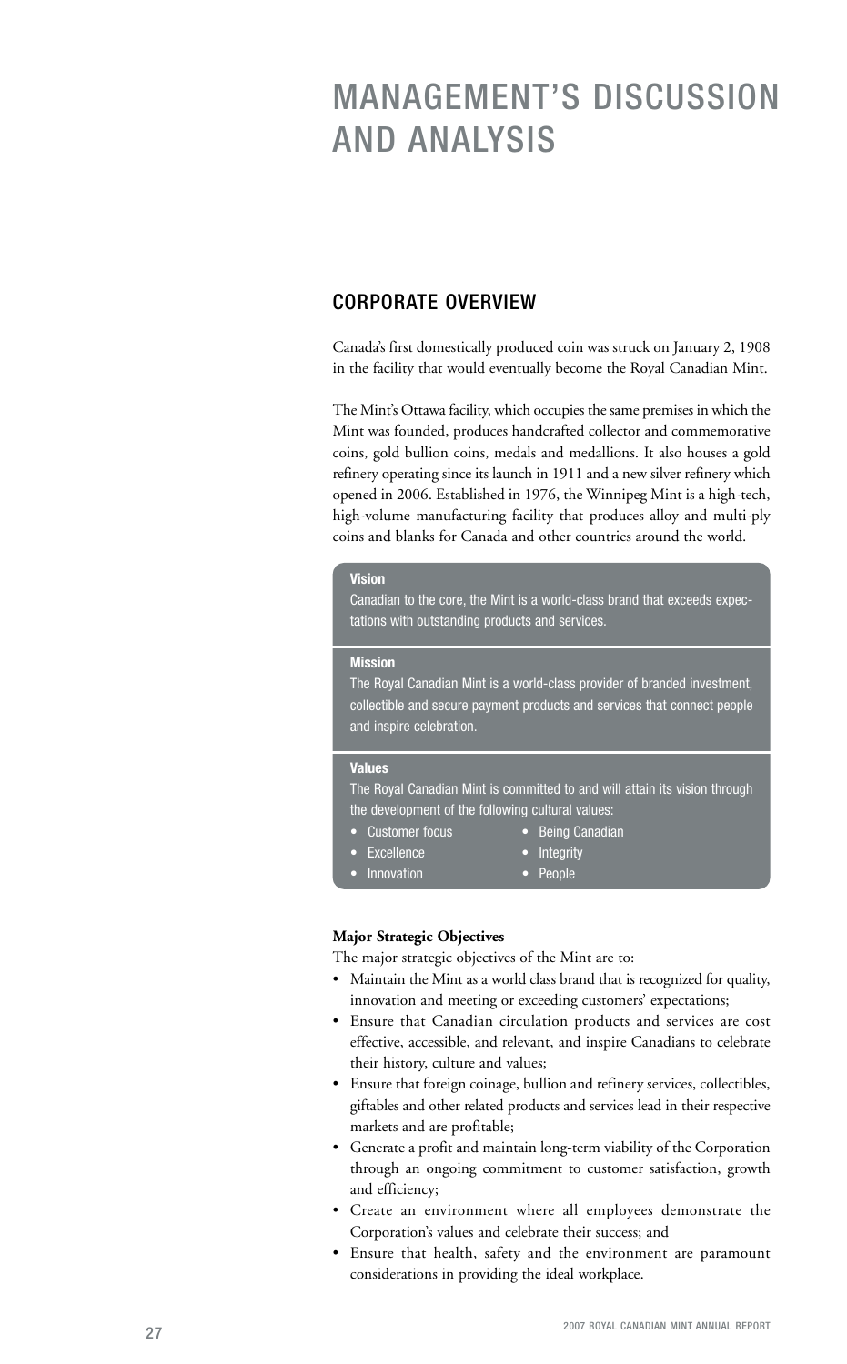# MANAGEMENT'S DISCUSSION AND ANALYSIS

## CORPORATE OVERVIEW

Canada's first domestically produced coin was struck on January 2, 1908 in the facility that would eventually become the Royal Canadian Mint.

The Mint's Ottawa facility, which occupies the same premises in which the Mint was founded, produces handcrafted collector and commemorative coins, gold bullion coins, medals and medallions. It also houses a gold refinery operating since its launch in 1911 and a new silver refinery which opened in 2006. Established in 1976, the Winnipeg Mint is a high-tech, high-volume manufacturing facility that produces alloy and multi-ply coins and blanks for Canada and other countries around the world.

**Vision**

Canadian to the core, the Mint is a world-class brand that exceeds expectations with outstanding products and services.

**Mission**

The Royal Canadian Mint is a world-class provider of branded investment, collectible and secure payment products and services that connect people and inspire celebration.

**Values**

The Royal Canadian Mint is committed to and will attain its vision through the development of the following cultural values:

- Customer focus
- Excellence
- Innovation
- Being Canadian
- Integrity
- People

**Major Strategic Objectives**

The major strategic objectives of the Mint are to:

- Maintain the Mint as a world class brand that is recognized for quality, innovation and meeting or exceeding customers' expectations;
- Ensure that Canadian circulation products and services are cost effective, accessible, and relevant, and inspire Canadians to celebrate their history, culture and values;
- Ensure that foreign coinage, bullion and refinery services, collectibles, giftables and other related products and services lead in their respective markets and are profitable;
- Generate a profit and maintain long-term viability of the Corporation through an ongoing commitment to customer satisfaction, growth and efficiency;
- Create an environment where all employees demonstrate the Corporation's values and celebrate their success; and
- Ensure that health, safety and the environment are paramount considerations in providing the ideal workplace.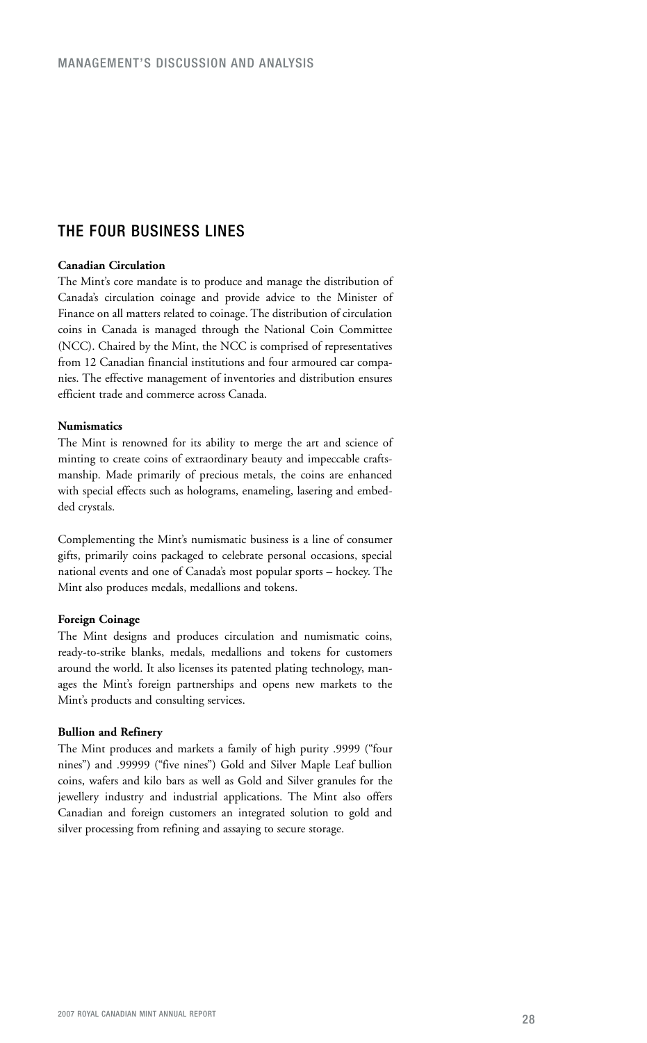## THE FOUR BUSINESS LINES

**Canadian Circulation**

The Mint's core mandate is to produce and manage the distribution of Canada's circulation coinage and provide advice to the Minister of Finance on all matters related to coinage. The distribution of circulation coins in Canada is managed through the National Coin Committee (NCC). Chaired by the Mint, the NCC is comprised of representatives from 12 Canadian financial institutions and four armoured car companies. The effective management of inventories and distribution ensures efficient trade and commerce across Canada.

**Numismatics**

The Mint is renowned for its ability to merge the art and science of minting to create coins of extraordinary beauty and impeccable craftsmanship. Made primarily of precious metals, the coins are enhanced with special effects such as holograms, enameling, lasering and embedded crystals.

Complementing the Mint's numismatic business is a line of consumer gifts, primarily coins packaged to celebrate personal occasions, special national events and one of Canada's most popular sports – hockey. The Mint also produces medals, medallions and tokens.

**Foreign Coinage**

The Mint designs and produces circulation and numismatic coins, ready-to-strike blanks, medals, medallions and tokens for customers around the world. It also licenses its patented plating technology, manages the Mint's foreign partnerships and opens new markets to the Mint's products and consulting services.

**Bullion and Refinery**

The Mint produces and markets a family of high purity .9999 ("four nines") and .99999 ("five nines") Gold and Silver Maple Leaf bullion coins, wafers and kilo bars as well as Gold and Silver granules for the jewellery industry and industrial applications. The Mint also offers Canadian and foreign customers an integrated solution to gold and silver processing from refining and assaying to secure storage.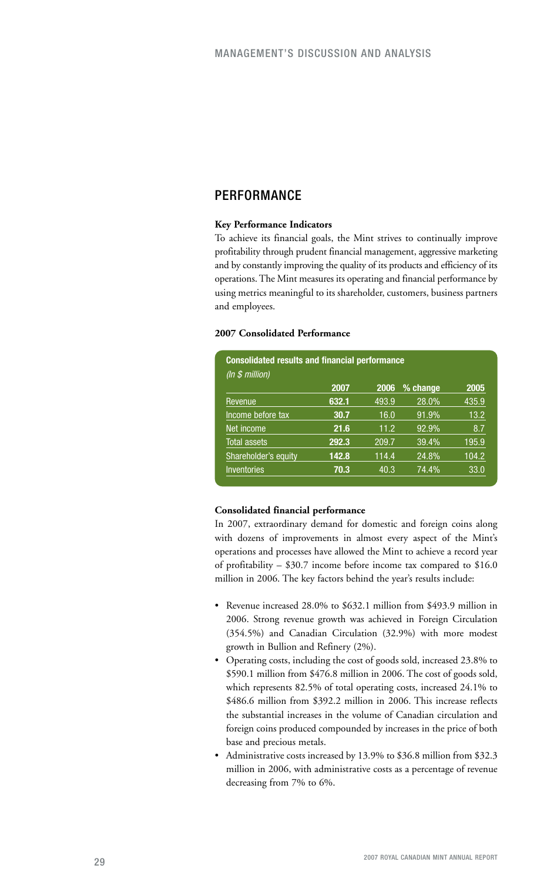## PERFORMANCE

**Key Performance Indicators**

To achieve its financial goals, the Mint strives to continually improve profitability through prudent financial management, aggressive marketing and by constantly improving the quality of its products and efficiency of its operations. The Mint measures its operating and financial performance by using metrics meaningful to its shareholder, customers, business partners and employees.

**2007 Consolidated Performance**

**Consolidated results and financial performance**
*(In $ million)*

| | 2007 | 2006 | % change | 2005 |
|---|---|---|---|---|
| Revenue | **632.1** | 493.9 | 28.0% | 435.9 |
| Income before tax | **30.7** | 16.0 | 91.9% | 13.2 |
| Net income | **21.6** | 11.2 | 92.9% | 8.7 |
| Total assets | **292.3** | 209.7 | 39.4% | 195.9 |
| Shareholder's equity | **142.8** | 114.4 | 24.8% | 104.2 |
| Inventories | **70.3** | 40.3 | 74.4% | 33.0 |

**Consolidated financial performance**

In 2007, extraordinary demand for domestic and foreign coins along with dozens of improvements in almost every aspect of the Mint's operations and processes have allowed the Mint to achieve a record year of profitability – $30.7 income before income tax compared to $16.0 million in 2006. The key factors behind the year's results include:

- Revenue increased 28.0% to $632.1 million from $493.9 million in 2006. Strong revenue growth was achieved in Foreign Circulation (354.5%) and Canadian Circulation (32.9%) with more modest growth in Bullion and Refinery (2%).
- Operating costs, including the cost of goods sold, increased 23.8% to $590.1 million from $476.8 million in 2006. The cost of goods sold, which represents 82.5% of total operating costs, increased 24.1% to $486.6 million from $392.2 million in 2006. This increase reflects the substantial increases in the volume of Canadian circulation and foreign coins produced compounded by increases in the price of both base and precious metals.
- Administrative costs increased by 13.9% to $36.8 million from $32.3 million in 2006, with administrative costs as a percentage of revenue decreasing from 7% to 6%.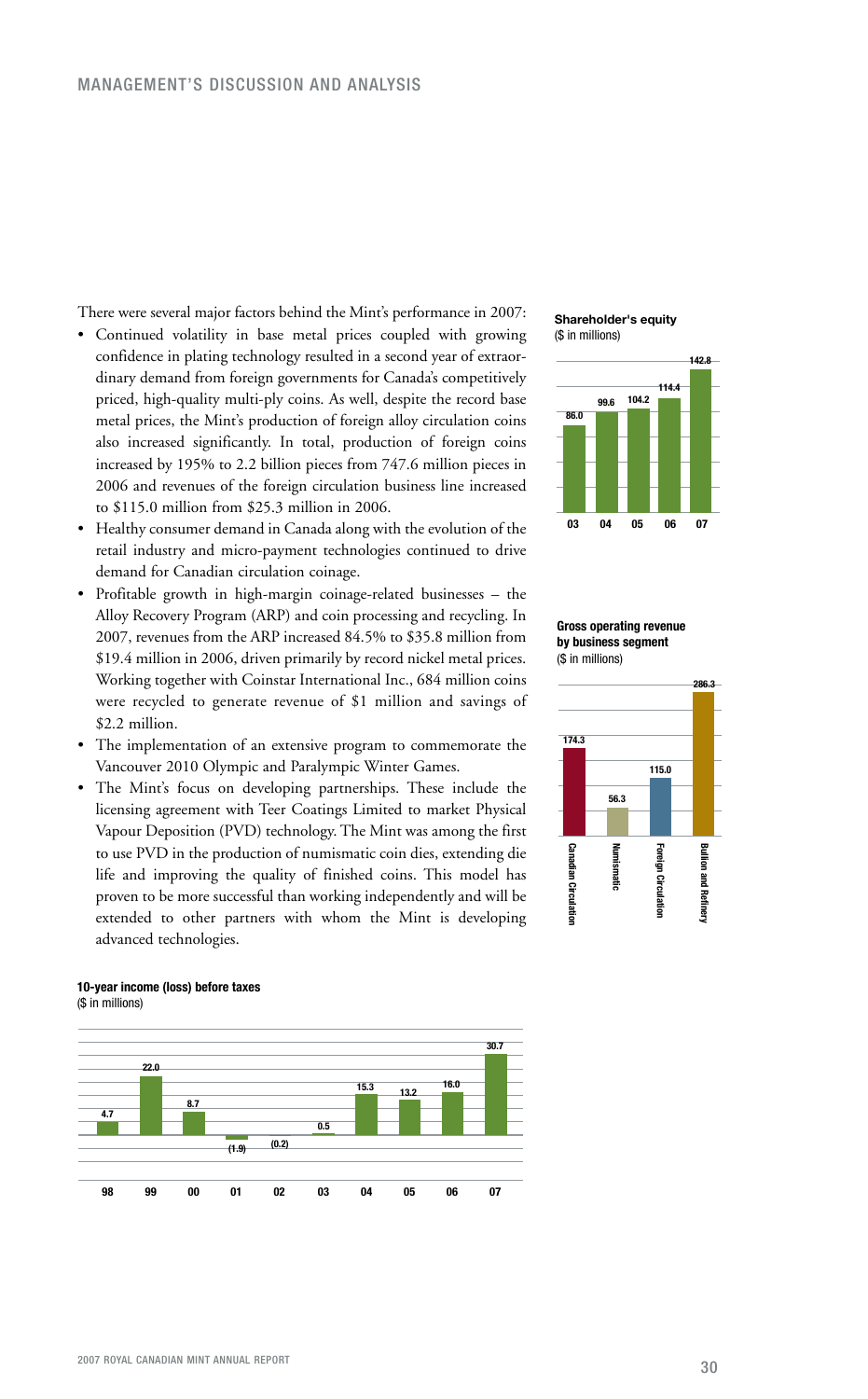There were several major factors behind the Mint's performance in 2007:

- Continued volatility in base metal prices coupled with growing confidence in plating technology resulted in a second year of extraordinary demand from foreign governments for Canada's competitively priced, high-quality multi-ply coins. As well, despite the record base metal prices, the Mint's production of foreign alloy circulation coins also increased significantly. In total, production of foreign coins increased by 195% to 2.2 billion pieces from 747.6 million pieces in 2006 and revenues of the foreign circulation business line increased to $115.0 million from $25.3 million in 2006.
- Healthy consumer demand in Canada along with the evolution of the retail industry and micro-payment technologies continued to drive demand for Canadian circulation coinage.
- Profitable growth in high-margin coinage-related businesses – the Alloy Recovery Program (ARP) and coin processing and recycling. In 2007, revenues from the ARP increased 84.5% to $35.8 million from $19.4 million in 2006, driven primarily by record nickel metal prices. Working together with Coinstar International Inc., 684 million coins were recycled to generate revenue of $1 million and savings of $2.2 million.
- The implementation of an extensive program to commemorate the Vancouver 2010 Olympic and Paralympic Winter Games.
- The Mint's focus on developing partnerships. These include the licensing agreement with Teer Coatings Limited to market Physical Vapour Deposition (PVD) technology. The Mint was among the first to use PVD in the production of numismatic coin dies, extending die life and improving the quality of finished coins. This model has proven to be more successful than working independently and will be extended to other partners with whom the Mint is developing advanced technologies.

**Shareholder's equity**
($ in millions)

| 03 | 04 | 05 | 06 | 07 |
|---|---|---|---|---|
| 86.0 | 99.6 | 104.2 | 114.4 | 142.8 |

**Gross operating revenue by business segment**
($ in millions)

| Canadian Circulation | Numismatic | Foreign Circulation | Bullion and Refinery |
|---|---|---|---|
| 174.3 | 56.3 | 115.0 | 286.3 |

**10-year income (loss) before taxes**
($ in millions)

| 98 | 99 | 00 | 01 | 02 | 03 | 04 | 05 | 06 | 07 |
|---|---|---|---|---|---|---|---|---|---|
| 4.7 | 22.0 | 8.7 | (1.9) | (0.2) | 0.5 | 15.3 | 13.2 | 16.0 | 30.7 |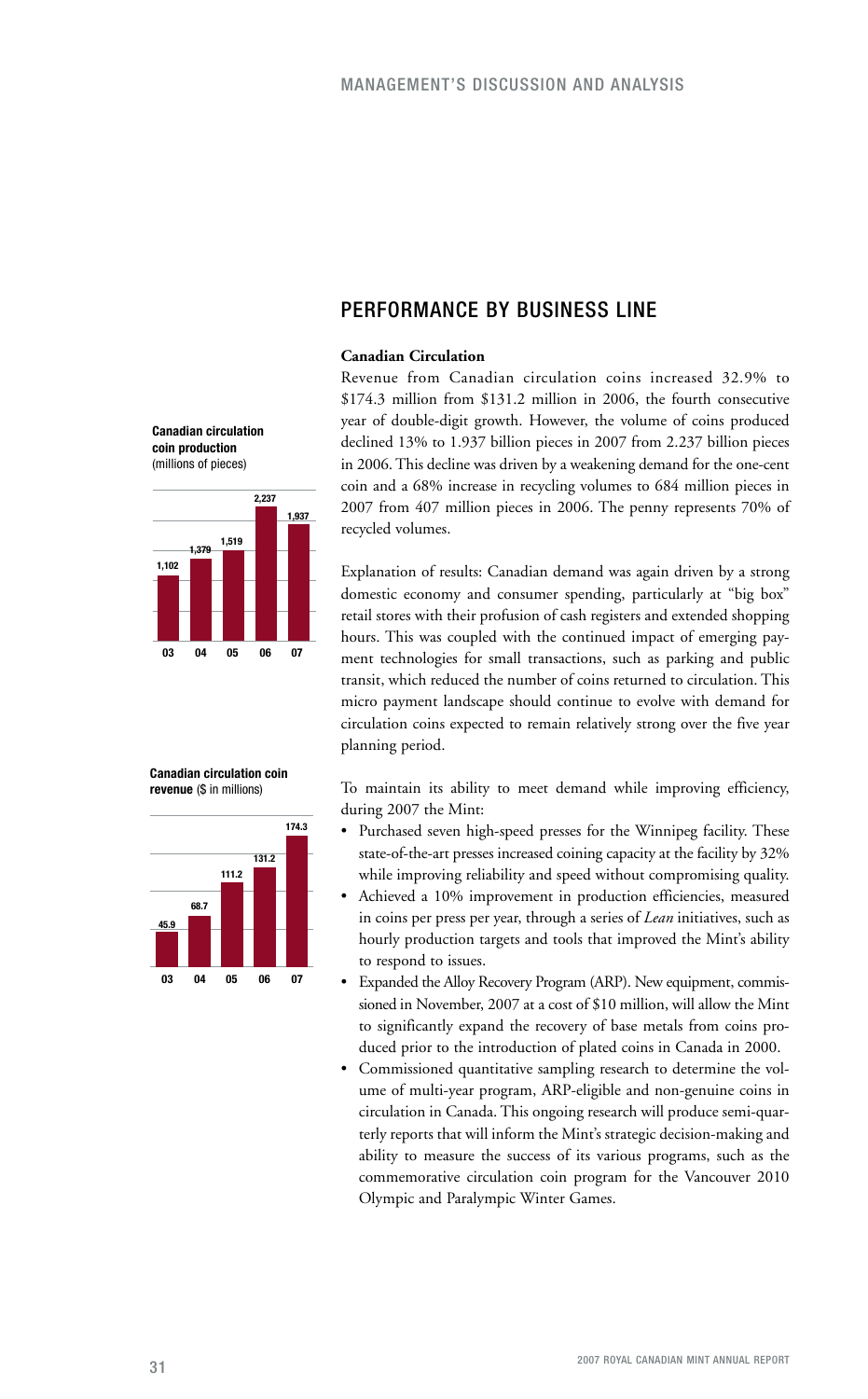## PERFORMANCE BY BUSINESS LINE

### Canadian Circulation

Revenue from Canadian circulation coins increased 32.9% to $174.3 million from $131.2 million in 2006, the fourth consecutive year of double-digit growth. However, the volume of coins produced declined 13% to 1.937 billion pieces in 2007 from 2.237 billion pieces in 2006. This decline was driven by a weakening demand for the one-cent coin and a 68% increase in recycling volumes to 684 million pieces in 2007 from 407 million pieces in 2006. The penny represents 70% of recycled volumes.

**Canadian circulation coin production** (millions of pieces)

| 03 | 04 | 05 | 06 | 07 |
|---|---|---|---|---|
| 1,102 | 1,379 | 1,519 | 2,237 | 1,937 |

Explanation of results: Canadian demand was again driven by a strong domestic economy and consumer spending, particularly at "big box" retail stores with their profusion of cash registers and extended shopping hours. This was coupled with the continued impact of emerging payment technologies for small transactions, such as parking and public transit, which reduced the number of coins returned to circulation. This micro payment landscape should continue to evolve with demand for circulation coins expected to remain relatively strong over the five year planning period.

**Canadian circulation coin revenue** ($ in millions)

| 03 | 04 | 05 | 06 | 07 |
|---|---|---|---|---|
| 45.9 | 68.7 | 111.2 | 131.2 | 174.3 |

To maintain its ability to meet demand while improving efficiency, during 2007 the Mint:

- Purchased seven high-speed presses for the Winnipeg facility. These state-of-the-art presses increased coining capacity at the facility by 32% while improving reliability and speed without compromising quality.
- Achieved a 10% improvement in production efficiencies, measured in coins per press per year, through a series of *Lean* initiatives, such as hourly production targets and tools that improved the Mint's ability to respond to issues.
- Expanded the Alloy Recovery Program (ARP). New equipment, commissioned in November, 2007 at a cost of $10 million, will allow the Mint to significantly expand the recovery of base metals from coins produced prior to the introduction of plated coins in Canada in 2000.
- Commissioned quantitative sampling research to determine the volume of multi-year program, ARP-eligible and non-genuine coins in circulation in Canada. This ongoing research will produce semi-quarterly reports that will inform the Mint's strategic decision-making and ability to measure the success of its various programs, such as the commemorative circulation coin program for the Vancouver 2010 Olympic and Paralympic Winter Games.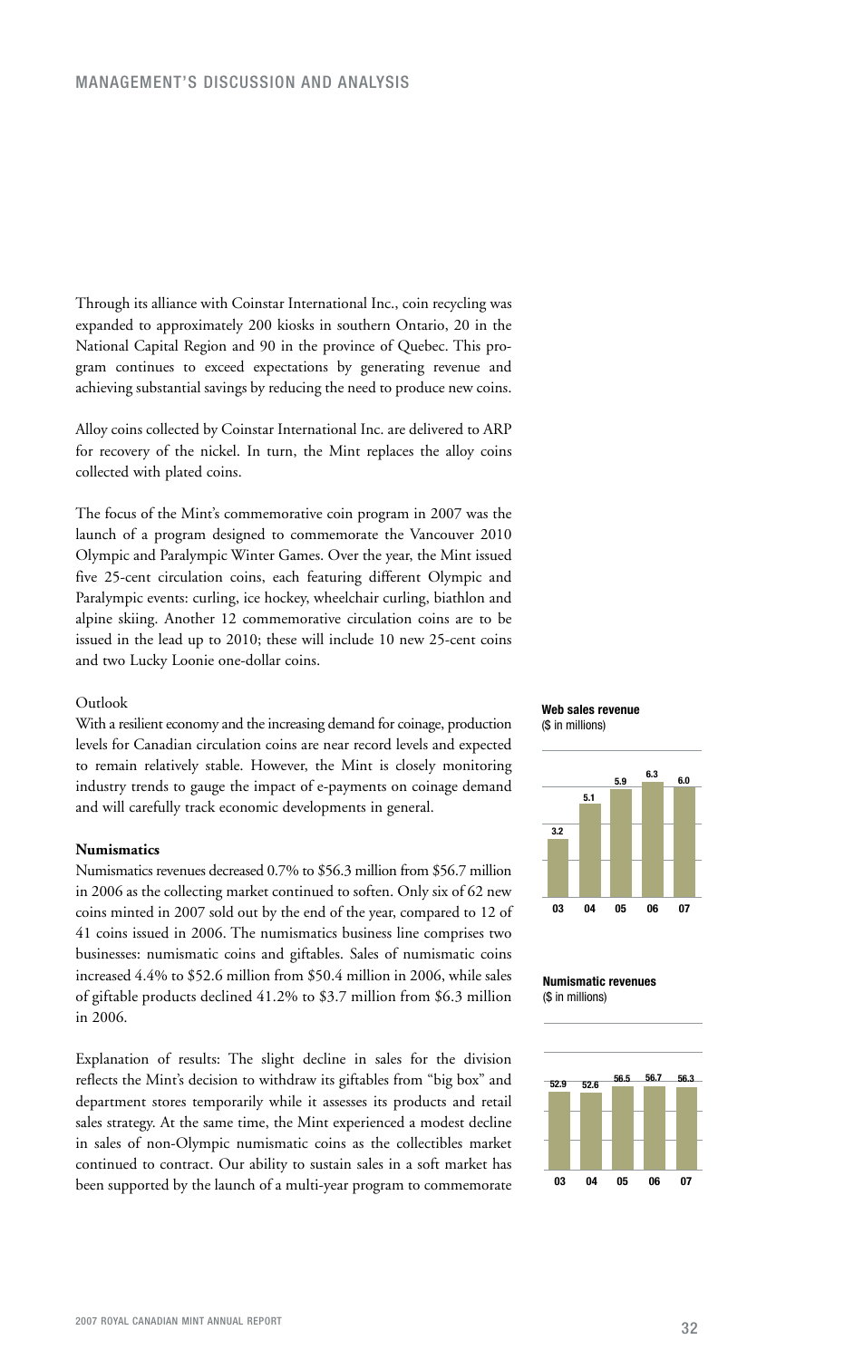Through its alliance with Coinstar International Inc., coin recycling was expanded to approximately 200 kiosks in southern Ontario, 20 in the National Capital Region and 90 in the province of Quebec. This program continues to exceed expectations by generating revenue and achieving substantial savings by reducing the need to produce new coins.

Alloy coins collected by Coinstar International Inc. are delivered to ARP for recovery of the nickel. In turn, the Mint replaces the alloy coins collected with plated coins.

The focus of the Mint's commemorative coin program in 2007 was the launch of a program designed to commemorate the Vancouver 2010 Olympic and Paralympic Winter Games. Over the year, the Mint issued five 25-cent circulation coins, each featuring different Olympic and Paralympic events: curling, ice hockey, wheelchair curling, biathlon and alpine skiing. Another 12 commemorative circulation coins are to be issued in the lead up to 2010; these will include 10 new 25-cent coins and two Lucky Loonie one-dollar coins.

Outlook

With a resilient economy and the increasing demand for coinage, production levels for Canadian circulation coins are near record levels and expected to remain relatively stable. However, the Mint is closely monitoring industry trends to gauge the impact of e-payments on coinage demand and will carefully track economic developments in general.

**Numismatics**

Numismatics revenues decreased 0.7% to $56.3 million from $56.7 million in 2006 as the collecting market continued to soften. Only six of 62 new coins minted in 2007 sold out by the end of the year, compared to 12 of 41 coins issued in 2006. The numismatics business line comprises two businesses: numismatic coins and giftables. Sales of numismatic coins increased 4.4% to $52.6 million from $50.4 million in 2006, while sales of giftable products declined 41.2% to $3.7 million from $6.3 million in 2006.

Explanation of results: The slight decline in sales for the division reflects the Mint's decision to withdraw its giftables from "big box" and department stores temporarily while it assesses its products and retail sales strategy. At the same time, the Mint experienced a modest decline in sales of non-Olympic numismatic coins as the collectibles market continued to contract. Our ability to sustain sales in a soft market has been supported by the launch of a multi-year program to commemorate

**Web sales revenue**
($ in millions)

| 03 | 04 | 05 | 06 | 07 |
|---|---|---|---|---|
| 3.2 | 5.1 | 5.9 | 6.3 | 6.0 |

**Numismatic revenues**
($ in millions)

| 03 | 04 | 05 | 06 | 07 |
|---|---|---|---|---|
| 52.9 | 52.6 | 56.5 | 56.7 | 56.3 |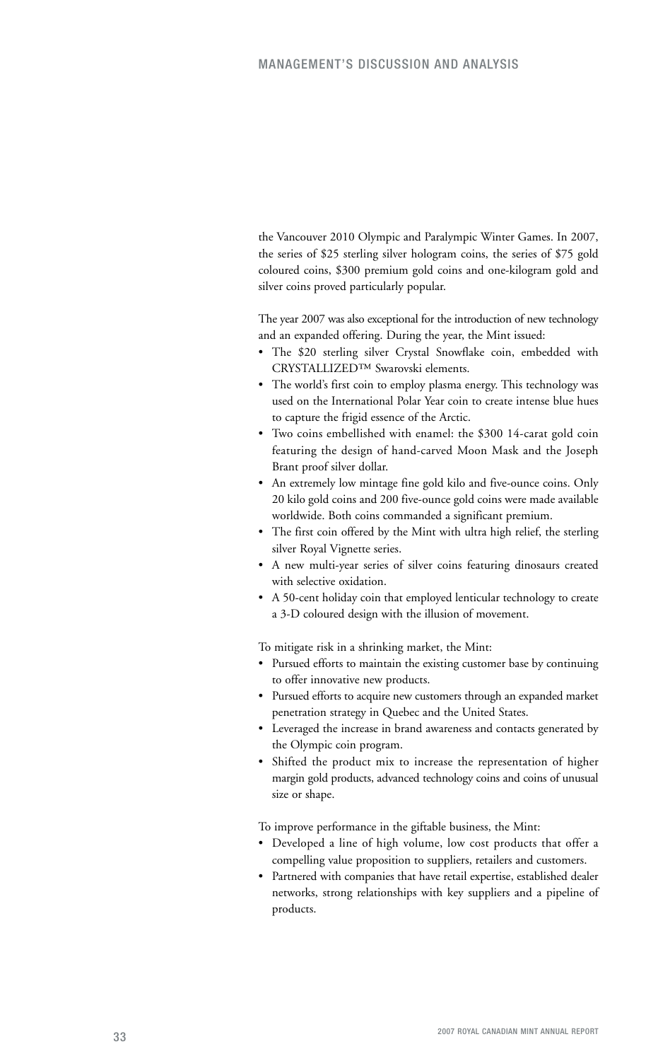the Vancouver 2010 Olympic and Paralympic Winter Games. In 2007, the series of $25 sterling silver hologram coins, the series of $75 gold coloured coins, $300 premium gold coins and one-kilogram gold and silver coins proved particularly popular.

The year 2007 was also exceptional for the introduction of new technology and an expanded offering. During the year, the Mint issued:

- The $20 sterling silver Crystal Snowflake coin, embedded with CRYSTALLIZED™ Swarovski elements.
- The world's first coin to employ plasma energy. This technology was used on the International Polar Year coin to create intense blue hues to capture the frigid essence of the Arctic.
- Two coins embellished with enamel: the $300 14-carat gold coin featuring the design of hand-carved Moon Mask and the Joseph Brant proof silver dollar.
- An extremely low mintage fine gold kilo and five-ounce coins. Only 20 kilo gold coins and 200 five-ounce gold coins were made available worldwide. Both coins commanded a significant premium.
- The first coin offered by the Mint with ultra high relief, the sterling silver Royal Vignette series.
- A new multi-year series of silver coins featuring dinosaurs created with selective oxidation.
- A 50-cent holiday coin that employed lenticular technology to create a 3-D coloured design with the illusion of movement.

To mitigate risk in a shrinking market, the Mint:

- Pursued efforts to maintain the existing customer base by continuing to offer innovative new products.
- Pursued efforts to acquire new customers through an expanded market penetration strategy in Quebec and the United States.
- Leveraged the increase in brand awareness and contacts generated by the Olympic coin program.
- Shifted the product mix to increase the representation of higher margin gold products, advanced technology coins and coins of unusual size or shape.

To improve performance in the giftable business, the Mint:

- Developed a line of high volume, low cost products that offer a compelling value proposition to suppliers, retailers and customers.
- Partnered with companies that have retail expertise, established dealer networks, strong relationships with key suppliers and a pipeline of products.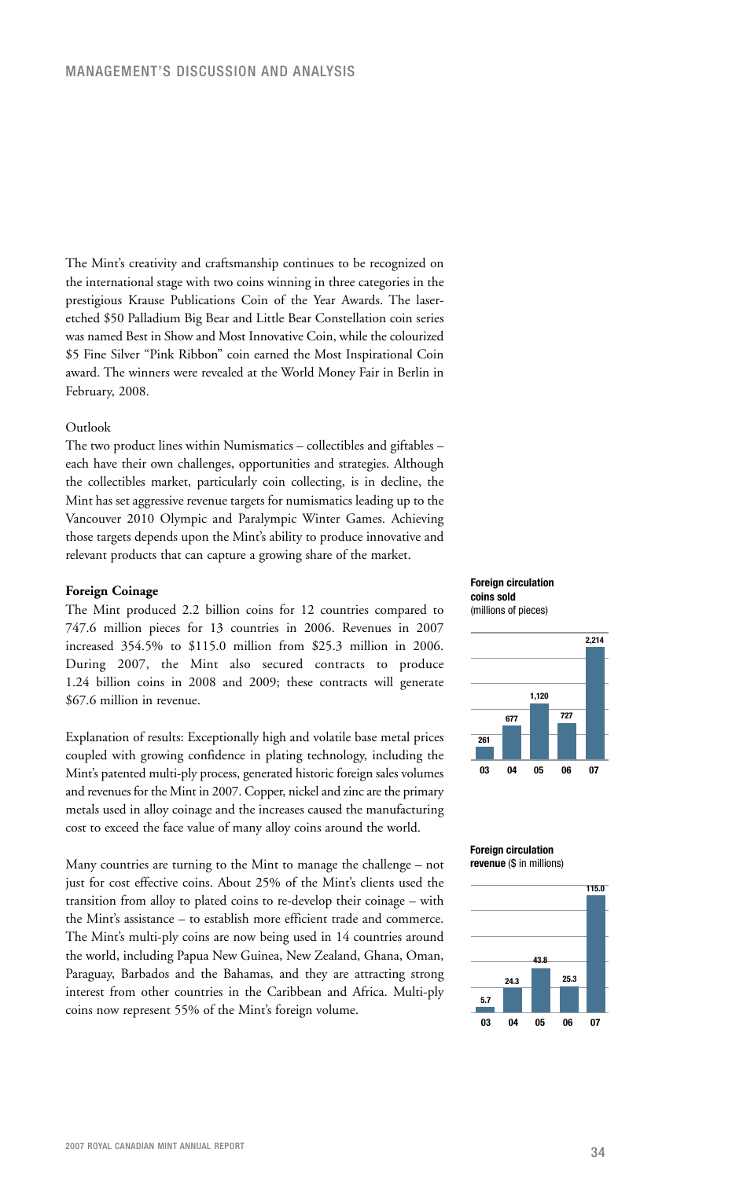The Mint's creativity and craftsmanship continues to be recognized on the international stage with two coins winning in three categories in the prestigious Krause Publications Coin of the Year Awards. The laser-etched $50 Palladium Big Bear and Little Bear Constellation coin series was named Best in Show and Most Innovative Coin, while the colourized $5 Fine Silver "Pink Ribbon" coin earned the Most Inspirational Coin award. The winners were revealed at the World Money Fair in Berlin in February, 2008.

Outlook

The two product lines within Numismatics – collectibles and giftables – each have their own challenges, opportunities and strategies. Although the collectibles market, particularly coin collecting, is in decline, the Mint has set aggressive revenue targets for numismatics leading up to the Vancouver 2010 Olympic and Paralympic Winter Games. Achieving those targets depends upon the Mint's ability to produce innovative and relevant products that can capture a growing share of the market.

**Foreign Coinage**

The Mint produced 2.2 billion coins for 12 countries compared to 747.6 million pieces for 13 countries in 2006. Revenues in 2007 increased 354.5% to $115.0 million from $25.3 million in 2006. During 2007, the Mint also secured contracts to produce 1.24 billion coins in 2008 and 2009; these contracts will generate $67.6 million in revenue.

Explanation of results: Exceptionally high and volatile base metal prices coupled with growing confidence in plating technology, including the Mint's patented multi-ply process, generated historic foreign sales volumes and revenues for the Mint in 2007. Copper, nickel and zinc are the primary metals used in alloy coinage and the increases caused the manufacturing cost to exceed the face value of many alloy coins around the world.

Many countries are turning to the Mint to manage the challenge – not just for cost effective coins. About 25% of the Mint's clients used the transition from alloy to plated coins to re-develop their coinage – with the Mint's assistance – to establish more efficient trade and commerce. The Mint's multi-ply coins are now being used in 14 countries around the world, including Papua New Guinea, New Zealand, Ghana, Oman, Paraguay, Barbados and the Bahamas, and they are attracting strong interest from other countries in the Caribbean and Africa. Multi-ply coins now represent 55% of the Mint's foreign volume.

**Foreign circulation coins sold** (millions of pieces)

| 03 | 04 | 05 | 06 | 07 |
|---|---|---|---|---|
| 261 | 677 | 1,120 | 727 | 2,214 |

**Foreign circulation revenue** ($ in millions)

| 03 | 04 | 05 | 06 | 07 |
|---|---|---|---|---|
| 5.7 | 24.3 | 43.8 | 25.3 | 115.0 |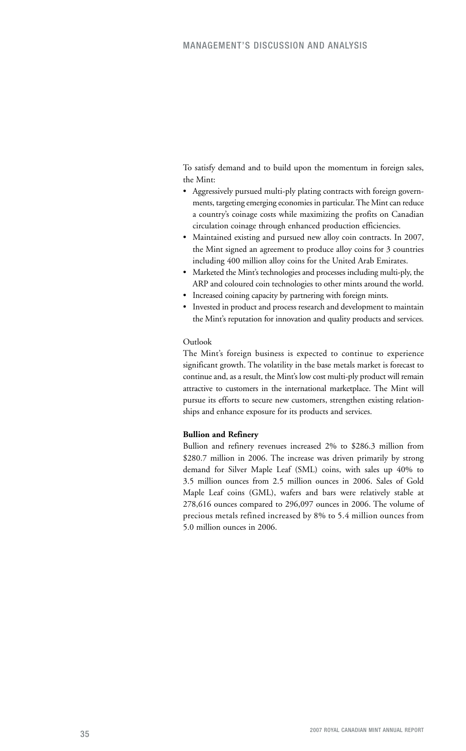To satisfy demand and to build upon the momentum in foreign sales, the Mint:

- Aggressively pursued multi-ply plating contracts with foreign governments, targeting emerging economies in particular. The Mint can reduce a country's coinage costs while maximizing the profits on Canadian circulation coinage through enhanced production efficiencies.
- Maintained existing and pursued new alloy coin contracts. In 2007, the Mint signed an agreement to produce alloy coins for 3 countries including 400 million alloy coins for the United Arab Emirates.
- Marketed the Mint's technologies and processes including multi-ply, the ARP and coloured coin technologies to other mints around the world.
- Increased coining capacity by partnering with foreign mints.
- Invested in product and process research and development to maintain the Mint's reputation for innovation and quality products and services.

Outlook

The Mint's foreign business is expected to continue to experience significant growth. The volatility in the base metals market is forecast to continue and, as a result, the Mint's low cost multi-ply product will remain attractive to customers in the international marketplace. The Mint will pursue its efforts to secure new customers, strengthen existing relationships and enhance exposure for its products and services.

**Bullion and Refinery**

Bullion and refinery revenues increased 2% to $286.3 million from $280.7 million in 2006. The increase was driven primarily by strong demand for Silver Maple Leaf (SML) coins, with sales up 40% to 3.5 million ounces from 2.5 million ounces in 2006. Sales of Gold Maple Leaf coins (GML), wafers and bars were relatively stable at 278,616 ounces compared to 296,097 ounces in 2006. The volume of precious metals refined increased by 8% to 5.4 million ounces from 5.0 million ounces in 2006.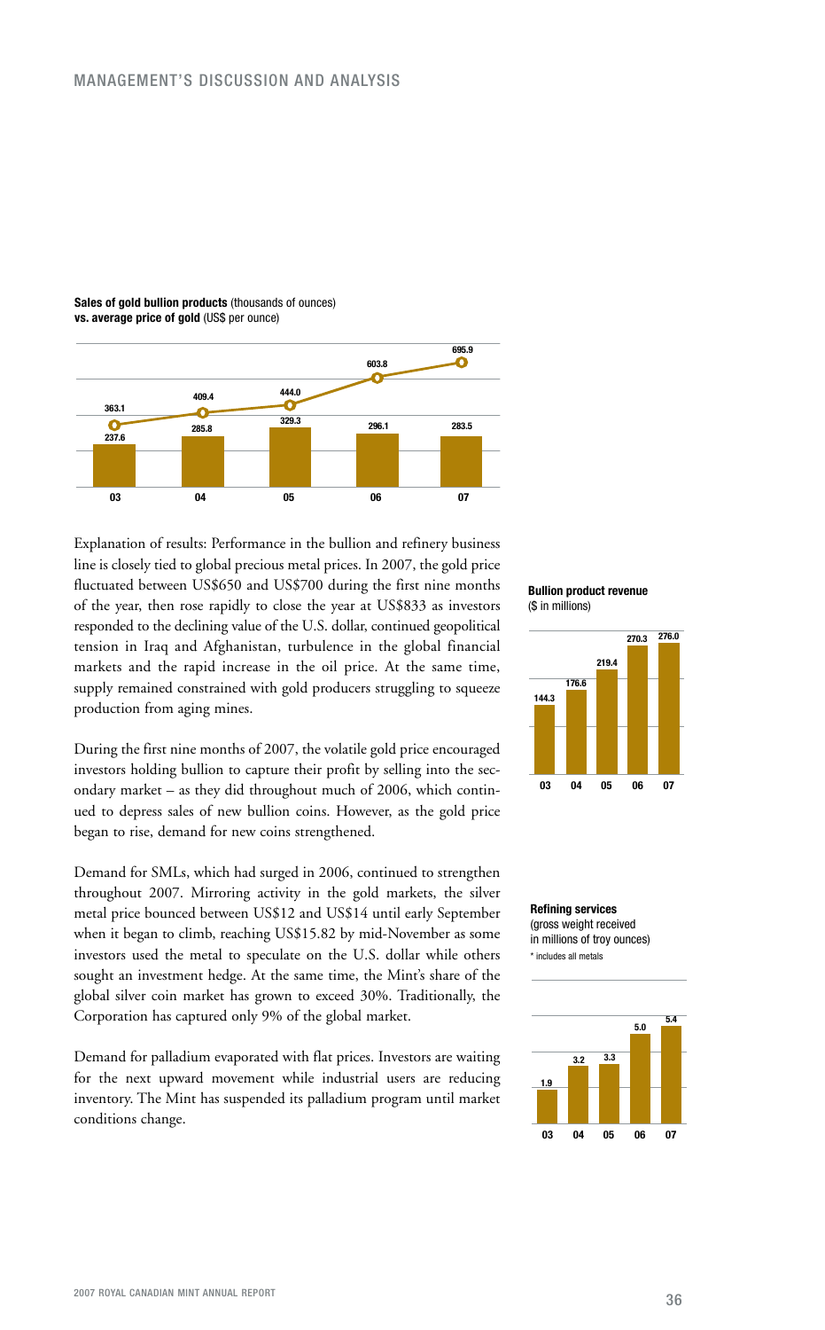**Sales of gold bullion products** (thousands of ounces)
**vs. average price of gold** (US$ per ounce)

| Year | Sales of gold bullion products (thousands of ounces) | Average price of gold (US$ per ounce) |
|---|---|---|
| 03 | 237.6 | 363.1 |
| 04 | 285.8 | 409.4 |
| 05 | 329.3 | 444.0 |
| 06 | 296.1 | 603.8 |
| 07 | 283.5 | 695.9 |

Explanation of results: Performance in the bullion and refinery business line is closely tied to global precious metal prices. In 2007, the gold price fluctuated between US$650 and US$700 during the first nine months of the year, then rose rapidly to close the year at US$833 as investors responded to the declining value of the U.S. dollar, continued geopolitical tension in Iraq and Afghanistan, turbulence in the global financial markets and the rapid increase in the oil price. At the same time, supply remained constrained with gold producers struggling to squeeze production from aging mines.

During the first nine months of 2007, the volatile gold price encouraged investors holding bullion to capture their profit by selling into the secondary market – as they did throughout much of 2006, which continued to depress sales of new bullion coins. However, as the gold price began to rise, demand for new coins strengthened.

Demand for SMLs, which had surged in 2006, continued to strengthen throughout 2007. Mirroring activity in the gold markets, the silver metal price bounced between US$12 and US$14 until early September when it began to climb, reaching US$15.82 by mid-November as some investors used the metal to speculate on the U.S. dollar while others sought an investment hedge. At the same time, the Mint's share of the global silver coin market has grown to exceed 30%. Traditionally, the Corporation has captured only 9% of the global market.

Demand for palladium evaporated with flat prices. Investors are waiting for the next upward movement while industrial users are reducing inventory. The Mint has suspended its palladium program until market conditions change.

**Bullion product revenue**
($ in millions)

| Year | 03 | 04 | 05 | 06 | 07 |
|---|---|---|---|---|---|
| Revenue | 144.3 | 176.6 | 219.4 | 270.3 | 276.0 |

**Refining services**
(gross weight received in millions of troy ounces)
* includes all metals

| Year | 03 | 04 | 05 | 06 | 07 |
|---|---|---|---|---|---|
| Gross weight | 1.9 | 3.2 | 3.3 | 5.0 | 5.4 |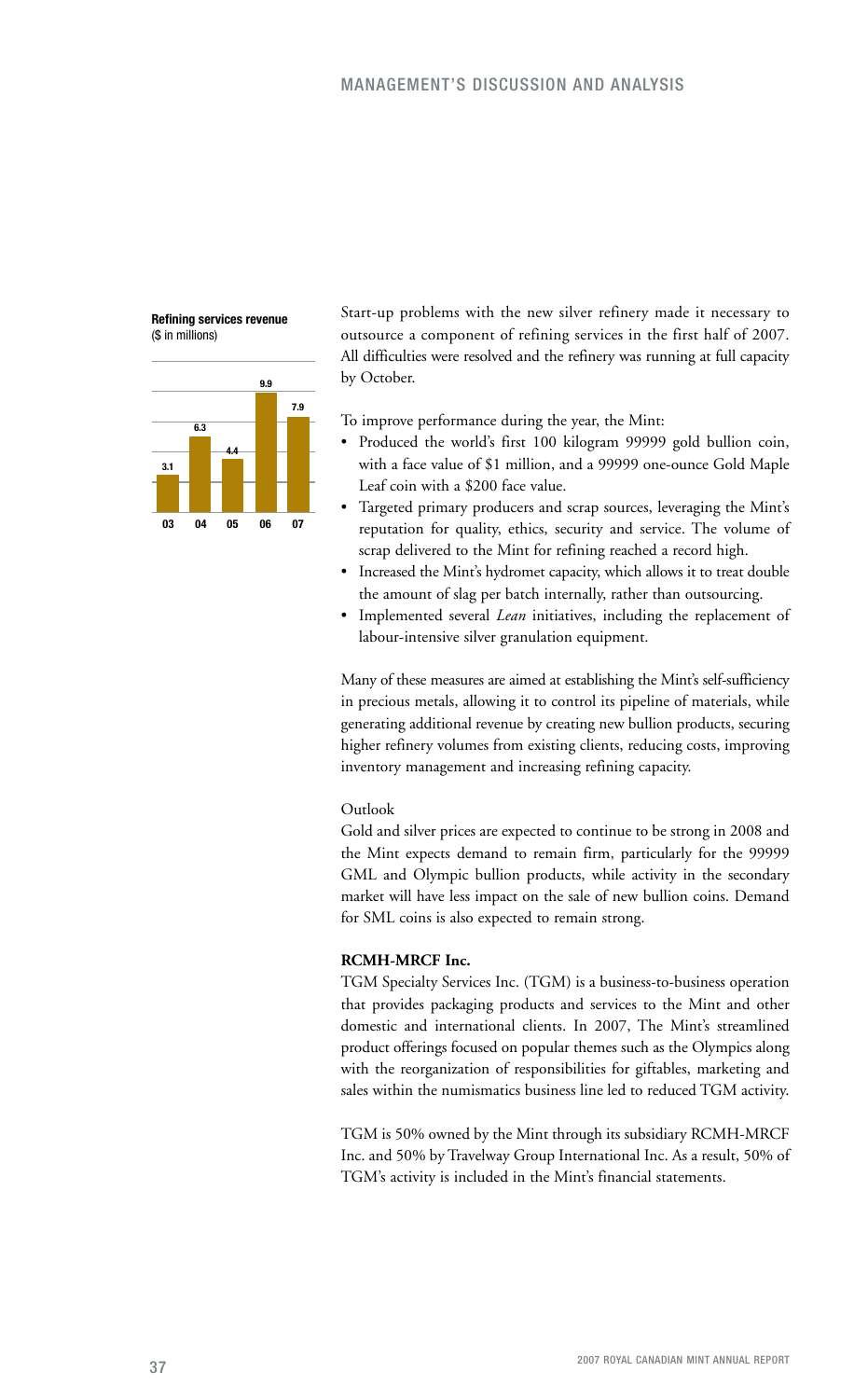**Refining services revenue**
($ in millions)

| Year | 03 | 04 | 05 | 06 | 07 |
|---|---|---|---|---|---|
| Revenue | 3.1 | 6.3 | 4.4 | 9.9 | 7.9 |

Start-up problems with the new silver refinery made it necessary to outsource a component of refining services in the first half of 2007. All difficulties were resolved and the refinery was running at full capacity by October.

To improve performance during the year, the Mint:

- Produced the world's first 100 kilogram 99999 gold bullion coin, with a face value of $1 million, and a 99999 one-ounce Gold Maple Leaf coin with a $200 face value.
- Targeted primary producers and scrap sources, leveraging the Mint's reputation for quality, ethics, security and service. The volume of scrap delivered to the Mint for refining reached a record high.
- Increased the Mint's hydromet capacity, which allows it to treat double the amount of slag per batch internally, rather than outsourcing.
- Implemented several *Lean* initiatives, including the replacement of labour-intensive silver granulation equipment.

Many of these measures are aimed at establishing the Mint's self-sufficiency in precious metals, allowing it to control its pipeline of materials, while generating additional revenue by creating new bullion products, securing higher refinery volumes from existing clients, reducing costs, improving inventory management and increasing refining capacity.

Outlook

Gold and silver prices are expected to continue to be strong in 2008 and the Mint expects demand to remain firm, particularly for the 99999 GML and Olympic bullion products, while activity in the secondary market will have less impact on the sale of new bullion coins. Demand for SML coins is also expected to remain strong.

**RCMH-MRCF Inc.**

TGM Specialty Services Inc. (TGM) is a business-to-business operation that provides packaging products and services to the Mint and other domestic and international clients. In 2007, The Mint's streamlined product offerings focused on popular themes such as the Olympics along with the reorganization of responsibilities for giftables, marketing and sales within the numismatics business line led to reduced TGM activity.

TGM is 50% owned by the Mint through its subsidiary RCMH-MRCF Inc. and 50% by Travelway Group International Inc. As a result, 50% of TGM's activity is included in the Mint's financial statements.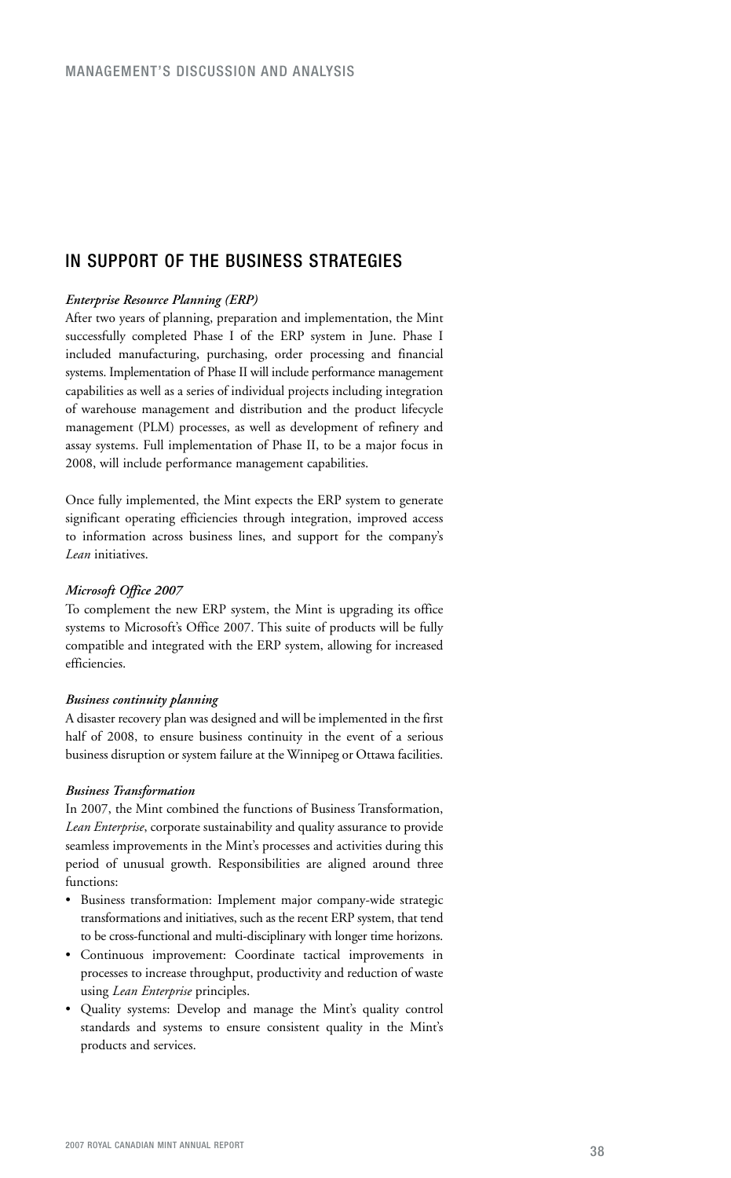## IN SUPPORT OF THE BUSINESS STRATEGIES

***Enterprise Resource Planning (ERP)***

After two years of planning, preparation and implementation, the Mint successfully completed Phase I of the ERP system in June. Phase I included manufacturing, purchasing, order processing and financial systems. Implementation of Phase II will include performance management capabilities as well as a series of individual projects including integration of warehouse management and distribution and the product lifecycle management (PLM) processes, as well as development of refinery and assay systems. Full implementation of Phase II, to be a major focus in 2008, will include performance management capabilities.

Once fully implemented, the Mint expects the ERP system to generate significant operating efficiencies through integration, improved access to information across business lines, and support for the company's *Lean* initiatives.

***Microsoft Office 2007***

To complement the new ERP system, the Mint is upgrading its office systems to Microsoft's Office 2007. This suite of products will be fully compatible and integrated with the ERP system, allowing for increased efficiencies.

***Business continuity planning***

A disaster recovery plan was designed and will be implemented in the first half of 2008, to ensure business continuity in the event of a serious business disruption or system failure at the Winnipeg or Ottawa facilities.

***Business Transformation***

In 2007, the Mint combined the functions of Business Transformation, *Lean Enterprise*, corporate sustainability and quality assurance to provide seamless improvements in the Mint's processes and activities during this period of unusual growth. Responsibilities are aligned around three functions:

- Business transformation: Implement major company-wide strategic transformations and initiatives, such as the recent ERP system, that tend to be cross-functional and multi-disciplinary with longer time horizons.
- Continuous improvement: Coordinate tactical improvements in processes to increase throughput, productivity and reduction of waste using *Lean Enterprise* principles.
- Quality systems: Develop and manage the Mint's quality control standards and systems to ensure consistent quality in the Mint's products and services.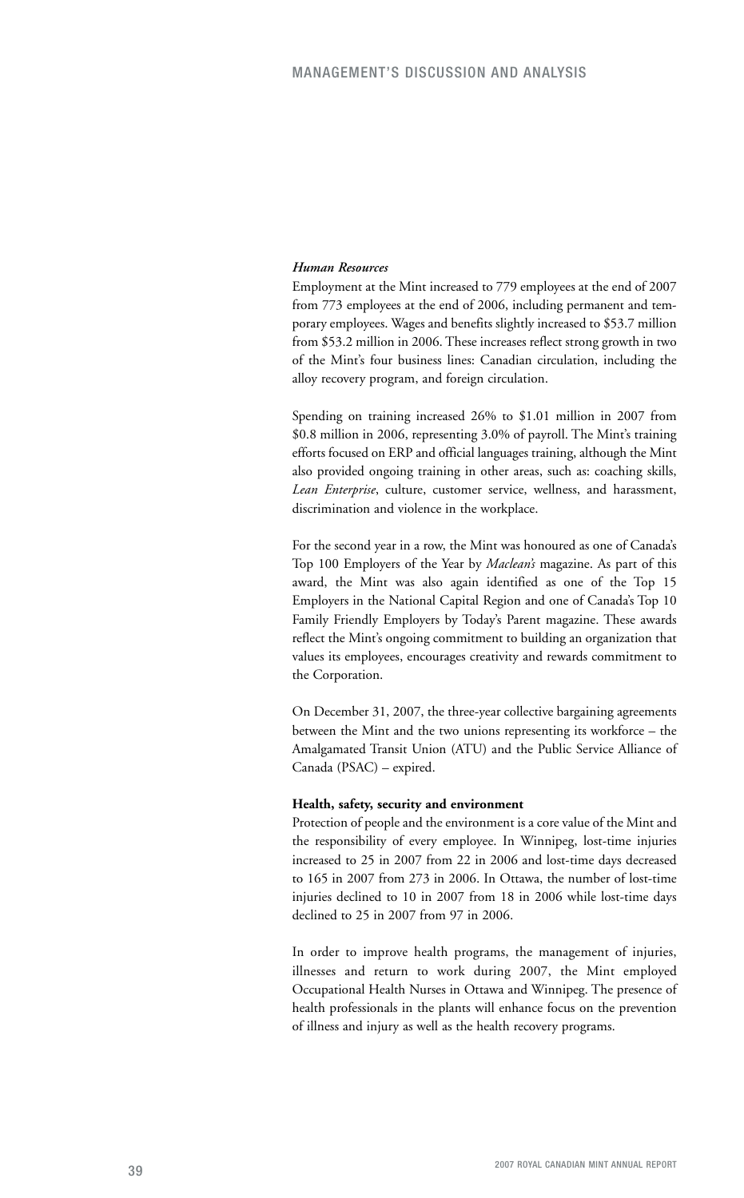*Human Resources*

Employment at the Mint increased to 779 employees at the end of 2007 from 773 employees at the end of 2006, including permanent and temporary employees. Wages and benefits slightly increased to $53.7 million from $53.2 million in 2006. These increases reflect strong growth in two of the Mint's four business lines: Canadian circulation, including the alloy recovery program, and foreign circulation.

Spending on training increased 26% to $1.01 million in 2007 from $0.8 million in 2006, representing 3.0% of payroll. The Mint's training efforts focused on ERP and official languages training, although the Mint also provided ongoing training in other areas, such as: coaching skills, *Lean Enterprise*, culture, customer service, wellness, and harassment, discrimination and violence in the workplace.

For the second year in a row, the Mint was honoured as one of Canada's Top 100 Employers of the Year by *Maclean's* magazine. As part of this award, the Mint was also again identified as one of the Top 15 Employers in the National Capital Region and one of Canada's Top 10 Family Friendly Employers by Today's Parent magazine. These awards reflect the Mint's ongoing commitment to building an organization that values its employees, encourages creativity and rewards commitment to the Corporation.

On December 31, 2007, the three-year collective bargaining agreements between the Mint and the two unions representing its workforce – the Amalgamated Transit Union (ATU) and the Public Service Alliance of Canada (PSAC) – expired.

**Health, safety, security and environment**

Protection of people and the environment is a core value of the Mint and the responsibility of every employee. In Winnipeg, lost-time injuries increased to 25 in 2007 from 22 in 2006 and lost-time days decreased to 165 in 2007 from 273 in 2006. In Ottawa, the number of lost-time injuries declined to 10 in 2007 from 18 in 2006 while lost-time days declined to 25 in 2007 from 97 in 2006.

In order to improve health programs, the management of injuries, illnesses and return to work during 2007, the Mint employed Occupational Health Nurses in Ottawa and Winnipeg. The presence of health professionals in the plants will enhance focus on the prevention of illness and injury as well as the health recovery programs.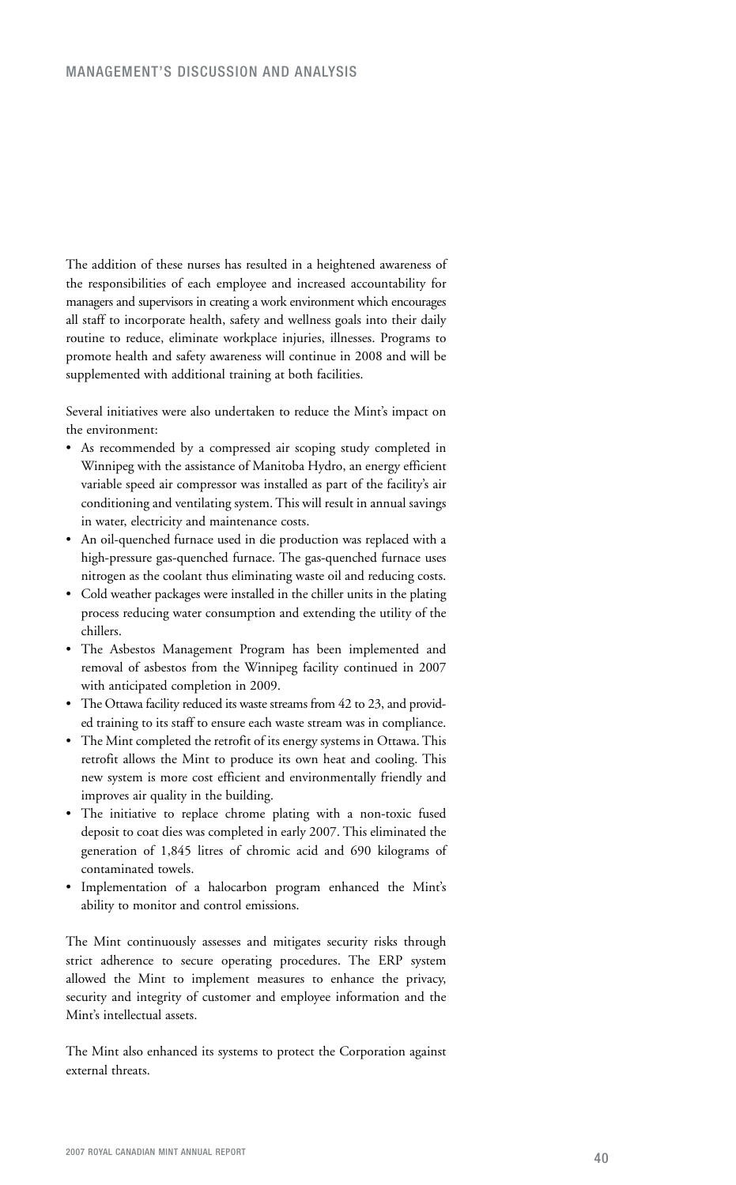The addition of these nurses has resulted in a heightened awareness of the responsibilities of each employee and increased accountability for managers and supervisors in creating a work environment which encourages all staff to incorporate health, safety and wellness goals into their daily routine to reduce, eliminate workplace injuries, illnesses. Programs to promote health and safety awareness will continue in 2008 and will be supplemented with additional training at both facilities.

Several initiatives were also undertaken to reduce the Mint's impact on the environment:

- As recommended by a compressed air scoping study completed in Winnipeg with the assistance of Manitoba Hydro, an energy efficient variable speed air compressor was installed as part of the facility's air conditioning and ventilating system. This will result in annual savings in water, electricity and maintenance costs.
- An oil-quenched furnace used in die production was replaced with a high-pressure gas-quenched furnace. The gas-quenched furnace uses nitrogen as the coolant thus eliminating waste oil and reducing costs.
- Cold weather packages were installed in the chiller units in the plating process reducing water consumption and extending the utility of the chillers.
- The Asbestos Management Program has been implemented and removal of asbestos from the Winnipeg facility continued in 2007 with anticipated completion in 2009.
- The Ottawa facility reduced its waste streams from 42 to 23, and provided training to its staff to ensure each waste stream was in compliance.
- The Mint completed the retrofit of its energy systems in Ottawa. This retrofit allows the Mint to produce its own heat and cooling. This new system is more cost efficient and environmentally friendly and improves air quality in the building.
- The initiative to replace chrome plating with a non-toxic fused deposit to coat dies was completed in early 2007. This eliminated the generation of 1,845 litres of chromic acid and 690 kilograms of contaminated towels.
- Implementation of a halocarbon program enhanced the Mint's ability to monitor and control emissions.

The Mint continuously assesses and mitigates security risks through strict adherence to secure operating procedures. The ERP system allowed the Mint to implement measures to enhance the privacy, security and integrity of customer and employee information and the Mint's intellectual assets.

The Mint also enhanced its systems to protect the Corporation against external threats.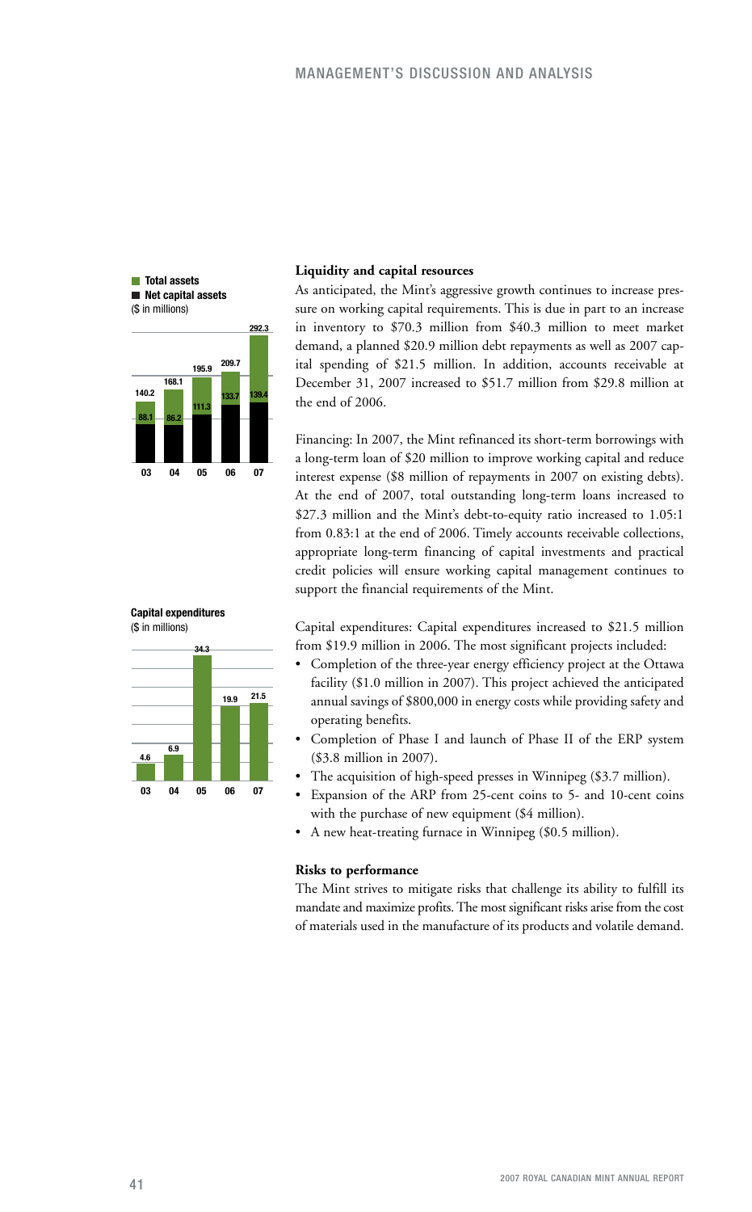**Total assets**
**Net capital assets**
($ in millions)

| Year | Total assets | Net capital assets |
|---|---|---|
| 03 | 140.2 | 88.1 |
| 04 | 168.1 | 86.2 |
| 05 | 195.9 | 111.3 |
| 06 | 209.7 | 133.7 |
| 07 | 292.3 | 139.4 |

**Capital expenditures**
($ in millions)

| Year | Capital expenditures |
|---|---|
| 03 | 4.6 |
| 04 | 6.9 |
| 05 | 34.3 |
| 06 | 19.9 |
| 07 | 21.5 |

### Liquidity and capital resources

As anticipated, the Mint's aggressive growth continues to increase pressure on working capital requirements. This is due in part to an increase in inventory to $70.3 million from $40.3 million to meet market demand, a planned $20.9 million debt repayments as well as 2007 capital spending of $21.5 million. In addition, accounts receivable at December 31, 2007 increased to $51.7 million from $29.8 million at the end of 2006.

Financing: In 2007, the Mint refinanced its short-term borrowings with a long-term loan of $20 million to improve working capital and reduce interest expense ($8 million of repayments in 2007 on existing debts). At the end of 2007, total outstanding long-term loans increased to $27.3 million and the Mint's debt-to-equity ratio increased to 1.05:1 from 0.83:1 at the end of 2006. Timely accounts receivable collections, appropriate long-term financing of capital investments and practical credit policies will ensure working capital management continues to support the financial requirements of the Mint.

Capital expenditures: Capital expenditures increased to $21.5 million from $19.9 million in 2006. The most significant projects included:

- Completion of the three-year energy efficiency project at the Ottawa facility ($1.0 million in 2007). This project achieved the anticipated annual savings of $800,000 in energy costs while providing safety and operating benefits.
- Completion of Phase I and launch of Phase II of the ERP system ($3.8 million in 2007).
- The acquisition of high-speed presses in Winnipeg ($3.7 million).
- Expansion of the ARP from 25-cent coins to 5- and 10-cent coins with the purchase of new equipment ($4 million).
- A new heat-treating furnace in Winnipeg ($0.5 million).

### Risks to performance

The Mint strives to mitigate risks that challenge its ability to fulfill its mandate and maximize profits. The most significant risks arise from the cost of materials used in the manufacture of its products and volatile demand.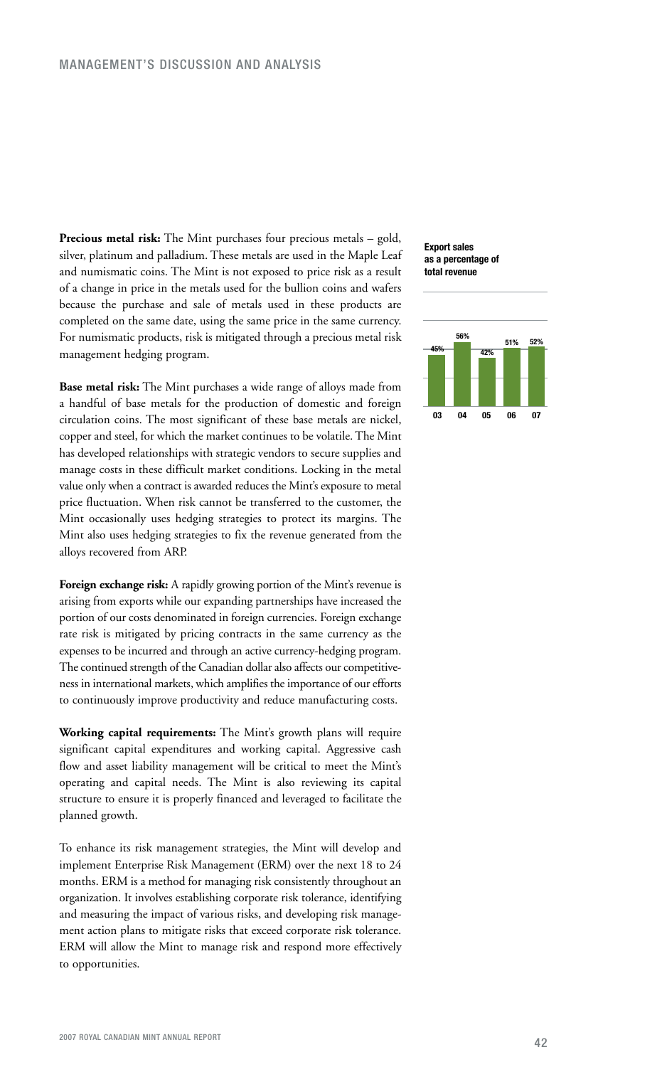**Precious metal risk:** The Mint purchases four precious metals – gold, silver, platinum and palladium. These metals are used in the Maple Leaf and numismatic coins. The Mint is not exposed to price risk as a result of a change in price in the metals used for the bullion coins and wafers because the purchase and sale of metals used in these products are completed on the same date, using the same price in the same currency. For numismatic products, risk is mitigated through a precious metal risk management hedging program.

**Base metal risk:** The Mint purchases a wide range of alloys made from a handful of base metals for the production of domestic and foreign circulation coins. The most significant of these base metals are nickel, copper and steel, for which the market continues to be volatile. The Mint has developed relationships with strategic vendors to secure supplies and manage costs in these difficult market conditions. Locking in the metal value only when a contract is awarded reduces the Mint's exposure to metal price fluctuation. When risk cannot be transferred to the customer, the Mint occasionally uses hedging strategies to protect its margins. The Mint also uses hedging strategies to fix the revenue generated from the alloys recovered from ARP.

**Foreign exchange risk:** A rapidly growing portion of the Mint's revenue is arising from exports while our expanding partnerships have increased the portion of our costs denominated in foreign currencies. Foreign exchange rate risk is mitigated by pricing contracts in the same currency as the expenses to be incurred and through an active currency-hedging program. The continued strength of the Canadian dollar also affects our competitiveness in international markets, which amplifies the importance of our efforts to continuously improve productivity and reduce manufacturing costs.

**Working capital requirements:** The Mint's growth plans will require significant capital expenditures and working capital. Aggressive cash flow and asset liability management will be critical to meet the Mint's operating and capital needs. The Mint is also reviewing its capital structure to ensure it is properly financed and leveraged to facilitate the planned growth.

To enhance its risk management strategies, the Mint will develop and implement Enterprise Risk Management (ERM) over the next 18 to 24 months. ERM is a method for managing risk consistently throughout an organization. It involves establishing corporate risk tolerance, identifying and measuring the impact of various risks, and developing risk management action plans to mitigate risks that exceed corporate risk tolerance. ERM will allow the Mint to manage risk and respond more effectively to opportunities.

**Export sales as a percentage of total revenue**

| Year | 03 | 04 | 05 | 06 | 07 |
|---|---|---|---|---|---|
| Export sales (% of total revenue) | 45% | 56% | 42% | 51% | 52% |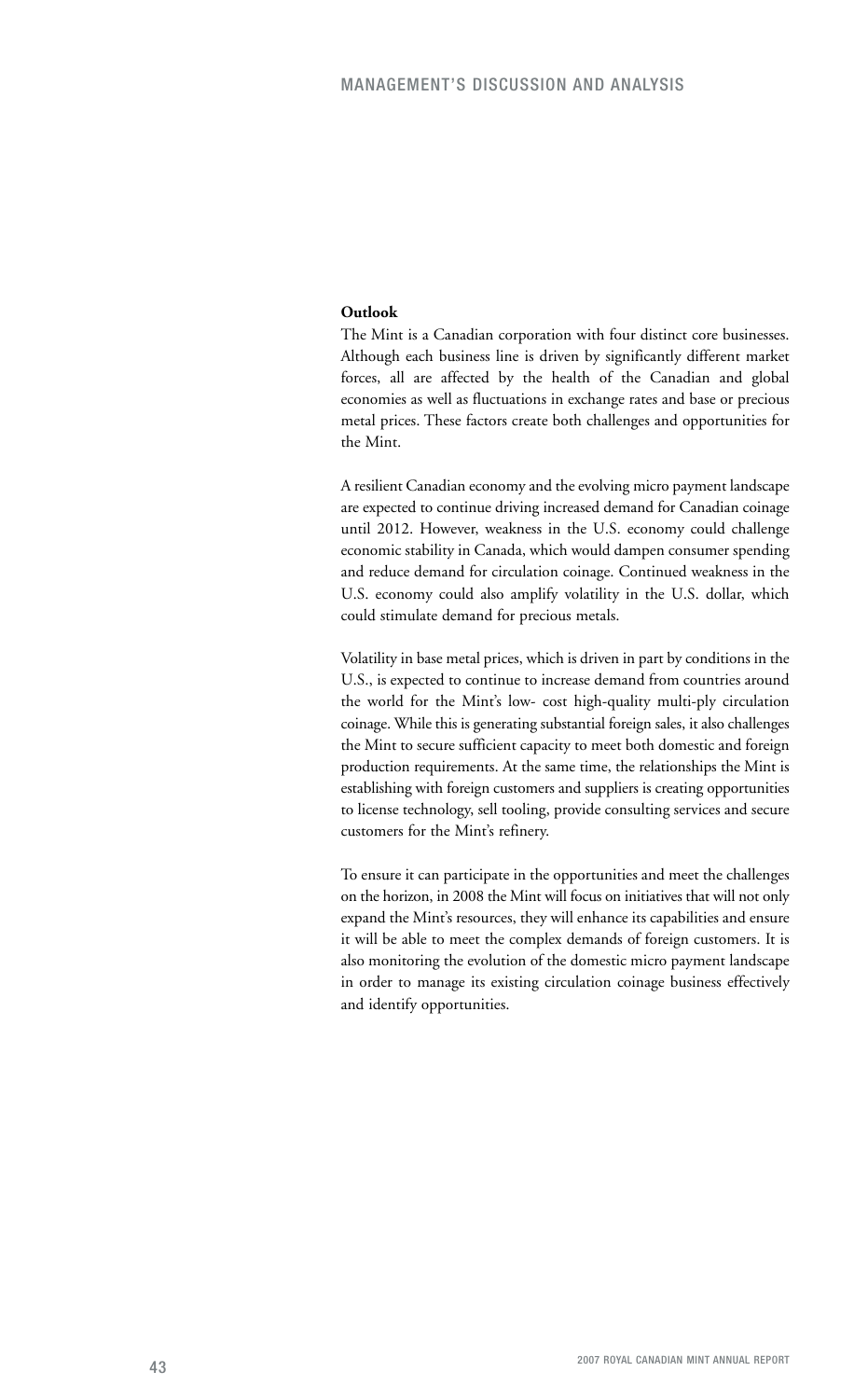**Outlook**

The Mint is a Canadian corporation with four distinct core businesses. Although each business line is driven by significantly different market forces, all are affected by the health of the Canadian and global economies as well as fluctuations in exchange rates and base or precious metal prices. These factors create both challenges and opportunities for the Mint.

A resilient Canadian economy and the evolving micro payment landscape are expected to continue driving increased demand for Canadian coinage until 2012. However, weakness in the U.S. economy could challenge economic stability in Canada, which would dampen consumer spending and reduce demand for circulation coinage. Continued weakness in the U.S. economy could also amplify volatility in the U.S. dollar, which could stimulate demand for precious metals.

Volatility in base metal prices, which is driven in part by conditions in the U.S., is expected to continue to increase demand from countries around the world for the Mint's low- cost high-quality multi-ply circulation coinage. While this is generating substantial foreign sales, it also challenges the Mint to secure sufficient capacity to meet both domestic and foreign production requirements. At the same time, the relationships the Mint is establishing with foreign customers and suppliers is creating opportunities to license technology, sell tooling, provide consulting services and secure customers for the Mint's refinery.

To ensure it can participate in the opportunities and meet the challenges on the horizon, in 2008 the Mint will focus on initiatives that will not only expand the Mint's resources, they will enhance its capabilities and ensure it will be able to meet the complex demands of foreign customers. It is also monitoring the evolution of the domestic micro payment landscape in order to manage its existing circulation coinage business effectively and identify opportunities.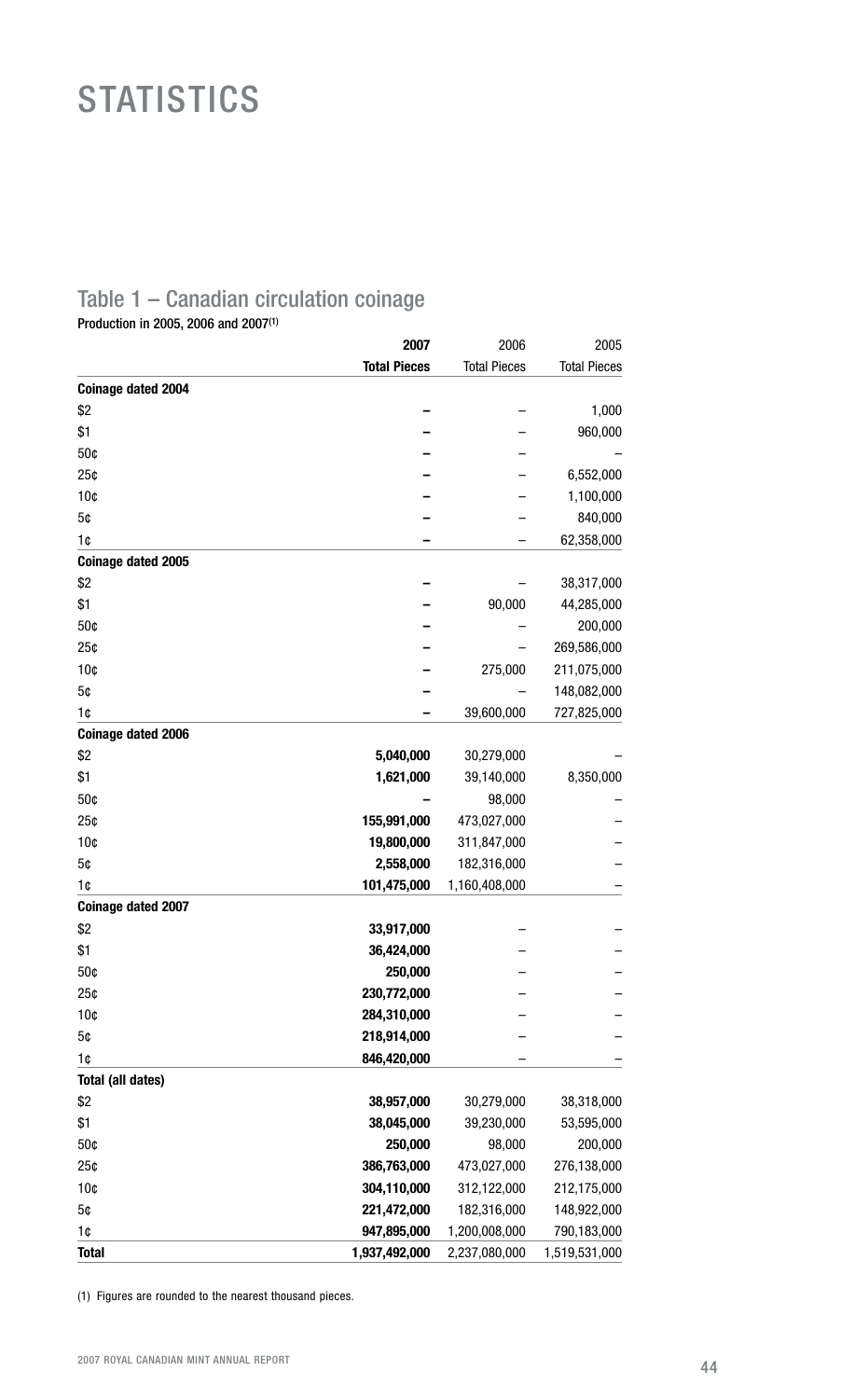# STATISTICS

## Table 1 – Canadian circulation coinage

Production in 2005, 2006 and 2007[(1)]

| | **2007** | 2006 | 2005 |
|---|---|---|---|
| | **Total Pieces** | Total Pieces | Total Pieces |
| **Coinage dated 2004** | | | |
| $2 | **–** | – | 1,000 |
| $1 | **–** | – | 960,000 |
| 50¢ | **–** | – | – |
| 25¢ | **–** | – | 6,552,000 |
| 10¢ | **–** | – | 1,100,000 |
| 5¢ | **–** | – | 840,000 |
| 1¢ | **–** | – | 62,358,000 |
| **Coinage dated 2005** | | | |
| $2 | **–** | – | 38,317,000 |
| $1 | **–** | 90,000 | 44,285,000 |
| 50¢ | **–** | – | 200,000 |
| 25¢ | **–** | – | 269,586,000 |
| 10¢ | **–** | 275,000 | 211,075,000 |
| 5¢ | **–** | – | 148,082,000 |
| 1¢ | **–** | 39,600,000 | 727,825,000 |
| **Coinage dated 2006** | | | |
| $2 | **5,040,000** | 30,279,000 | – |
| $1 | **1,621,000** | 39,140,000 | 8,350,000 |
| 50¢ | **–** | 98,000 | – |
| 25¢ | **155,991,000** | 473,027,000 | – |
| 10¢ | **19,800,000** | 311,847,000 | – |
| 5¢ | **2,558,000** | 182,316,000 | – |
| 1¢ | **101,475,000** | 1,160,408,000 | – |
| **Coinage dated 2007** | | | |
| $2 | **33,917,000** | – | – |
| $1 | **36,424,000** | – | – |
| 50¢ | **250,000** | – | – |
| 25¢ | **230,772,000** | – | – |
| 10¢ | **284,310,000** | – | – |
| 5¢ | **218,914,000** | – | – |
| 1¢ | **846,420,000** | – | – |
| **Total (all dates)** | | | |
| $2 | **38,957,000** | 30,279,000 | 38,318,000 |
| $1 | **38,045,000** | 39,230,000 | 53,595,000 |
| 50¢ | **250,000** | 98,000 | 200,000 |
| 25¢ | **386,763,000** | 473,027,000 | 276,138,000 |
| 10¢ | **304,110,000** | 312,122,000 | 212,175,000 |
| 5¢ | **221,472,000** | 182,316,000 | 148,922,000 |
| 1¢ | **947,895,000** | 1,200,008,000 | 790,183,000 |
| **Total** | **1,937,492,000** | 2,237,080,000 | 1,519,531,000 |

(1) Figures are rounded to the nearest thousand pieces.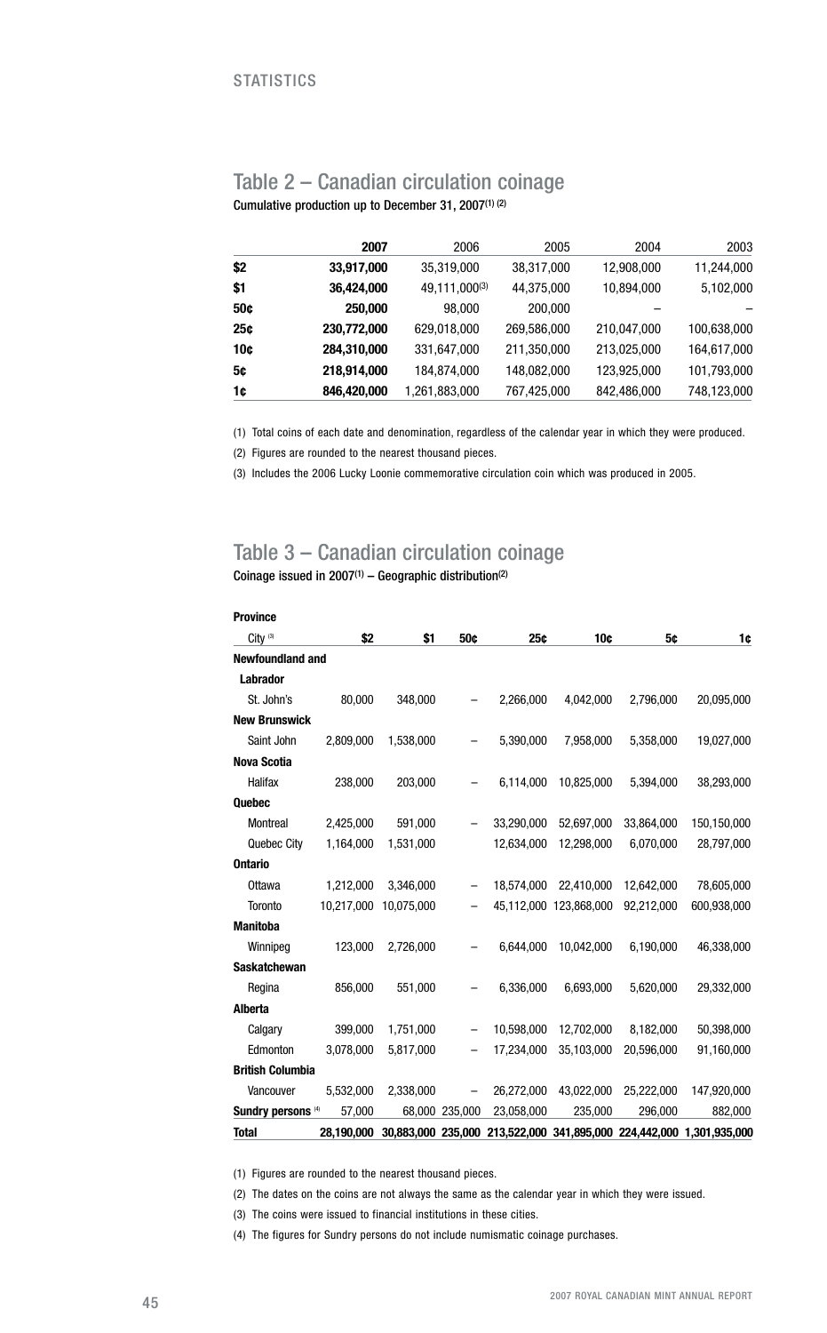STATISTICS

## Table 2 – Canadian circulation coinage

Cumulative production up to December 31, 2007[1] [2]

| | **2007** | 2006 | 2005 | 2004 | 2003 |
|---|---|---|---|---|---|
| **$2** | **33,917,000** | 35,319,000 | 38,317,000 | 12,908,000 | 11,244,000 |
| **$1** | **36,424,000** | 49,111,000[3] | 44,375,000 | 10,894,000 | 5,102,000 |
| **50¢** | **250,000** | 98,000 | 200,000 | – | – |
| **25¢** | **230,772,000** | 629,018,000 | 269,586,000 | 210,047,000 | 100,638,000 |
| **10¢** | **284,310,000** | 331,647,000 | 211,350,000 | 213,025,000 | 164,617,000 |
| **5¢** | **218,914,000** | 184,874,000 | 148,082,000 | 123,925,000 | 101,793,000 |
| **1¢** | **846,420,000** | 1,261,883,000 | 767,425,000 | 842,486,000 | 748,123,000 |

(1) Total coins of each date and denomination, regardless of the calendar year in which they were produced.

(2) Figures are rounded to the nearest thousand pieces.

(3) Includes the 2006 Lucky Loonie commemorative circulation coin which was produced in 2005.

## Table 3 – Canadian circulation coinage

Coinage issued in 2007[1] – Geographic distribution[2]

| **Province** City [3] | **$2** | **$1** | **50¢** | **25¢** | **10¢** | **5¢** | **1¢** |
|---|---|---|---|---|---|---|---|
| **Newfoundland and Labrador** | | | | | | | |
| St. John's | 80,000 | 348,000 | – | 2,266,000 | 4,042,000 | 2,796,000 | 20,095,000 |
| **New Brunswick** | | | | | | | |
| Saint John | 2,809,000 | 1,538,000 | – | 5,390,000 | 7,958,000 | 5,358,000 | 19,027,000 |
| **Nova Scotia** | | | | | | | |
| Halifax | 238,000 | 203,000 | – | 6,114,000 | 10,825,000 | 5,394,000 | 38,293,000 |
| **Quebec** | | | | | | | |
| Montreal | 2,425,000 | 591,000 | – | 33,290,000 | 52,697,000 | 33,864,000 | 150,150,000 |
| Quebec City | 1,164,000 | 1,531,000 | | 12,634,000 | 12,298,000 | 6,070,000 | 28,797,000 |
| **Ontario** | | | | | | | |
| Ottawa | 1,212,000 | 3,346,000 | – | 18,574,000 | 22,410,000 | 12,642,000 | 78,605,000 |
| Toronto | 10,217,000 | 10,075,000 | – | 45,112,000 | 123,868,000 | 92,212,000 | 600,938,000 |
| **Manitoba** | | | | | | | |
| Winnipeg | 123,000 | 2,726,000 | – | 6,644,000 | 10,042,000 | 6,190,000 | 46,338,000 |
| **Saskatchewan** | | | | | | | |
| Regina | 856,000 | 551,000 | – | 6,336,000 | 6,693,000 | 5,620,000 | 29,332,000 |
| **Alberta** | | | | | | | |
| Calgary | 399,000 | 1,751,000 | – | 10,598,000 | 12,702,000 | 8,182,000 | 50,398,000 |
| Edmonton | 3,078,000 | 5,817,000 | – | 17,234,000 | 35,103,000 | 20,596,000 | 91,160,000 |
| **British Columbia** | | | | | | | |
| Vancouver | 5,532,000 | 2,338,000 | – | 26,272,000 | 43,022,000 | 25,222,000 | 147,920,000 |
| **Sundry persons** [4] | 57,000 | 68,000 | 235,000 | 23,058,000 | 235,000 | 296,000 | 882,000 |
| **Total** | **28,190,000** | **30,883,000** | **235,000** | **213,522,000** | **341,895,000** | **224,442,000** | **1,301,935,000** |

(1) Figures are rounded to the nearest thousand pieces.

(2) The dates on the coins are not always the same as the calendar year in which they were issued.

(3) The coins were issued to financial institutions in these cities.

(4) The figures for Sundry persons do not include numismatic coinage purchases.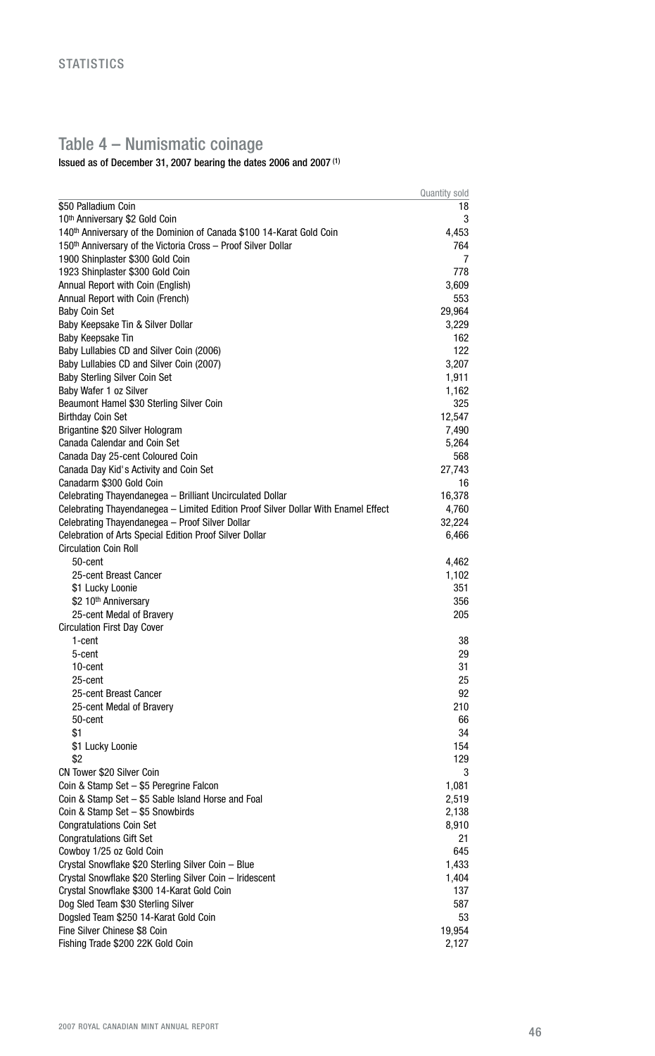## Table 4 – Numismatic coinage

**Issued as of December 31, 2007 bearing the dates 2006 and 2007 (1)**

| | Quantity sold |
|---|---|
| $50 Palladium Coin | 18 |
| 10th Anniversary $2 Gold Coin | 3 |
| 140th Anniversary of the Dominion of Canada $100 14-Karat Gold Coin | 4,453 |
| 150th Anniversary of the Victoria Cross – Proof Silver Dollar | 764 |
| 1900 Shinplaster $300 Gold Coin | 7 |
| 1923 Shinplaster $300 Gold Coin | 778 |
| Annual Report with Coin (English) | 3,609 |
| Annual Report with Coin (French) | 553 |
| Baby Coin Set | 29,964 |
| Baby Keepsake Tin & Silver Dollar | 3,229 |
| Baby Keepsake Tin | 162 |
| Baby Lullabies CD and Silver Coin (2006) | 122 |
| Baby Lullabies CD and Silver Coin (2007) | 3,207 |
| Baby Sterling Silver Coin Set | 1,911 |
| Baby Wafer 1 oz Silver | 1,162 |
| Beaumont Hamel $30 Sterling Silver Coin | 325 |
| Birthday Coin Set | 12,547 |
| Brigantine $20 Silver Hologram | 7,490 |
| Canada Calendar and Coin Set | 5,264 |
| Canada Day 25-cent Coloured Coin | 568 |
| Canada Day Kid's Activity and Coin Set | 27,743 |
| Canadarm $300 Gold Coin | 16 |
| Celebrating Thayendanegea – Brilliant Uncirculated Dollar | 16,378 |
| Celebrating Thayendanegea – Limited Edition Proof Silver Dollar With Enamel Effect | 4,760 |
| Celebrating Thayendanegea – Proof Silver Dollar | 32,224 |
| Celebration of Arts Special Edition Proof Silver Dollar | 6,466 |
| Circulation Coin Roll | |
| 50-cent | 4,462 |
| 25-cent Breast Cancer | 1,102 |
| $1 Lucky Loonie | 351 |
| $2 10th Anniversary | 356 |
| 25-cent Medal of Bravery | 205 |
| Circulation First Day Cover | |
| 1-cent | 38 |
| 5-cent | 29 |
| 10-cent | 31 |
| 25-cent | 25 |
| 25-cent Breast Cancer | 92 |
| 25-cent Medal of Bravery | 210 |
| 50-cent | 66 |
| $1 | 34 |
| $1 Lucky Loonie | 154 |
| $2 | 129 |
| CN Tower $20 Silver Coin | 3 |
| Coin & Stamp Set – $5 Peregrine Falcon | 1,081 |
| Coin & Stamp Set – $5 Sable Island Horse and Foal | 2,519 |
| Coin & Stamp Set – $5 Snowbirds | 2,138 |
| Congratulations Coin Set | 8,910 |
| Congratulations Gift Set | 21 |
| Cowboy 1/25 oz Gold Coin | 645 |
| Crystal Snowflake $20 Sterling Silver Coin – Blue | 1,433 |
| Crystal Snowflake $20 Sterling Silver Coin – Iridescent | 1,404 |
| Crystal Snowflake $300 14-Karat Gold Coin | 137 |
| Dog Sled Team $30 Sterling Silver | 587 |
| Dogsled Team $250 14-Karat Gold Coin | 53 |
| Fine Silver Chinese $8 Coin | 19,954 |
| Fishing Trade $200 22K Gold Coin | 2,127 |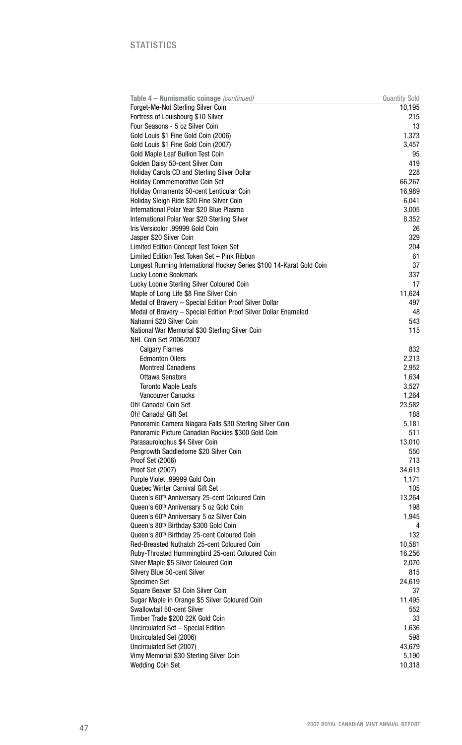| Table 4 – Numismatic coinage *(continued)* | Quantity Sold |
|---|---|
| Forget-Me-Not Sterling Silver Coin | 10,195 |
| Fortress of Louisbourg $10 Silver | 215 |
| Four Seasons - 5 oz Silver Coin | 13 |
| Gold Louis $1 Fine Gold Coin (2006) | 1,373 |
| Gold Louis $1 Fine Gold Coin (2007) | 3,457 |
| Gold Maple Leaf Bullion Test Coin | 95 |
| Golden Daisy 50-cent Silver Coin | 419 |
| Holiday Carols CD and Sterling Silver Dollar | 228 |
| Holiday Commemorative Coin Set | 66,267 |
| Holiday Ornaments 50-cent Lenticular Coin | 16,989 |
| Holiday Sleigh Ride $20 Fine Silver Coin | 6,041 |
| International Polar Year $20 Blue Plasma | 3,005 |
| International Polar Year $20 Sterling Silver | 8,352 |
| Iris Versicolor .99999 Gold Coin | 26 |
| Jasper $20 Silver Coin | 329 |
| Limited Edition Concept Test Token Set | 204 |
| Limited Edition Test Token Set – Pink Ribbon | 61 |
| Longest Running International Hockey Series $100 14-Karat Gold Coin | 37 |
| Lucky Loonie Bookmark | 337 |
| Lucky Loonie Sterling Silver Coloured Coin | 17 |
| Maple of Long Life $8 Fine Silver Coin | 11,624 |
| Medal of Bravery – Special Edition Proof Silver Dollar | 497 |
| Medal of Bravery – Special Edition Proof Silver Dollar Enameled | 48 |
| Nahanni $20 Silver Coin | 543 |
| National War Memorial $30 Sterling Silver Coin | 115 |
| NHL Coin Set 2006/2007 | |
| Calgary Flames | 832 |
| Edmonton Oilers | 2,213 |
| Montreal Canadiens | 2,952 |
| Ottawa Senators | 1,634 |
| Toronto Maple Leafs | 3,527 |
| Vancouver Canucks | 1,264 |
| Oh! Canada! Coin Set | 23,582 |
| Oh! Canada! Gift Set | 188 |
| Panoramic Camera Niagara Falls $30 Sterling Silver Coin | 5,181 |
| Panoramic Picture Canadian Rockies $300 Gold Coin | 511 |
| Parasaurolophus $4 Silver Coin | 13,010 |
| Pengrowth Saddledome $20 Silver Coin | 550 |
| Proof Set (2006) | 713 |
| Proof Set (2007) | 34,613 |
| Purple Violet .99999 Gold Coin | 1,171 |
| Quebec Winter Carnival Gift Set | 105 |
| Queen's 60th Anniversary 25-cent Coloured Coin | 13,264 |
| Queen's 60th Anniversary 5 oz Gold Coin | 198 |
| Queen's 60th Anniversary 5 oz Silver Coin | 1,945 |
| Queen's 80th Birthday $300 Gold Coin | 4 |
| Queen's 80th Birthday 25-cent Coloured Coin | 132 |
| Red-Breasted Nuthatch 25-cent Coloured Coin | 10,581 |
| Ruby-Throated Hummingbird 25-cent Coloured Coin | 16,256 |
| Silver Maple $5 Silver Coloured Coin | 2,070 |
| Silvery Blue 50-cent Silver | 815 |
| Specimen Set | 24,619 |
| Square Beaver $3 Coin Silver Coin | 37 |
| Sugar Maple in Orange $5 Silver Coloured Coin | 11,495 |
| Swallowtail 50-cent Silver | 552 |
| Timber Trade $200 22K Gold Coin | 33 |
| Uncirculated Set – Special Edition | 1,636 |
| Uncirculated Set (2006) | 598 |
| Uncirculated Set (2007) | 43,679 |
| Vimy Memorial $30 Sterling Silver Coin | 5,190 |
| Wedding Coin Set | 10,318 |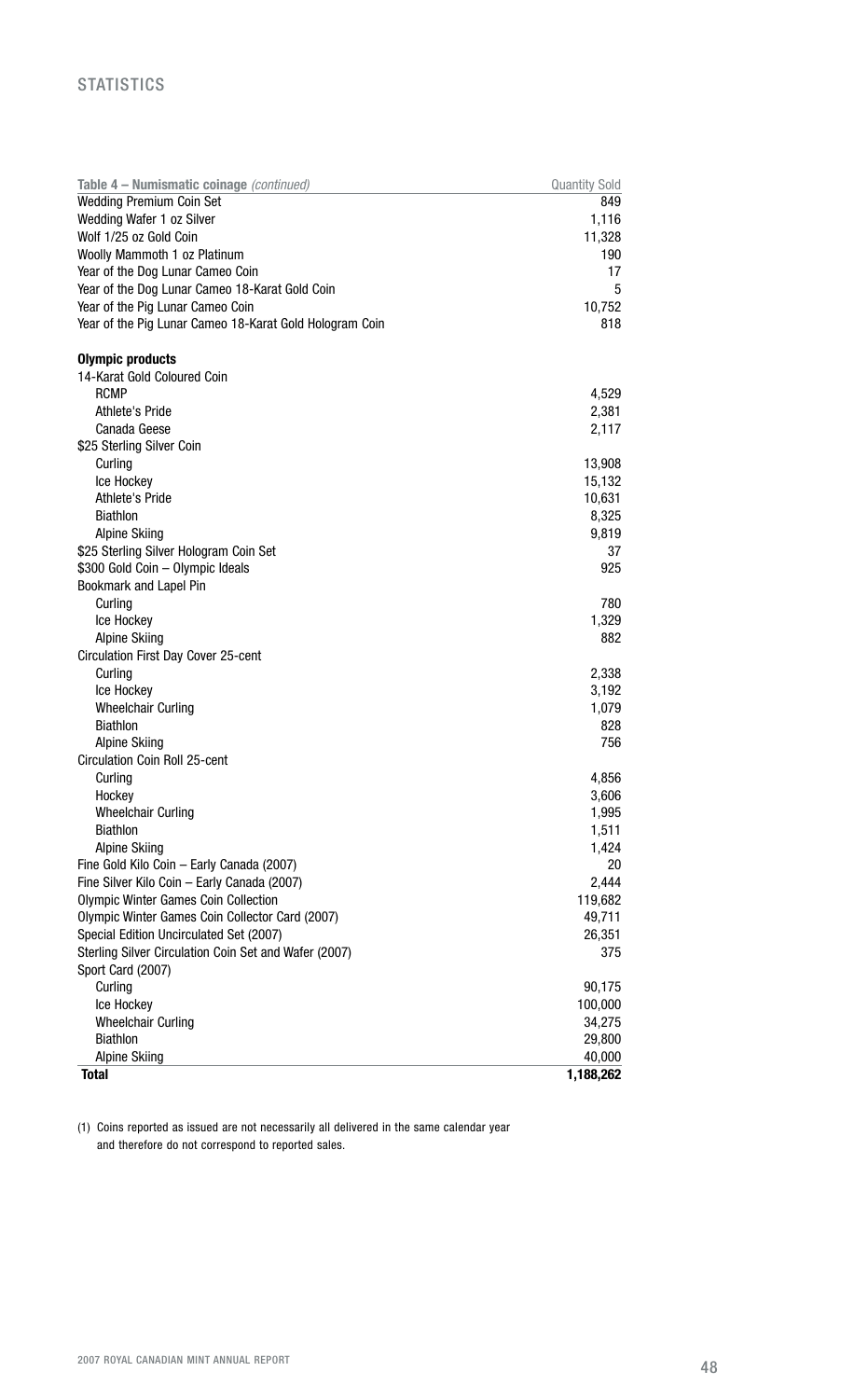| Table 4 – Numismatic coinage *(continued)* | Quantity Sold |
|---|---|
| Wedding Premium Coin Set | 849 |
| Wedding Wafer 1 oz Silver | 1,116 |
| Wolf 1/25 oz Gold Coin | 11,328 |
| Woolly Mammoth 1 oz Platinum | 190 |
| Year of the Dog Lunar Cameo Coin | 17 |
| Year of the Dog Lunar Cameo 18-Karat Gold Coin | 5 |
| Year of the Pig Lunar Cameo Coin | 10,752 |
| Year of the Pig Lunar Cameo 18-Karat Gold Hologram Coin | 818 |
| **Olympic products** | |
| 14-Karat Gold Coloured Coin | |
| RCMP | 4,529 |
| Athlete's Pride | 2,381 |
| Canada Geese | 2,117 |
| $25 Sterling Silver Coin | |
| Curling | 13,908 |
| Ice Hockey | 15,132 |
| Athlete's Pride | 10,631 |
| Biathlon | 8,325 |
| Alpine Skiing | 9,819 |
| $25 Sterling Silver Hologram Coin Set | 37 |
| $300 Gold Coin – Olympic Ideals | 925 |
| Bookmark and Lapel Pin | |
| Curling | 780 |
| Ice Hockey | 1,329 |
| Alpine Skiing | 882 |
| Circulation First Day Cover 25-cent | |
| Curling | 2,338 |
| Ice Hockey | 3,192 |
| Wheelchair Curling | 1,079 |
| Biathlon | 828 |
| Alpine Skiing | 756 |
| Circulation Coin Roll 25-cent | |
| Curling | 4,856 |
| Hockey | 3,606 |
| Wheelchair Curling | 1,995 |
| Biathlon | 1,511 |
| Alpine Skiing | 1,424 |
| Fine Gold Kilo Coin – Early Canada (2007) | 20 |
| Fine Silver Kilo Coin – Early Canada (2007) | 2,444 |
| Olympic Winter Games Coin Collection | 119,682 |
| Olympic Winter Games Coin Collector Card (2007) | 49,711 |
| Special Edition Uncirculated Set (2007) | 26,351 |
| Sterling Silver Circulation Coin Set and Wafer (2007) | 375 |
| Sport Card (2007) | |
| Curling | 90,175 |
| Ice Hockey | 100,000 |
| Wheelchair Curling | 34,275 |
| Biathlon | 29,800 |
| Alpine Skiing | 40,000 |
| **Total** | **1,188,262** |

(1) Coins reported as issued are not necessarily all delivered in the same calendar year and therefore do not correspond to reported sales.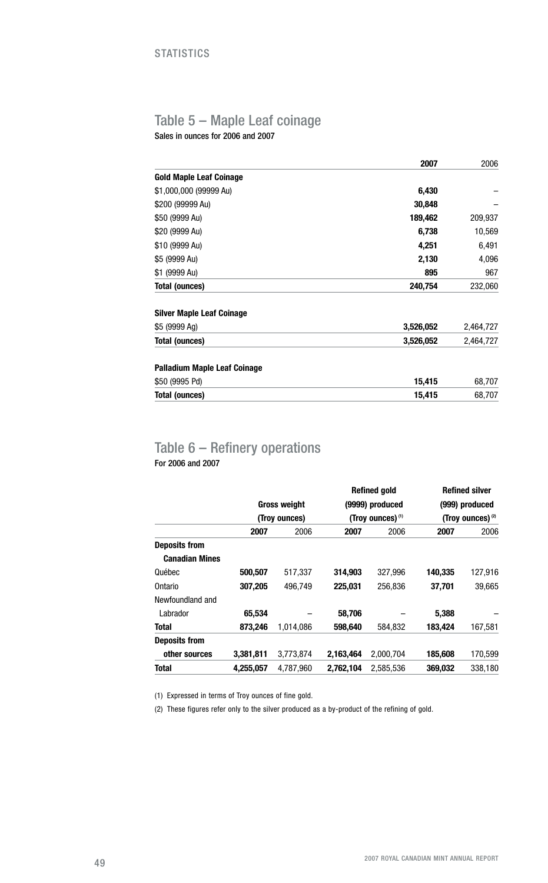STATISTICS

## Table 5 – Maple Leaf coinage

Sales in ounces for 2006 and 2007

| | 2007 | 2006 |
|---|---|---|
| **Gold Maple Leaf Coinage** | | |
| $1,000,000 (99999 Au) | **6,430** | – |
| $200 (99999 Au) | **30,848** | – |
| $50 (9999 Au) | **189,462** | 209,937 |
| $20 (9999 Au) | **6,738** | 10,569 |
| $10 (9999 Au) | **4,251** | 6,491 |
| $5 (9999 Au) | **2,130** | 4,096 |
| $1 (9999 Au) | **895** | 967 |
| **Total (ounces)** | **240,754** | 232,060 |
| **Silver Maple Leaf Coinage** | | |
| $5 (9999 Ag) | **3,526,052** | 2,464,727 |
| **Total (ounces)** | **3,526,052** | 2,464,727 |
| **Palladium Maple Leaf Coinage** | | |
| $50 (9995 Pd) | **15,415** | 68,707 |
| **Total (ounces)** | **15,415** | 68,707 |

## Table 6 – Refinery operations

For 2006 and 2007

| | Gross weight (Troy ounces) | | Refined gold (9999) produced (Troy ounces) [1] | | Refined silver (999) produced (Troy ounces) [2] | |
|---|---|---|---|---|---|---|
| | **2007** | 2006 | **2007** | 2006 | **2007** | 2006 |
| **Deposits from Canadian Mines** | | | | | | |
| Québec | **500,507** | 517,337 | **314,903** | 327,996 | **140,335** | 127,916 |
| Ontario | **307,205** | 496,749 | **225,031** | 256,836 | **37,701** | 39,665 |
| Newfoundland and Labrador | **65,534** | – | **58,706** | – | **5,388** | – |
| **Total** | **873,246** | 1,014,086 | **598,640** | 584,832 | **183,424** | 167,581 |
| **Deposits from other sources** | **3,381,811** | 3,773,874 | **2,163,464** | 2,000,704 | **185,608** | 170,599 |
| **Total** | **4,255,057** | 4,787,960 | **2,762,104** | 2,585,536 | **369,032** | 338,180 |

(1) Expressed in terms of Troy ounces of fine gold.

(2) These figures refer only to the silver produced as a by-product of the refining of gold.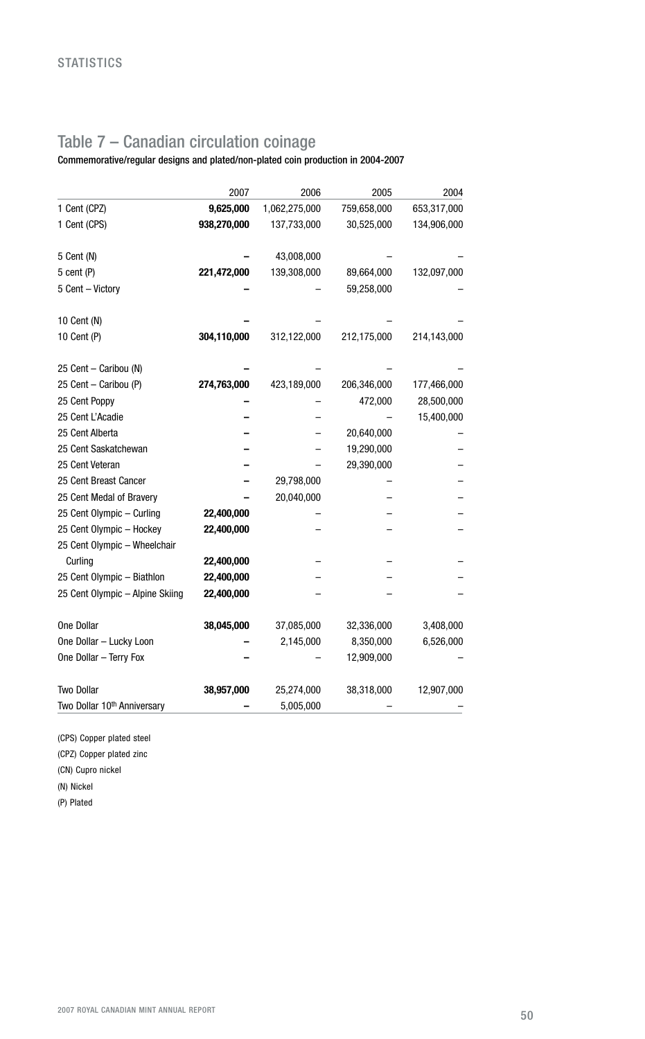## Table 7 – Canadian circulation coinage

**Commemorative/regular designs and plated/non-plated coin production in 2004-2007**

| | 2007 | 2006 | 2005 | 2004 |
|---|---|---|---|---|
| 1 Cent (CPZ) | **9,625,000** | 1,062,275,000 | 759,658,000 | 653,317,000 |
| 1 Cent (CPS) | **938,270,000** | 137,733,000 | 30,525,000 | 134,906,000 |
| 5 Cent (N) | **–** | 43,008,000 | – | – |
| 5 cent (P) | **221,472,000** | 139,308,000 | 89,664,000 | 132,097,000 |
| 5 Cent – Victory | **–** | – | 59,258,000 | – |
| 10 Cent (N) | **–** | – | – | – |
| 10 Cent (P) | **304,110,000** | 312,122,000 | 212,175,000 | 214,143,000 |
| 25 Cent – Caribou (N) | **–** | – | – | – |
| 25 Cent – Caribou (P) | **274,763,000** | 423,189,000 | 206,346,000 | 177,466,000 |
| 25 Cent Poppy | **–** | – | 472,000 | 28,500,000 |
| 25 Cent L'Acadie | **–** | – | – | 15,400,000 |
| 25 Cent Alberta | **–** | – | 20,640,000 | – |
| 25 Cent Saskatchewan | **–** | – | 19,290,000 | – |
| 25 Cent Veteran | **–** | – | 29,390,000 | – |
| 25 Cent Breast Cancer | **–** | 29,798,000 | – | – |
| 25 Cent Medal of Bravery | **–** | 20,040,000 | – | – |
| 25 Cent Olympic – Curling | **22,400,000** | – | – | – |
| 25 Cent Olympic – Hockey | **22,400,000** | – | – | – |
| 25 Cent Olympic – Wheelchair Curling | **22,400,000** | – | – | – |
| 25 Cent Olympic – Biathlon | **22,400,000** | – | – | – |
| 25 Cent Olympic – Alpine Skiing | **22,400,000** | – | – | – |
| One Dollar | **38,045,000** | 37,085,000 | 32,336,000 | 3,408,000 |
| One Dollar – Lucky Loon | **–** | 2,145,000 | 8,350,000 | 6,526,000 |
| One Dollar – Terry Fox | **–** | – | 12,909,000 | – |
| Two Dollar | **38,957,000** | 25,274,000 | 38,318,000 | 12,907,000 |
| Two Dollar 10th Anniversary | **–** | 5,005,000 | – | – |

(CPS) Copper plated steel

(CPZ) Copper plated zinc

(CN) Cupro nickel

(N) Nickel

(P) Plated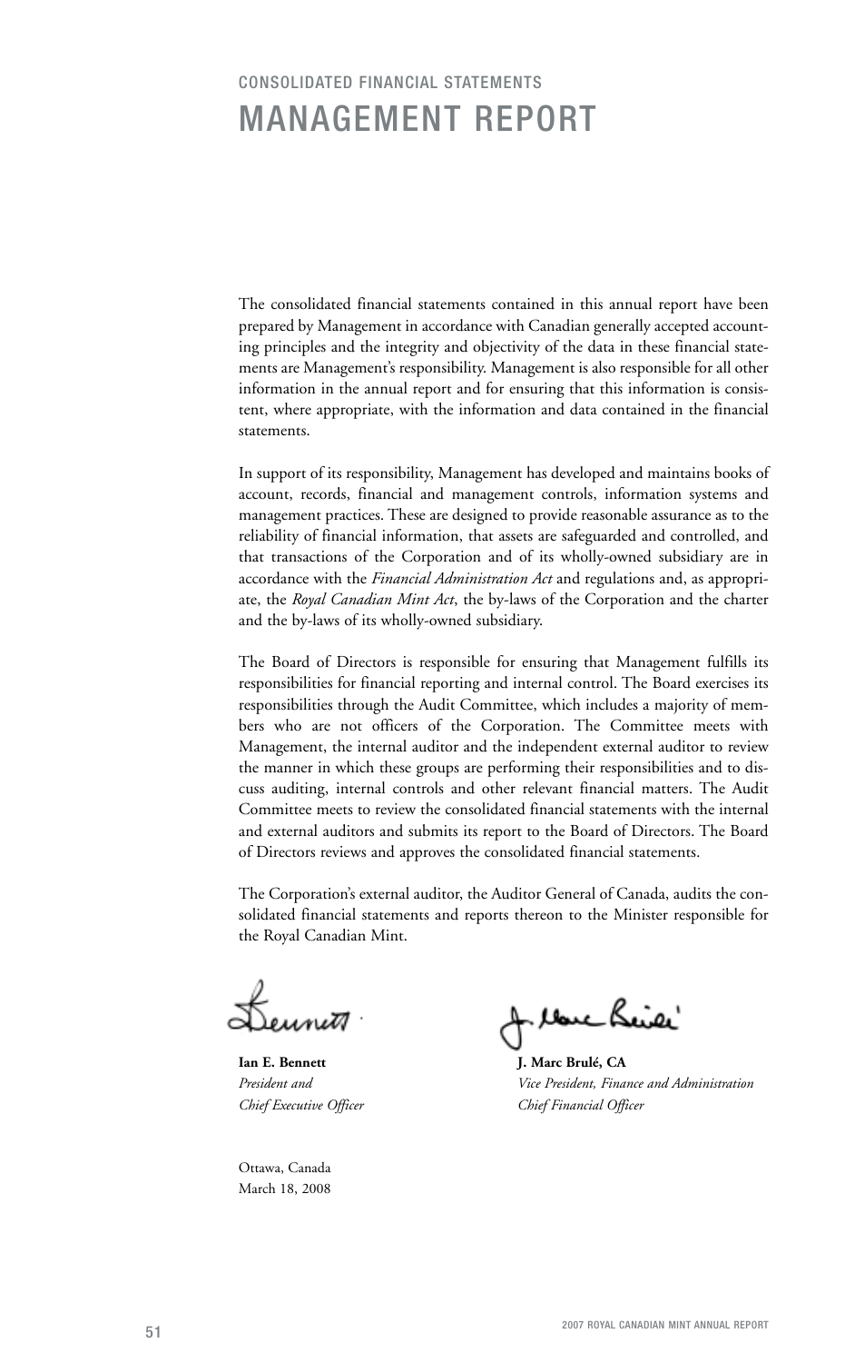CONSOLIDATED FINANCIAL STATEMENTS

# MANAGEMENT REPORT

The consolidated financial statements contained in this annual report have been prepared by Management in accordance with Canadian generally accepted accounting principles and the integrity and objectivity of the data in these financial statements are Management's responsibility. Management is also responsible for all other information in the annual report and for ensuring that this information is consistent, where appropriate, with the information and data contained in the financial statements.

In support of its responsibility, Management has developed and maintains books of account, records, financial and management controls, information systems and management practices. These are designed to provide reasonable assurance as to the reliability of financial information, that assets are safeguarded and controlled, and that transactions of the Corporation and of its wholly-owned subsidiary are in accordance with the *Financial Administration Act* and regulations and, as appropriate, the *Royal Canadian Mint Act*, the by-laws of the Corporation and the charter and the by-laws of its wholly-owned subsidiary.

The Board of Directors is responsible for ensuring that Management fulfills its responsibilities for financial reporting and internal control. The Board exercises its responsibilities through the Audit Committee, which includes a majority of members who are not officers of the Corporation. The Committee meets with Management, the internal auditor and the independent external auditor to review the manner in which these groups are performing their responsibilities and to discuss auditing, internal controls and other relevant financial matters. The Audit Committee meets to review the consolidated financial statements with the internal and external auditors and submits its report to the Board of Directors. The Board of Directors reviews and approves the consolidated financial statements.

The Corporation's external auditor, the Auditor General of Canada, audits the consolidated financial statements and reports thereon to the Minister responsible for the Royal Canadian Mint.

**Ian E. Bennett**
*President and*
*Chief Executive Officer*

**J. Marc Brulé, CA**
*Vice President, Finance and Administration*
*Chief Financial Officer*

Ottawa, Canada
March 18, 2008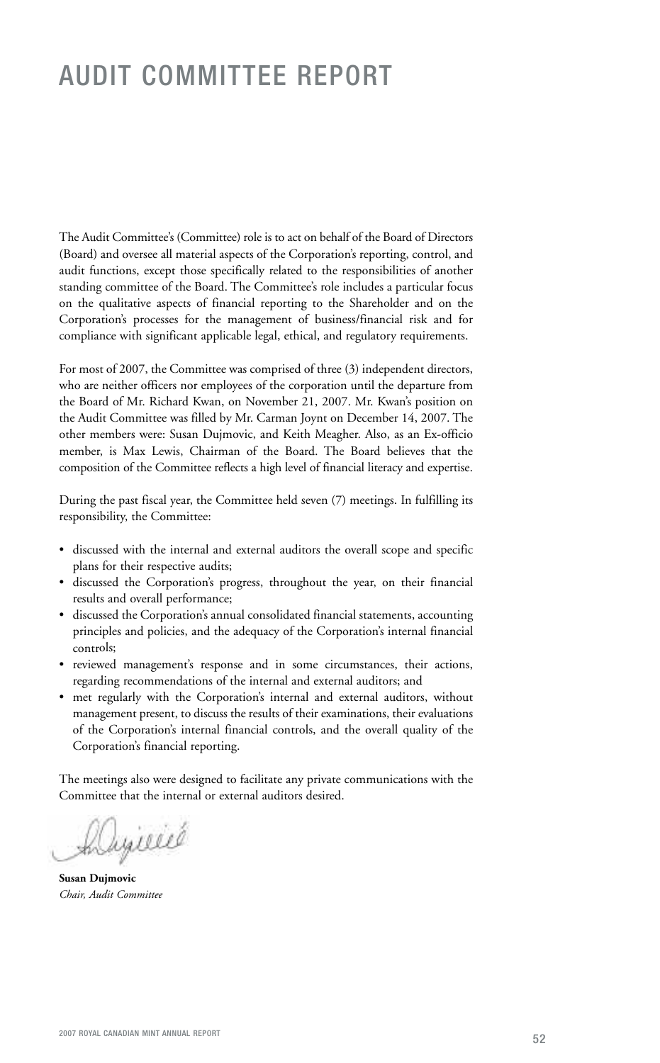# AUDIT COMMITTEE REPORT

The Audit Committee's (Committee) role is to act on behalf of the Board of Directors (Board) and oversee all material aspects of the Corporation's reporting, control, and audit functions, except those specifically related to the responsibilities of another standing committee of the Board. The Committee's role includes a particular focus on the qualitative aspects of financial reporting to the Shareholder and on the Corporation's processes for the management of business/financial risk and for compliance with significant applicable legal, ethical, and regulatory requirements.

For most of 2007, the Committee was comprised of three (3) independent directors, who are neither officers nor employees of the corporation until the departure from the Board of Mr. Richard Kwan, on November 21, 2007. Mr. Kwan's position on the Audit Committee was filled by Mr. Carman Joynt on December 14, 2007. The other members were: Susan Dujmovic, and Keith Meagher. Also, as an Ex-officio member, is Max Lewis, Chairman of the Board. The Board believes that the composition of the Committee reflects a high level of financial literacy and expertise.

During the past fiscal year, the Committee held seven (7) meetings. In fulfilling its responsibility, the Committee:

- discussed with the internal and external auditors the overall scope and specific plans for their respective audits;
- discussed the Corporation's progress, throughout the year, on their financial results and overall performance;
- discussed the Corporation's annual consolidated financial statements, accounting principles and policies, and the adequacy of the Corporation's internal financial controls;
- reviewed management's response and in some circumstances, their actions, regarding recommendations of the internal and external auditors; and
- met regularly with the Corporation's internal and external auditors, without management present, to discuss the results of their examinations, their evaluations of the Corporation's internal financial controls, and the overall quality of the Corporation's financial reporting.

The meetings also were designed to facilitate any private communications with the Committee that the internal or external auditors desired.

**Susan Dujmovic**
*Chair, Audit Committee*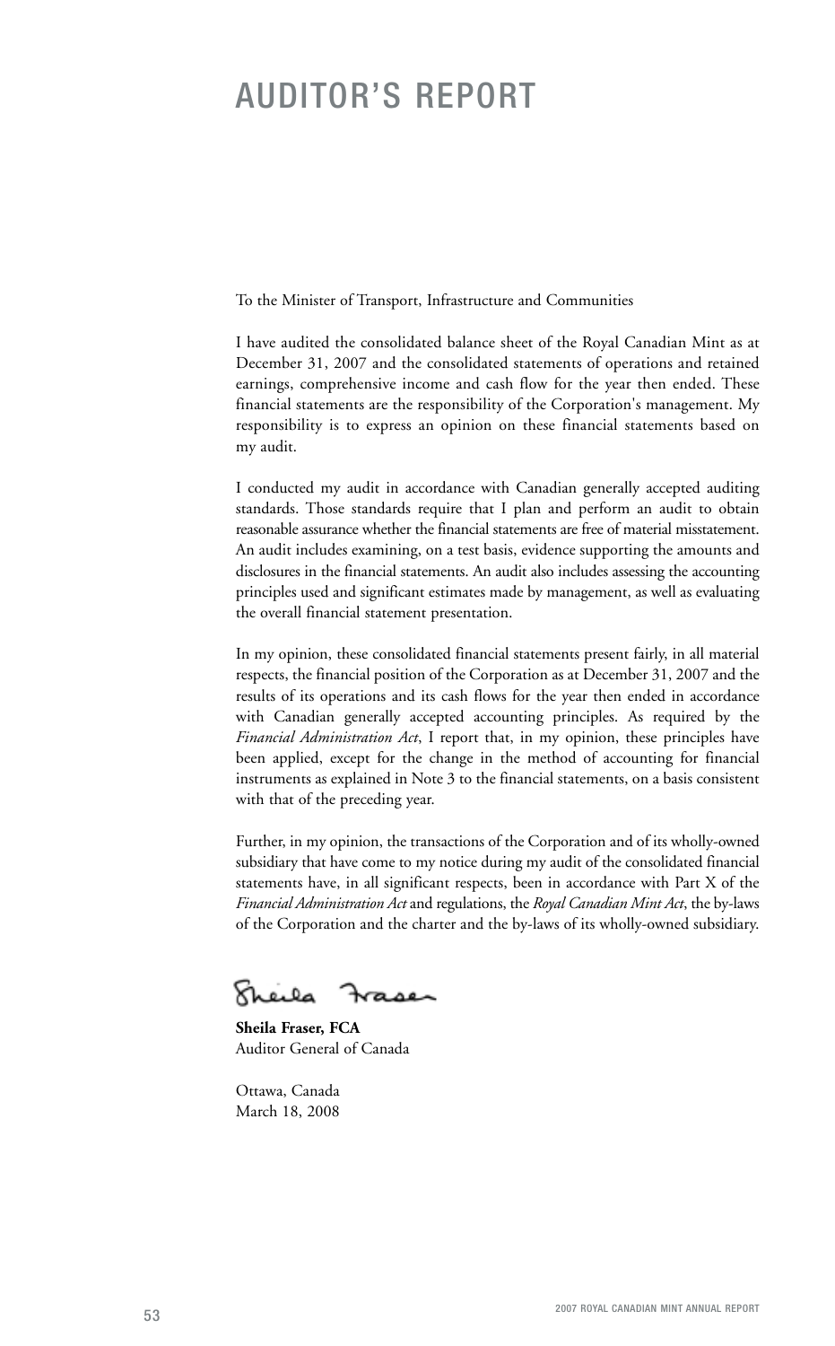# AUDITOR'S REPORT

To the Minister of Transport, Infrastructure and Communities

I have audited the consolidated balance sheet of the Royal Canadian Mint as at December 31, 2007 and the consolidated statements of operations and retained earnings, comprehensive income and cash flow for the year then ended. These financial statements are the responsibility of the Corporation's management. My responsibility is to express an opinion on these financial statements based on my audit.

I conducted my audit in accordance with Canadian generally accepted auditing standards. Those standards require that I plan and perform an audit to obtain reasonable assurance whether the financial statements are free of material misstatement. An audit includes examining, on a test basis, evidence supporting the amounts and disclosures in the financial statements. An audit also includes assessing the accounting principles used and significant estimates made by management, as well as evaluating the overall financial statement presentation.

In my opinion, these consolidated financial statements present fairly, in all material respects, the financial position of the Corporation as at December 31, 2007 and the results of its operations and its cash flows for the year then ended in accordance with Canadian generally accepted accounting principles. As required by the *Financial Administration Act*, I report that, in my opinion, these principles have been applied, except for the change in the method of accounting for financial instruments as explained in Note 3 to the financial statements, on a basis consistent with that of the preceding year.

Further, in my opinion, the transactions of the Corporation and of its wholly-owned subsidiary that have come to my notice during my audit of the consolidated financial statements have, in all significant respects, been in accordance with Part X of the *Financial Administration Act* and regulations, the *Royal Canadian Mint Act*, the by-laws of the Corporation and the charter and the by-laws of its wholly-owned subsidiary.

Sheila Fraser

**Sheila Fraser, FCA**
Auditor General of Canada

Ottawa, Canada
March 18, 2008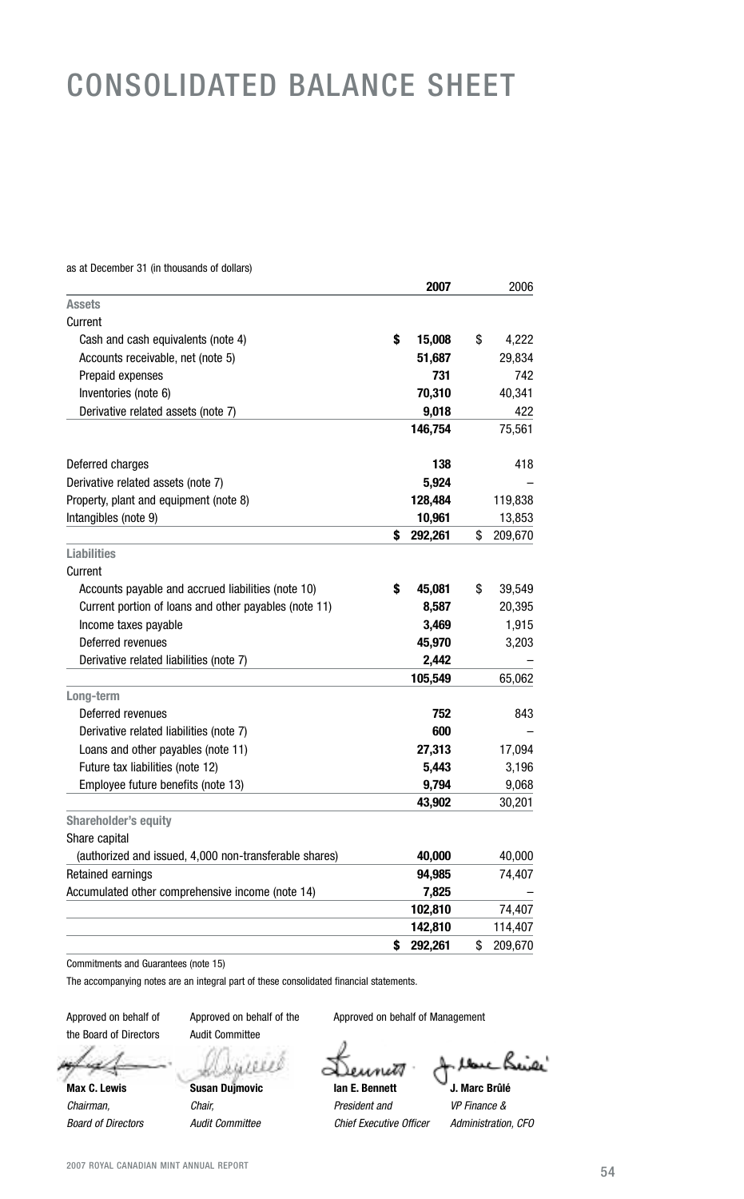# CONSOLIDATED BALANCE SHEET

as at December 31 (in thousands of dollars)

| | 2007 | 2006 |
|---|---|---|
| **Assets** | | |
| Current | | |
| Cash and cash equivalents (note 4) | **$ 15,008** | $ 4,222 |
| Accounts receivable, net (note 5) | **51,687** | 29,834 |
| Prepaid expenses | **731** | 742 |
| Inventories (note 6) | **70,310** | 40,341 |
| Derivative related assets (note 7) | **9,018** | 422 |
| | **146,754** | 75,561 |
| Deferred charges | **138** | 418 |
| Derivative related assets (note 7) | **5,924** | – |
| Property, plant and equipment (note 8) | **128,484** | 119,838 |
| Intangibles (note 9) | **10,961** | 13,853 |
| | **$ 292,261** | $ 209,670 |
| **Liabilities** | | |
| Current | | |
| Accounts payable and accrued liabilities (note 10) | **$ 45,081** | $ 39,549 |
| Current portion of loans and other payables (note 11) | **8,587** | 20,395 |
| Income taxes payable | **3,469** | 1,915 |
| Deferred revenues | **45,970** | 3,203 |
| Derivative related liabilities (note 7) | **2,442** | – |
| | **105,549** | 65,062 |
| **Long-term** | | |
| Deferred revenues | **752** | 843 |
| Derivative related liabilities (note 7) | **600** | – |
| Loans and other payables (note 11) | **27,313** | 17,094 |
| Future tax liabilities (note 12) | **5,443** | 3,196 |
| Employee future benefits (note 13) | **9,794** | 9,068 |
| | **43,902** | 30,201 |
| **Shareholder's equity** | | |
| Share capital | | |
| (authorized and issued, 4,000 non-transferable shares) | **40,000** | 40,000 |
| Retained earnings | **94,985** | 74,407 |
| Accumulated other comprehensive income (note 14) | **7,825** | – |
| | **102,810** | 74,407 |
| | **142,810** | 114,407 |
| | **$ 292,261** | $ 209,670 |

Commitments and Guarantees (note 15)

The accompanying notes are an integral part of these consolidated financial statements.

| Approved on behalf of the Board of Directors | Approved on behalf of the Audit Committee | Approved on behalf of Management | |
|---|---|---|---|
| **Max C. Lewis** | **Susan Dujmovic** | **Ian E. Bennett** | **J. Marc Brûlé** |
| *Chairman, Board of Directors* | *Chair, Audit Committee* | *President and Chief Executive Officer* | *VP Finance & Administration, CFO* |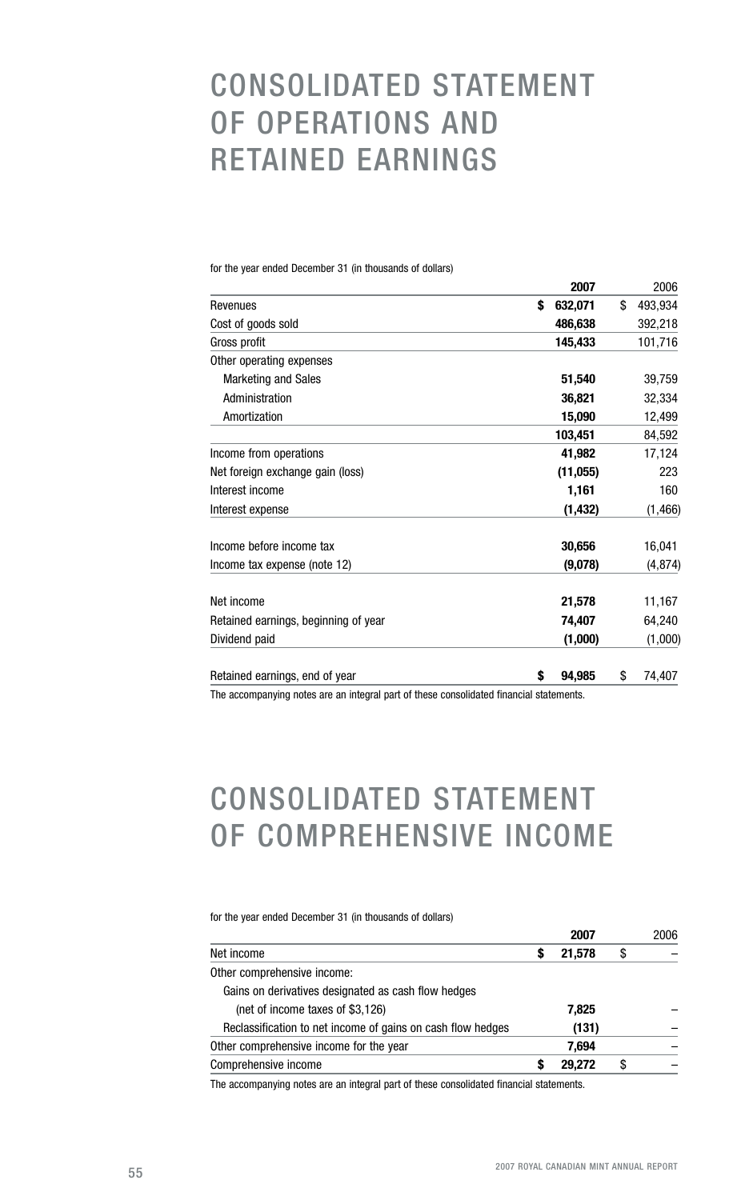# CONSOLIDATED STATEMENT OF OPERATIONS AND RETAINED EARNINGS

for the year ended December 31 (in thousands of dollars)

| | 2007 | 2006 |
|---|---|---|
| Revenues | **$ 632,071** | $ 493,934 |
| Cost of goods sold | **486,638** | 392,218 |
| Gross profit | **145,433** | 101,716 |
| Other operating expenses | | |
| Marketing and Sales | **51,540** | 39,759 |
| Administration | **36,821** | 32,334 |
| Amortization | **15,090** | 12,499 |
| | **103,451** | 84,592 |
| Income from operations | **41,982** | 17,124 |
| Net foreign exchange gain (loss) | **(11,055)** | 223 |
| Interest income | **1,161** | 160 |
| Interest expense | **(1,432)** | (1,466) |
| Income before income tax | **30,656** | 16,041 |
| Income tax expense (note 12) | **(9,078)** | (4,874) |
| Net income | **21,578** | 11,167 |
| Retained earnings, beginning of year | **74,407** | 64,240 |
| Dividend paid | **(1,000)** | (1,000) |
| Retained earnings, end of year | **$ 94,985** | $ 74,407 |

The accompanying notes are an integral part of these consolidated financial statements.

# CONSOLIDATED STATEMENT OF COMPREHENSIVE INCOME

for the year ended December 31 (in thousands of dollars)

| | 2007 | 2006 |
|---|---|---|
| Net income | **$ 21,578** | $ – |
| Other comprehensive income: | | |
| Gains on derivatives designated as cash flow hedges (net of income taxes of $3,126) | **7,825** | – |
| Reclassification to net income of gains on cash flow hedges | **(131)** | – |
| Other comprehensive income for the year | **7,694** | – |
| Comprehensive income | **$ 29,272** | $ – |

The accompanying notes are an integral part of these consolidated financial statements.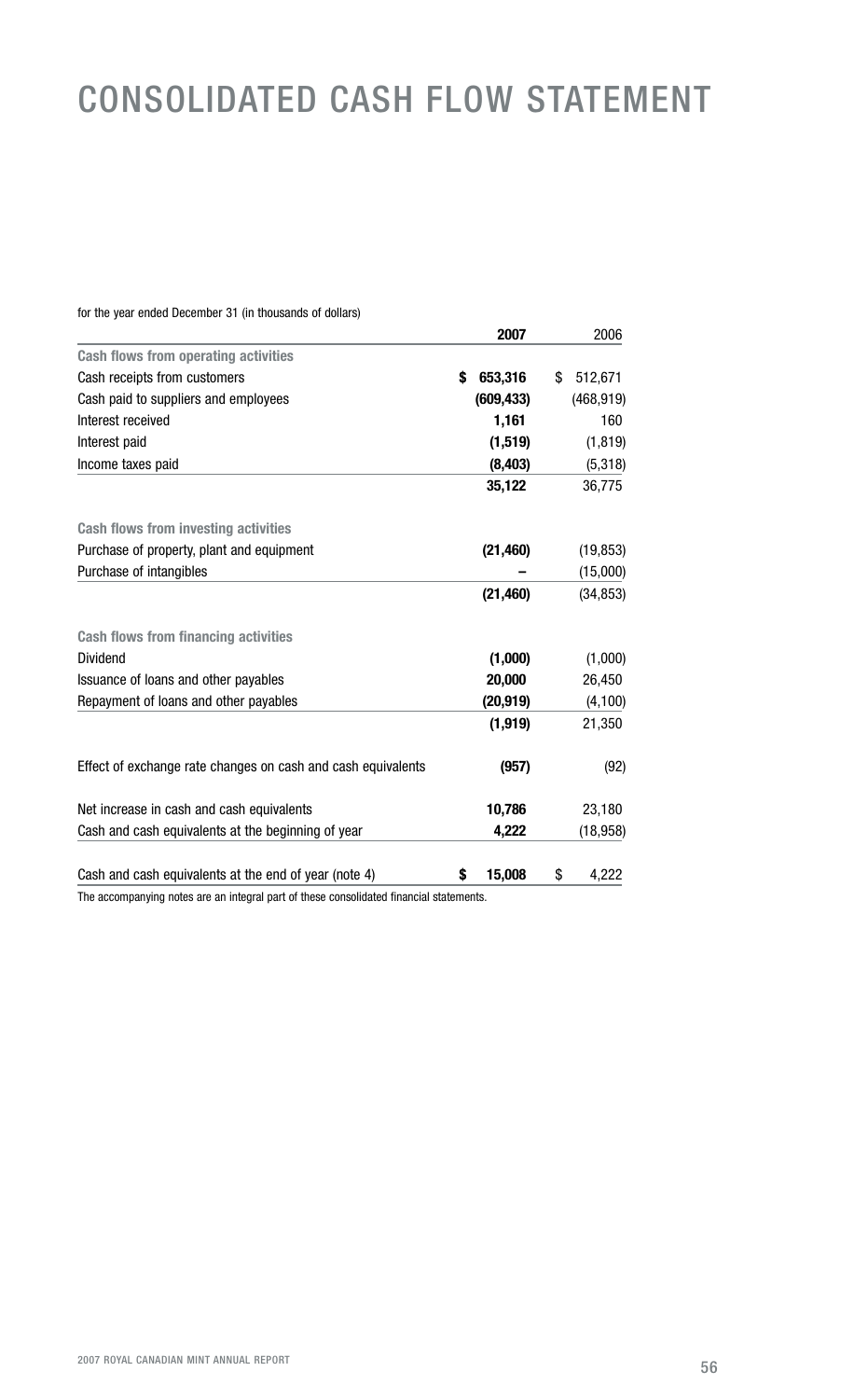# CONSOLIDATED CASH FLOW STATEMENT

for the year ended December 31 (in thousands of dollars)

| | **2007** | 2006 |
|---|---|---|
| **Cash flows from operating activities** | | |
| Cash receipts from customers | **$ 653,316** | $ 512,671 |
| Cash paid to suppliers and employees | **(609,433)** | (468,919) |
| Interest received | **1,161** | 160 |
| Interest paid | **(1,519)** | (1,819) |
| Income taxes paid | **(8,403)** | (5,318) |
| | **35,122** | 36,775 |
| **Cash flows from investing activities** | | |
| Purchase of property, plant and equipment | **(21,460)** | (19,853) |
| Purchase of intangibles | **–** | (15,000) |
| | **(21,460)** | (34,853) |
| **Cash flows from financing activities** | | |
| Dividend | **(1,000)** | (1,000) |
| Issuance of loans and other payables | **20,000** | 26,450 |
| Repayment of loans and other payables | **(20,919)** | (4,100) |
| | **(1,919)** | 21,350 |
| Effect of exchange rate changes on cash and cash equivalents | **(957)** | (92) |
| Net increase in cash and cash equivalents | **10,786** | 23,180 |
| Cash and cash equivalents at the beginning of year | **4,222** | (18,958) |
| Cash and cash equivalents at the end of year (note 4) | **$ 15,008** | $ 4,222 |

The accompanying notes are an integral part of these consolidated financial statements.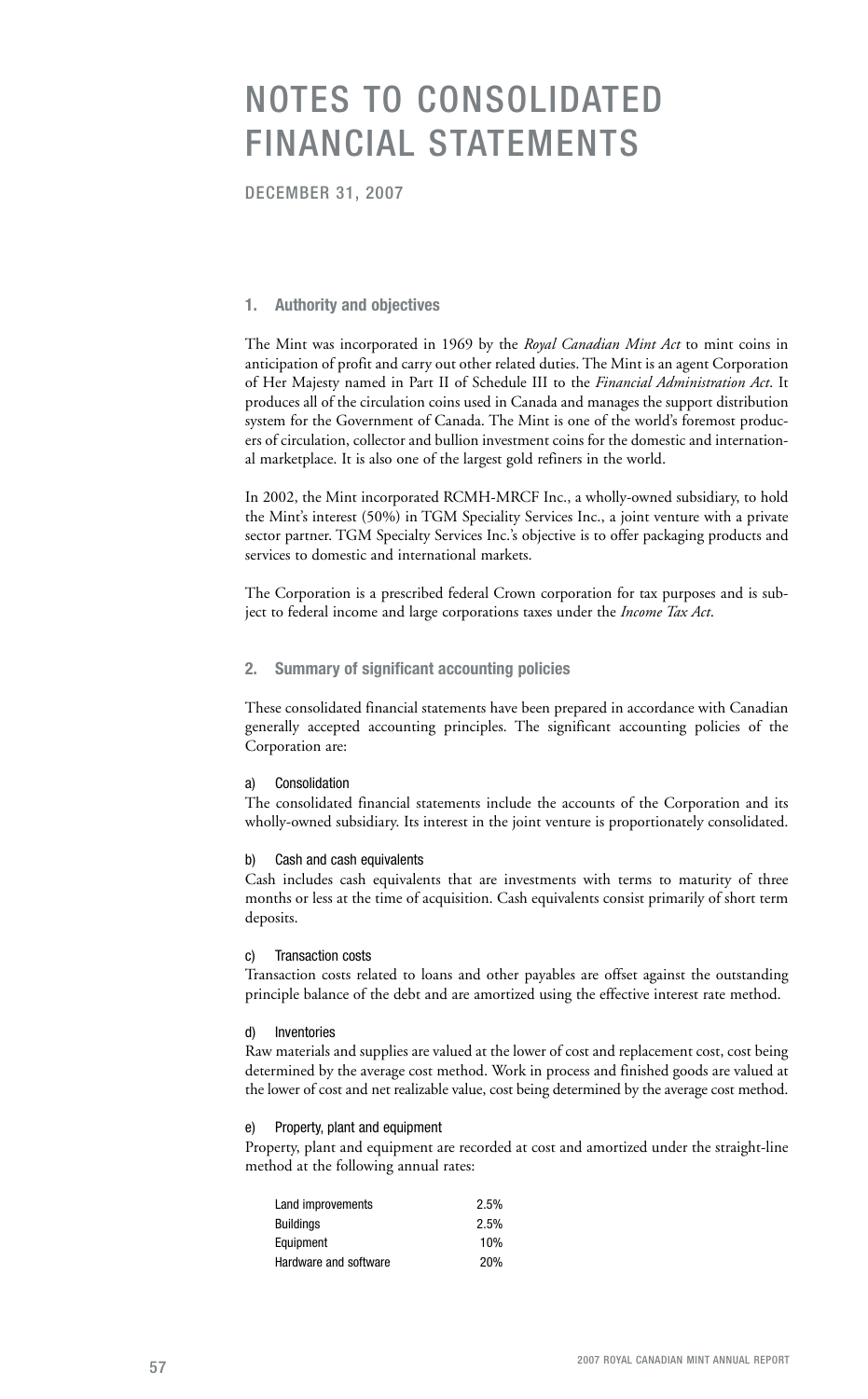# NOTES TO CONSOLIDATED FINANCIAL STATEMENTS

DECEMBER 31, 2007

## 1. Authority and objectives

The Mint was incorporated in 1969 by the *Royal Canadian Mint Act* to mint coins in anticipation of profit and carry out other related duties. The Mint is an agent Corporation of Her Majesty named in Part II of Schedule III to the *Financial Administration Act*. It produces all of the circulation coins used in Canada and manages the support distribution system for the Government of Canada. The Mint is one of the world's foremost producers of circulation, collector and bullion investment coins for the domestic and international marketplace. It is also one of the largest gold refiners in the world.

In 2002, the Mint incorporated RCMH-MRCF Inc., a wholly-owned subsidiary, to hold the Mint's interest (50%) in TGM Speciality Services Inc., a joint venture with a private sector partner. TGM Specialty Services Inc.'s objective is to offer packaging products and services to domestic and international markets.

The Corporation is a prescribed federal Crown corporation for tax purposes and is subject to federal income and large corporations taxes under the *Income Tax Act*.

## 2. Summary of significant accounting policies

These consolidated financial statements have been prepared in accordance with Canadian generally accepted accounting principles. The significant accounting policies of the Corporation are:

### a) Consolidation

The consolidated financial statements include the accounts of the Corporation and its wholly-owned subsidiary. Its interest in the joint venture is proportionately consolidated.

### b) Cash and cash equivalents

Cash includes cash equivalents that are investments with terms to maturity of three months or less at the time of acquisition. Cash equivalents consist primarily of short term deposits.

### c) Transaction costs

Transaction costs related to loans and other payables are offset against the outstanding principle balance of the debt and are amortized using the effective interest rate method.

### d) Inventories

Raw materials and supplies are valued at the lower of cost and replacement cost, cost being determined by the average cost method. Work in process and finished goods are valued at the lower of cost and net realizable value, cost being determined by the average cost method.

### e) Property, plant and equipment

Property, plant and equipment are recorded at cost and amortized under the straight-line method at the following annual rates:

| | |
|---|---|
| Land improvements | 2.5% |
| Buildings | 2.5% |
| Equipment | 10% |
| Hardware and software | 20% |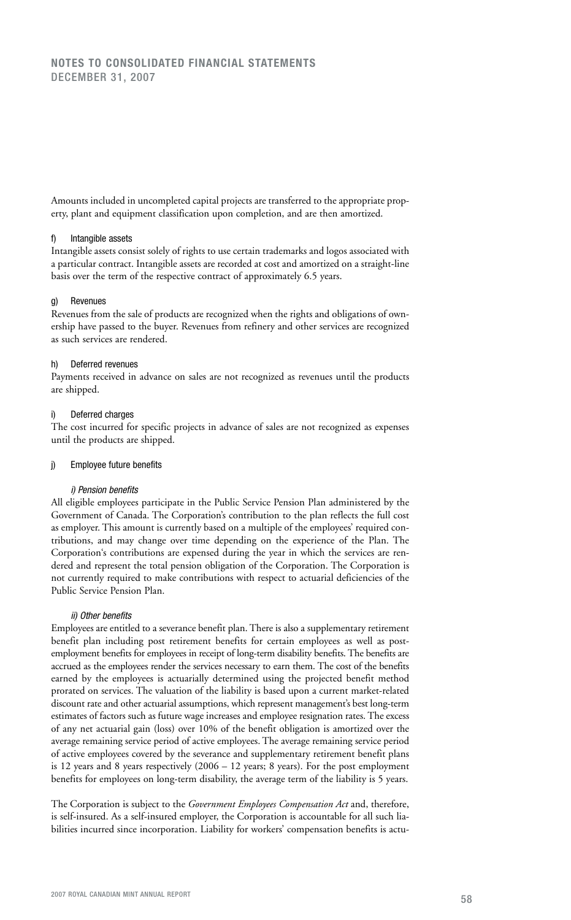Amounts included in uncompleted capital projects are transferred to the appropriate property, plant and equipment classification upon completion, and are then amortized.

#### f) Intangible assets

Intangible assets consist solely of rights to use certain trademarks and logos associated with a particular contract. Intangible assets are recorded at cost and amortized on a straight-line basis over the term of the respective contract of approximately 6.5 years.

#### g) Revenues

Revenues from the sale of products are recognized when the rights and obligations of ownership have passed to the buyer. Revenues from refinery and other services are recognized as such services are rendered.

#### h) Deferred revenues

Payments received in advance on sales are not recognized as revenues until the products are shipped.

#### i) Deferred charges

The cost incurred for specific projects in advance of sales are not recognized as expenses until the products are shipped.

#### j) Employee future benefits

*i) Pension benefits*

All eligible employees participate in the Public Service Pension Plan administered by the Government of Canada. The Corporation's contribution to the plan reflects the full cost as employer. This amount is currently based on a multiple of the employees' required contributions, and may change over time depending on the experience of the Plan. The Corporation's contributions are expensed during the year in which the services are rendered and represent the total pension obligation of the Corporation. The Corporation is not currently required to make contributions with respect to actuarial deficiencies of the Public Service Pension Plan.

*ii) Other benefits*

Employees are entitled to a severance benefit plan. There is also a supplementary retirement benefit plan including post retirement benefits for certain employees as well as post-employment benefits for employees in receipt of long-term disability benefits. The benefits are accrued as the employees render the services necessary to earn them. The cost of the benefits earned by the employees is actuarially determined using the projected benefit method prorated on services. The valuation of the liability is based upon a current market-related discount rate and other actuarial assumptions, which represent management's best long-term estimates of factors such as future wage increases and employee resignation rates. The excess of any net actuarial gain (loss) over 10% of the benefit obligation is amortized over the average remaining service period of active employees. The average remaining service period of active employees covered by the severance and supplementary retirement benefit plans is 12 years and 8 years respectively (2006 – 12 years; 8 years). For the post employment benefits for employees on long-term disability, the average term of the liability is 5 years.

The Corporation is subject to the *Government Employees Compensation Act* and, therefore, is self-insured. As a self-insured employer, the Corporation is accountable for all such liabilities incurred since incorporation. Liability for workers' compensation benefits is actu-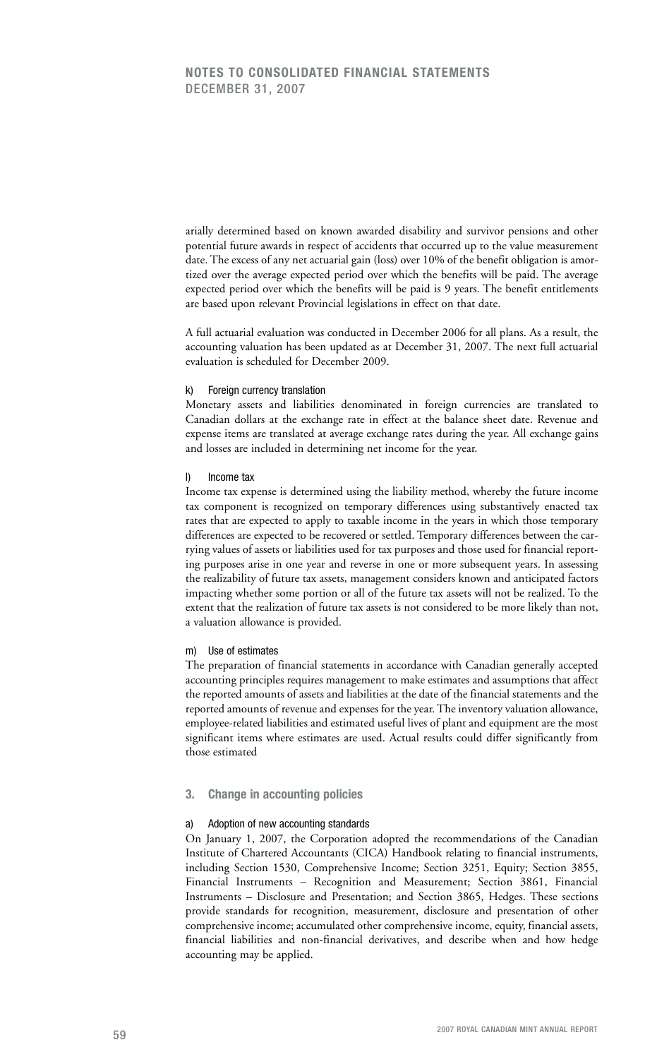arially determined based on known awarded disability and survivor pensions and other potential future awards in respect of accidents that occurred up to the value measurement date. The excess of any net actuarial gain (loss) over 10% of the benefit obligation is amortized over the average expected period over which the benefits will be paid. The average expected period over which the benefits will be paid is 9 years. The benefit entitlements are based upon relevant Provincial legislations in effect on that date.

A full actuarial evaluation was conducted in December 2006 for all plans. As a result, the accounting valuation has been updated as at December 31, 2007. The next full actuarial evaluation is scheduled for December 2009.

#### k) Foreign currency translation

Monetary assets and liabilities denominated in foreign currencies are translated to Canadian dollars at the exchange rate in effect at the balance sheet date. Revenue and expense items are translated at average exchange rates during the year. All exchange gains and losses are included in determining net income for the year.

#### l) Income tax

Income tax expense is determined using the liability method, whereby the future income tax component is recognized on temporary differences using substantively enacted tax rates that are expected to apply to taxable income in the years in which those temporary differences are expected to be recovered or settled. Temporary differences between the carrying values of assets or liabilities used for tax purposes and those used for financial reporting purposes arise in one year and reverse in one or more subsequent years. In assessing the realizability of future tax assets, management considers known and anticipated factors impacting whether some portion or all of the future tax assets will not be realized. To the extent that the realization of future tax assets is not considered to be more likely than not, a valuation allowance is provided.

#### m) Use of estimates

The preparation of financial statements in accordance with Canadian generally accepted accounting principles requires management to make estimates and assumptions that affect the reported amounts of assets and liabilities at the date of the financial statements and the reported amounts of revenue and expenses for the year. The inventory valuation allowance, employee-related liabilities and estimated useful lives of plant and equipment are the most significant items where estimates are used. Actual results could differ significantly from those estimated

## 3. Change in accounting policies

#### a) Adoption of new accounting standards

On January 1, 2007, the Corporation adopted the recommendations of the Canadian Institute of Chartered Accountants (CICA) Handbook relating to financial instruments, including Section 1530, Comprehensive Income; Section 3251, Equity; Section 3855, Financial Instruments – Recognition and Measurement; Section 3861, Financial Instruments – Disclosure and Presentation; and Section 3865, Hedges. These sections provide standards for recognition, measurement, disclosure and presentation of other comprehensive income; accumulated other comprehensive income, equity, financial assets, financial liabilities and non-financial derivatives, and describe when and how hedge accounting may be applied.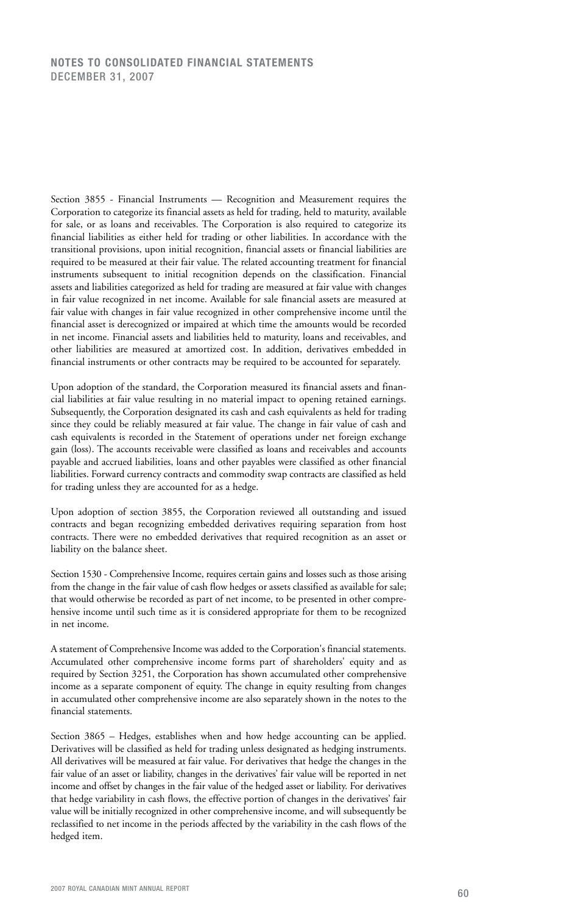Section 3855 - Financial Instruments — Recognition and Measurement requires the Corporation to categorize its financial assets as held for trading, held to maturity, available for sale, or as loans and receivables. The Corporation is also required to categorize its financial liabilities as either held for trading or other liabilities. In accordance with the transitional provisions, upon initial recognition, financial assets or financial liabilities are required to be measured at their fair value. The related accounting treatment for financial instruments subsequent to initial recognition depends on the classification. Financial assets and liabilities categorized as held for trading are measured at fair value with changes in fair value recognized in net income. Available for sale financial assets are measured at fair value with changes in fair value recognized in other comprehensive income until the financial asset is derecognized or impaired at which time the amounts would be recorded in net income. Financial assets and liabilities held to maturity, loans and receivables, and other liabilities are measured at amortized cost. In addition, derivatives embedded in financial instruments or other contracts may be required to be accounted for separately.

Upon adoption of the standard, the Corporation measured its financial assets and financial liabilities at fair value resulting in no material impact to opening retained earnings. Subsequently, the Corporation designated its cash and cash equivalents as held for trading since they could be reliably measured at fair value. The change in fair value of cash and cash equivalents is recorded in the Statement of operations under net foreign exchange gain (loss). The accounts receivable were classified as loans and receivables and accounts payable and accrued liabilities, loans and other payables were classified as other financial liabilities. Forward currency contracts and commodity swap contracts are classified as held for trading unless they are accounted for as a hedge.

Upon adoption of section 3855, the Corporation reviewed all outstanding and issued contracts and began recognizing embedded derivatives requiring separation from host contracts. There were no embedded derivatives that required recognition as an asset or liability on the balance sheet.

Section 1530 - Comprehensive Income, requires certain gains and losses such as those arising from the change in the fair value of cash flow hedges or assets classified as available for sale; that would otherwise be recorded as part of net income, to be presented in other comprehensive income until such time as it is considered appropriate for them to be recognized in net income.

A statement of Comprehensive Income was added to the Corporation's financial statements. Accumulated other comprehensive income forms part of shareholders' equity and as required by Section 3251, the Corporation has shown accumulated other comprehensive income as a separate component of equity. The change in equity resulting from changes in accumulated other comprehensive income are also separately shown in the notes to the financial statements.

Section 3865 – Hedges, establishes when and how hedge accounting can be applied. Derivatives will be classified as held for trading unless designated as hedging instruments. All derivatives will be measured at fair value. For derivatives that hedge the changes in the fair value of an asset or liability, changes in the derivatives' fair value will be reported in net income and offset by changes in the fair value of the hedged asset or liability. For derivatives that hedge variability in cash flows, the effective portion of changes in the derivatives' fair value will be initially recognized in other comprehensive income, and will subsequently be reclassified to net income in the periods affected by the variability in the cash flows of the hedged item.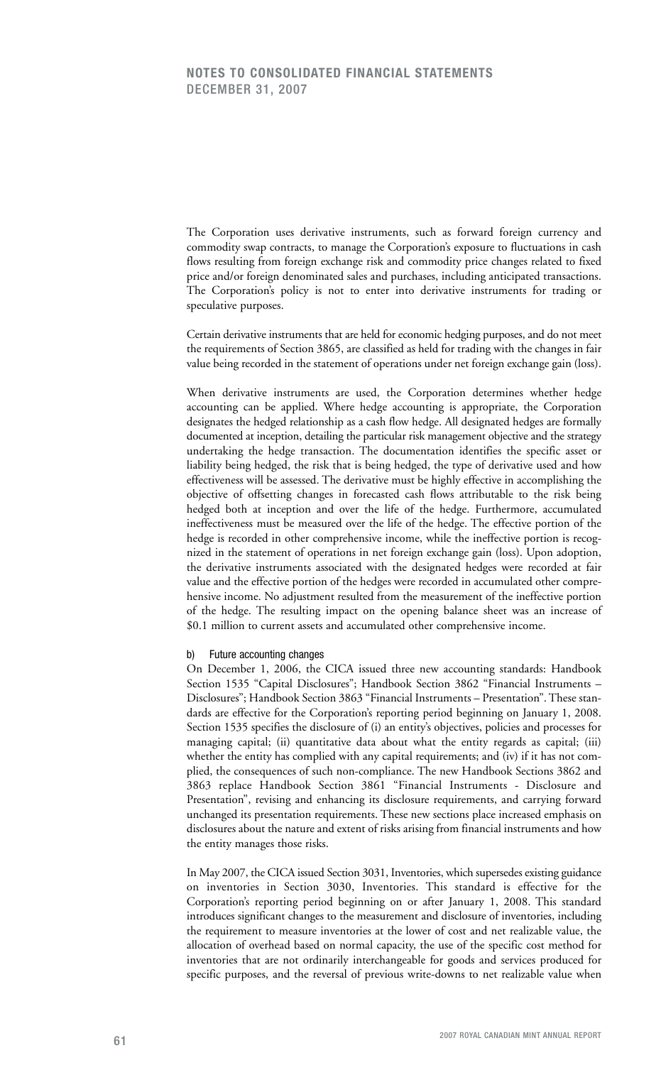The Corporation uses derivative instruments, such as forward foreign currency and commodity swap contracts, to manage the Corporation's exposure to fluctuations in cash flows resulting from foreign exchange risk and commodity price changes related to fixed price and/or foreign denominated sales and purchases, including anticipated transactions. The Corporation's policy is not to enter into derivative instruments for trading or speculative purposes.

Certain derivative instruments that are held for economic hedging purposes, and do not meet the requirements of Section 3865, are classified as held for trading with the changes in fair value being recorded in the statement of operations under net foreign exchange gain (loss).

When derivative instruments are used, the Corporation determines whether hedge accounting can be applied. Where hedge accounting is appropriate, the Corporation designates the hedged relationship as a cash flow hedge. All designated hedges are formally documented at inception, detailing the particular risk management objective and the strategy undertaking the hedge transaction. The documentation identifies the specific asset or liability being hedged, the risk that is being hedged, the type of derivative used and how effectiveness will be assessed. The derivative must be highly effective in accomplishing the objective of offsetting changes in forecasted cash flows attributable to the risk being hedged both at inception and over the life of the hedge. Furthermore, accumulated ineffectiveness must be measured over the life of the hedge. The effective portion of the hedge is recorded in other comprehensive income, while the ineffective portion is recognized in the statement of operations in net foreign exchange gain (loss). Upon adoption, the derivative instruments associated with the designated hedges were recorded at fair value and the effective portion of the hedges were recorded in accumulated other comprehensive income. No adjustment resulted from the measurement of the ineffective portion of the hedge. The resulting impact on the opening balance sheet was an increase of $0.1 million to current assets and accumulated other comprehensive income.

b) Future accounting changes

On December 1, 2006, the CICA issued three new accounting standards: Handbook Section 1535 "Capital Disclosures"; Handbook Section 3862 "Financial Instruments – Disclosures"; Handbook Section 3863 "Financial Instruments – Presentation". These standards are effective for the Corporation's reporting period beginning on January 1, 2008. Section 1535 specifies the disclosure of (i) an entity's objectives, policies and processes for managing capital; (ii) quantitative data about what the entity regards as capital; (iii) whether the entity has complied with any capital requirements; and (iv) if it has not complied, the consequences of such non-compliance. The new Handbook Sections 3862 and 3863 replace Handbook Section 3861 "Financial Instruments - Disclosure and Presentation", revising and enhancing its disclosure requirements, and carrying forward unchanged its presentation requirements. These new sections place increased emphasis on disclosures about the nature and extent of risks arising from financial instruments and how the entity manages those risks.

In May 2007, the CICA issued Section 3031, Inventories, which supersedes existing guidance on inventories in Section 3030, Inventories. This standard is effective for the Corporation's reporting period beginning on or after January 1, 2008. This standard introduces significant changes to the measurement and disclosure of inventories, including the requirement to measure inventories at the lower of cost and net realizable value, the allocation of overhead based on normal capacity, the use of the specific cost method for inventories that are not ordinarily interchangeable for goods and services produced for specific purposes, and the reversal of previous write-downs to net realizable value when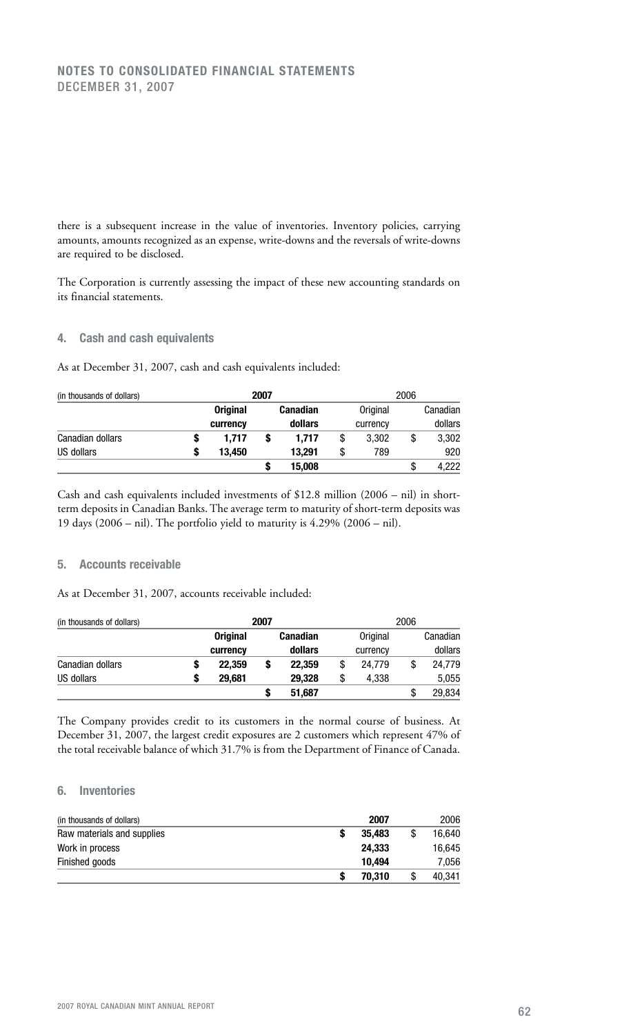there is a subsequent increase in the value of inventories. Inventory policies, carrying amounts, amounts recognized as an expense, write-downs and the reversals of write-downs are required to be disclosed.

The Corporation is currently assessing the impact of these new accounting standards on its financial statements.

## 4. Cash and cash equivalents

As at December 31, 2007, cash and cash equivalents included:

| (in thousands of dollars) | 2007 | | 2006 | |
|---|---|---|---|---|
| | **Original currency** | **Canadian dollars** | Original currency | Canadian dollars |
| Canadian dollars | **$ 1,717** | **$ 1,717** | $ 3,302 | $ 3,302 |
| US dollars | **$ 13,450** | **13,291** | $ 789 | 920 |
| | | **$ 15,008** | | $ 4,222 |

Cash and cash equivalents included investments of $12.8 million (2006 – nil) in short-term deposits in Canadian Banks. The average term to maturity of short-term deposits was 19 days (2006 – nil). The portfolio yield to maturity is 4.29% (2006 – nil).

## 5. Accounts receivable

As at December 31, 2007, accounts receivable included:

| (in thousands of dollars) | 2007 | | 2006 | |
|---|---|---|---|---|
| | **Original currency** | **Canadian dollars** | Original currency | Canadian dollars |
| Canadian dollars | **$ 22,359** | **$ 22,359** | $ 24,779 | $ 24,779 |
| US dollars | **$ 29,681** | **29,328** | $ 4,338 | 5,055 |
| | | **$ 51,687** | | $ 29,834 |

The Company provides credit to its customers in the normal course of business. At December 31, 2007, the largest credit exposures are 2 customers which represent 47% of the total receivable balance of which 31.7% is from the Department of Finance of Canada.

## 6. Inventories

| (in thousands of dollars) | 2007 | 2006 |
|---|---|---|
| Raw materials and supplies | **$ 35,483** | $ 16,640 |
| Work in process | **24,333** | 16,645 |
| Finished goods | **10,494** | 7,056 |
| | **$ 70,310** | $ 40,341 |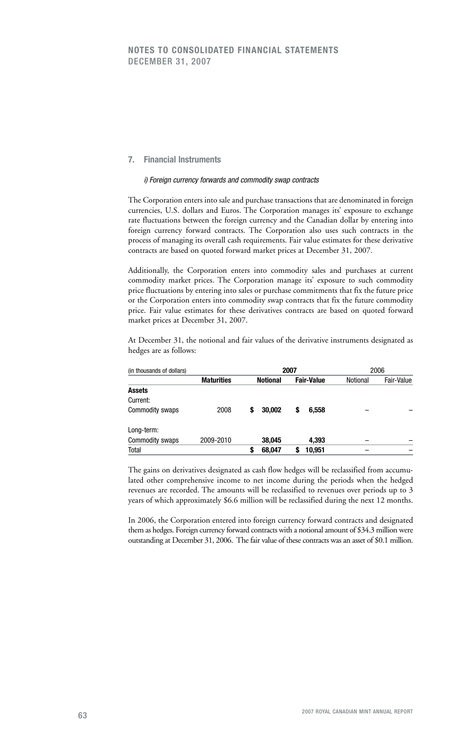## 7. Financial Instruments

*i) Foreign currency forwards and commodity swap contracts*

The Corporation enters into sale and purchase transactions that are denominated in foreign currencies, U.S. dollars and Euros. The Corporation manages its' exposure to exchange rate fluctuations between the foreign currency and the Canadian dollar by entering into foreign currency forward contracts. The Corporation also uses such contracts in the process of managing its overall cash requirements. Fair value estimates for these derivative contracts are based on quoted forward market prices at December 31, 2007.

Additionally, the Corporation enters into commodity sales and purchases at current commodity market prices. The Corporation manage its' exposure to such commodity price fluctuations by entering into sales or purchase commitments that fix the future price or the Corporation enters into commodity swap contracts that fix the future commodity price. Fair value estimates for these derivatives contracts are based on quoted forward market prices at December 31, 2007.

At December 31, the notional and fair values of the derivative instruments designated as hedges are as follows:

| (in thousands of dollars) | | **2007** | | 2006 | |
|---|---|---|---|---|---|
| | **Maturities** | **Notional** | **Fair-Value** | Notional | Fair-Value |
| **Assets** | | | | | |
| Current: | | | | | |
| Commodity swaps | 2008 | $ 30,002 | $ 6,558 | – | – |
| Long-term: | | | | | |
| Commodity swaps | 2009-2010 | 38,045 | 4,393 | – | – |
| Total | | $ 68,047 | $ 10,951 | – | – |

The gains on derivatives designated as cash flow hedges will be reclassified from accumulated other comprehensive income to net income during the periods when the hedged revenues are recorded. The amounts will be reclassified to revenues over periods up to 3 years of which approximately $6.6 million will be reclassified during the next 12 months.

In 2006, the Corporation entered into foreign currency forward contracts and designated them as hedges. Foreign currency forward contracts with a notional amount of $34.3 million were outstanding at December 31, 2006. The fair value of these contracts was an asset of $0.1 million.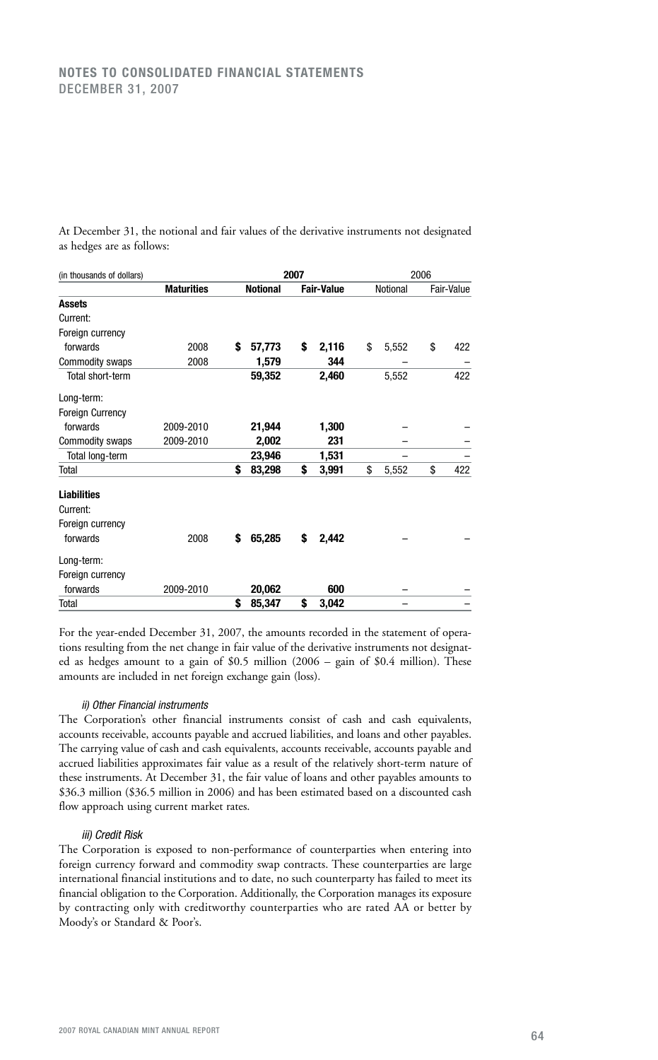At December 31, the notional and fair values of the derivative instruments not designated as hedges are as follows:

| (in thousands of dollars) | | 2007 | | 2006 | |
|---|---|---|---|---|---|
| | **Maturities** | **Notional** | **Fair-Value** | Notional | Fair-Value |
| **Assets** | | | | | |
| Current: | | | | | |
| Foreign currency forwards | 2008 | **$ 57,773** | **$ 2,116** | $ 5,552 | $ 422 |
| Commodity swaps | 2008 | **1,579** | **344** | – | – |
| Total short-term | | **59,352** | **2,460** | 5,552 | 422 |
| Long-term: | | | | | |
| Foreign Currency forwards | 2009-2010 | **21,944** | **1,300** | – | – |
| Commodity swaps | 2009-2010 | **2,002** | **231** | – | – |
| Total long-term | | **23,946** | **1,531** | – | – |
| Total | | **$ 83,298** | **$ 3,991** | $ 5,552 | $ 422 |
| **Liabilities** | | | | | |
| Current: | | | | | |
| Foreign currency forwards | 2008 | **$ 65,285** | **$ 2,442** | – | – |
| Long-term: | | | | | |
| Foreign currency forwards | 2009-2010 | **20,062** | **600** | – | – |
| Total | | **$ 85,347** | **$ 3,042** | – | – |

For the year-ended December 31, 2007, the amounts recorded in the statement of operations resulting from the net change in fair value of the derivative instruments not designated as hedges amount to a gain of $0.5 million (2006 – gain of $0.4 million). These amounts are included in net foreign exchange gain (loss).

*ii) Other Financial instruments*

The Corporation's other financial instruments consist of cash and cash equivalents, accounts receivable, accounts payable and accrued liabilities, and loans and other payables. The carrying value of cash and cash equivalents, accounts receivable, accounts payable and accrued liabilities approximates fair value as a result of the relatively short-term nature of these instruments. At December 31, the fair value of loans and other payables amounts to $36.3 million ($36.5 million in 2006) and has been estimated based on a discounted cash flow approach using current market rates.

*iii) Credit Risk*

The Corporation is exposed to non-performance of counterparties when entering into foreign currency forward and commodity swap contracts. These counterparties are large international financial institutions and to date, no such counterparty has failed to meet its financial obligation to the Corporation. Additionally, the Corporation manages its exposure by contracting only with creditworthy counterparties who are rated AA or better by Moody's or Standard & Poor's.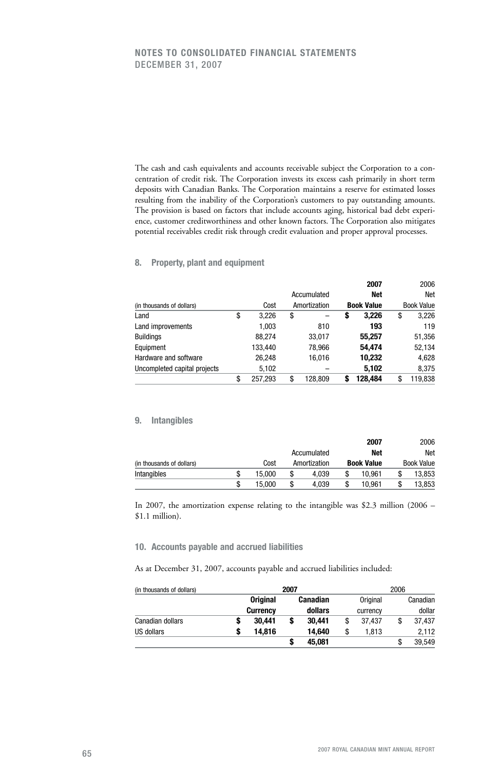The cash and cash equivalents and accounts receivable subject the Corporation to a concentration of credit risk. The Corporation invests its excess cash primarily in short term deposits with Canadian Banks. The Corporation maintains a reserve for estimated losses resulting from the inability of the Corporation's customers to pay outstanding amounts. The provision is based on factors that include accounts aging, historical bad debt experience, customer creditworthiness and other known factors. The Corporation also mitigates potential receivables credit risk through credit evaluation and proper approval processes.

## 8. Property, plant and equipment

| (in thousands of dollars) | Cost | Accumulated Amortization | **2007 Net Book Value** | 2006 Net Book Value |
|---|---|---|---|---|
| Land | $ 3,226 | $ – | **$ 3,226** | $ 3,226 |
| Land improvements | 1,003 | 810 | **193** | 119 |
| Buildings | 88,274 | 33,017 | **55,257** | 51,356 |
| Equipment | 133,440 | 78,966 | **54,474** | 52,134 |
| Hardware and software | 26,248 | 16,016 | **10,232** | 4,628 |
| Uncompleted capital projects | 5,102 | – | **5,102** | 8,375 |
| | $ 257,293 | $ 128,809 | **$ 128,484** | $ 119,838 |

## 9. Intangibles

| (in thousands of dollars) | Cost | Accumulated Amortization | **2007 Net Book Value** | 2006 Net Book Value |
|---|---|---|---|---|
| Intangibles | $ 15,000 | $ 4,039 | $ 10,961 | $ 13,853 |
| | $ 15,000 | $ 4,039 | $ 10,961 | $ 13,853 |

In 2007, the amortization expense relating to the intangible was $2.3 million (2006 – $1.1 million).

## 10. Accounts payable and accrued liabilities

As at December 31, 2007, accounts payable and accrued liabilities included:

| (in thousands of dollars) | **2007** | | 2006 | |
|---|---|---|---|---|
| | **Original Currency** | **Canadian dollars** | Original currency | Canadian dollar |
| Canadian dollars | **$ 30,441** | **$ 30,441** | $ 37,437 | $ 37,437 |
| US dollars | **$ 14,816** | **14,640** | $ 1,813 | 2,112 |
| | | **$ 45,081** | | $ 39,549 |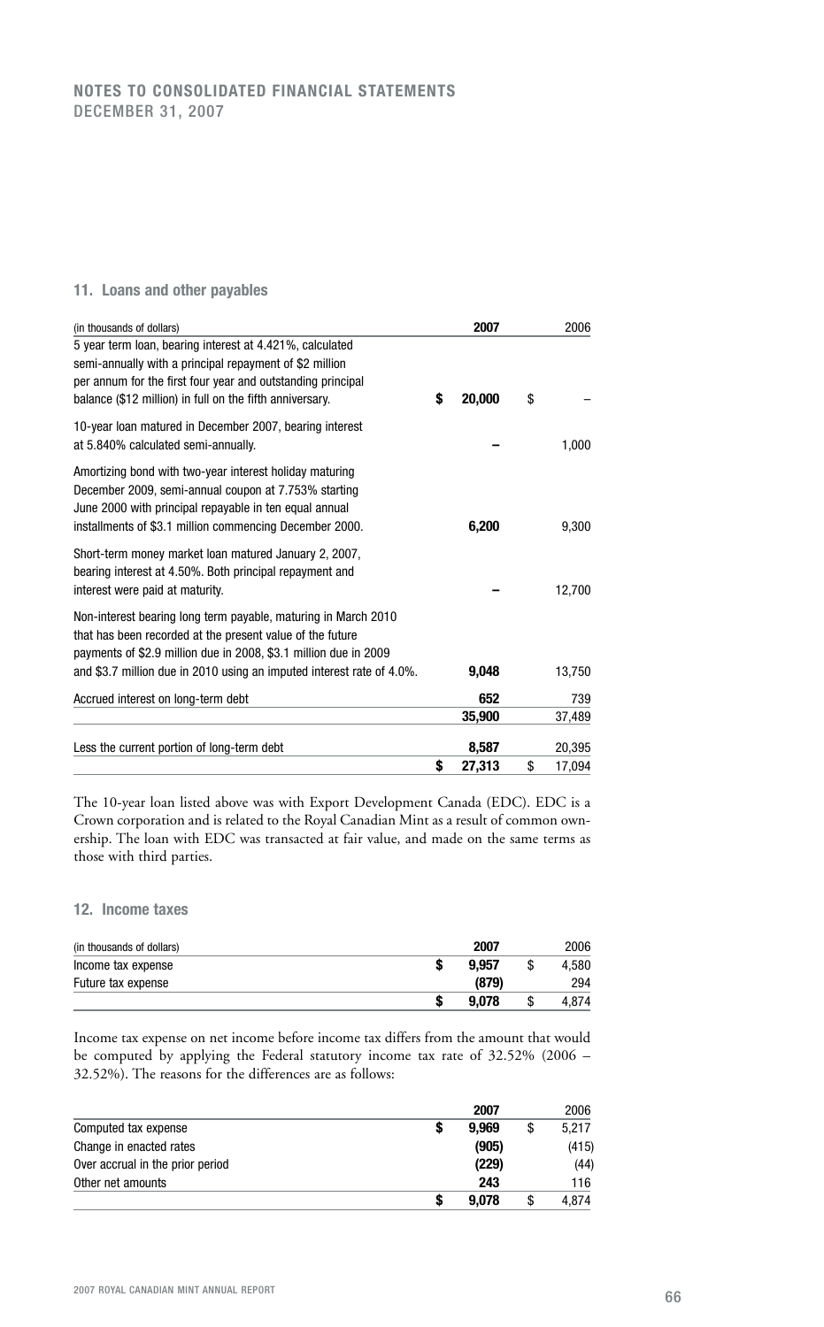## 11. Loans and other payables

| (in thousands of dollars) | 2007 | 2006 |
|---|---|---|
| 5 year term loan, bearing interest at 4.421%, calculated semi-annually with a principal repayment of $2 million per annum for the first four year and outstanding principal balance ($12 million) in full on the fifth anniversary. | **$ 20,000** | $ – |
| 10-year loan matured in December 2007, bearing interest at 5.840% calculated semi-annually. | **–** | 1,000 |
| Amortizing bond with two-year interest holiday maturing December 2009, semi-annual coupon at 7.753% starting June 2000 with principal repayable in ten equal annual installments of $3.1 million commencing December 2000. | **6,200** | 9,300 |
| Short-term money market loan matured January 2, 2007, bearing interest at 4.50%. Both principal repayment and interest were paid at maturity. | **–** | 12,700 |
| Non-interest bearing long term payable, maturing in March 2010 that has been recorded at the present value of the future payments of $2.9 million due in 2008, $3.1 million due in 2009 and $3.7 million due in 2010 using an imputed interest rate of 4.0%. | **9,048** | 13,750 |
| Accrued interest on long-term debt | **652** | 739 |
| | **35,900** | 37,489 |
| Less the current portion of long-term debt | **8,587** | 20,395 |
| | **$ 27,313** | $ 17,094 |

The 10-year loan listed above was with Export Development Canada (EDC). EDC is a Crown corporation and is related to the Royal Canadian Mint as a result of common ownership. The loan with EDC was transacted at fair value, and made on the same terms as those with third parties.

## 12. Income taxes

| (in thousands of dollars) | 2007 | 2006 |
|---|---|---|
| Income tax expense | **$ 9,957** | $ 4,580 |
| Future tax expense | **(879)** | 294 |
| | **$ 9,078** | $ 4,874 |

Income tax expense on net income before income tax differs from the amount that would be computed by applying the Federal statutory income tax rate of 32.52% (2006 – 32.52%). The reasons for the differences are as follows:

| | 2007 | 2006 |
|---|---|---|
| Computed tax expense | **$ 9,969** | $ 5,217 |
| Change in enacted rates | **(905)** | (415) |
| Over accrual in the prior period | **(229)** | (44) |
| Other net amounts | **243** | 116 |
| | **$ 9,078** | $ 4,874 |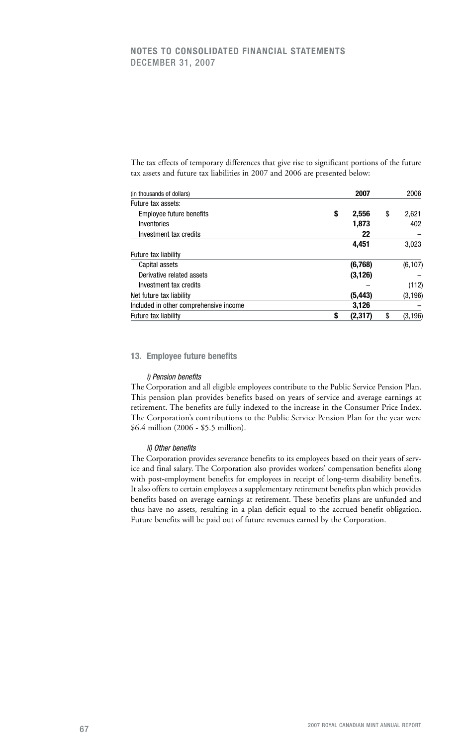The tax effects of temporary differences that give rise to significant portions of the future tax assets and future tax liabilities in 2007 and 2006 are presented below:

| (in thousands of dollars) | 2007 | 2006 |
|---|---|---|
| Future tax assets: | | |
| Employee future benefits | **$ 2,556** | $ 2,621 |
| Inventories | **1,873** | 402 |
| Investment tax credits | **22** | – |
| | **4,451** | 3,023 |
| Future tax liability | | |
| Capital assets | **(6,768)** | (6,107) |
| Derivative related assets | **(3,126)** | – |
| Investment tax credits | **–** | (112) |
| Net future tax liability | **(5,443)** | (3,196) |
| Included in other comprehensive income | **3,126** | – |
| Future tax liability | **$ (2,317)** | $ (3,196) |

## 13. Employee future benefits

*i) Pension benefits*

The Corporation and all eligible employees contribute to the Public Service Pension Plan. This pension plan provides benefits based on years of service and average earnings at retirement. The benefits are fully indexed to the increase in the Consumer Price Index. The Corporation's contributions to the Public Service Pension Plan for the year were $6.4 million (2006 - $5.5 million).

*ii) Other benefits*

The Corporation provides severance benefits to its employees based on their years of service and final salary. The Corporation also provides workers' compensation benefits along with post-employment benefits for employees in receipt of long-term disability benefits. It also offers to certain employees a supplementary retirement benefits plan which provides benefits based on average earnings at retirement. These benefits plans are unfunded and thus have no assets, resulting in a plan deficit equal to the accrued benefit obligation. Future benefits will be paid out of future revenues earned by the Corporation.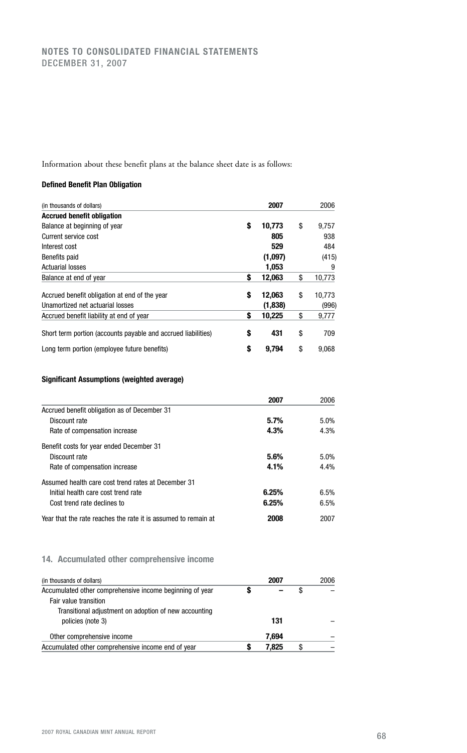Information about these benefit plans at the balance sheet date is as follows:

**Defined Benefit Plan Obligation**

| (in thousands of dollars) | 2007 | 2006 |
|---|---|---|
| **Accrued benefit obligation** | | |
| Balance at beginning of year | **$ 10,773** | $ 9,757 |
| Current service cost | **805** | 938 |
| Interest cost | **529** | 484 |
| Benefits paid | **(1,097)** | (415) |
| Actuarial losses | **1,053** | 9 |
| Balance at end of year | **$ 12,063** | $ 10,773 |
| Accrued benefit obligation at end of the year | **$ 12,063** | $ 10,773 |
| Unamortized net actuarial losses | **(1,838)** | (996) |
| Accrued benefit liability at end of year | **$ 10,225** | $ 9,777 |
| Short term portion (accounts payable and accrued liabilities) | **$ 431** | $ 709 |
| Long term portion (employee future benefits) | **$ 9,794** | $ 9,068 |

**Significant Assumptions (weighted average)**

| | 2007 | 2006 |
|---|---|---|
| Accrued benefit obligation as of December 31 | | |
| Discount rate | **5.7%** | 5.0% |
| Rate of compensation increase | **4.3%** | 4.3% |
| Benefit costs for year ended December 31 | | |
| Discount rate | **5.6%** | 5.0% |
| Rate of compensation increase | **4.1%** | 4.4% |
| Assumed health care cost trend rates at December 31 | | |
| Initial health care cost trend rate | **6.25%** | 6.5% |
| Cost trend rate declines to | **6.25%** | 6.5% |
| Year that the rate reaches the rate it is assumed to remain at | **2008** | 2007 |

## 14. Accumulated other comprehensive income

| (in thousands of dollars) | 2007 | 2006 |
|---|---|---|
| Accumulated other comprehensive income beginning of year | **$ –** | $ – |
| Fair value transition | | |
| Transitional adjustment on adoption of new accounting policies (note 3) | **131** | – |
| Other comprehensive income | **7,694** | – |
| Accumulated other comprehensive income end of year | **$ 7,825** | $ – |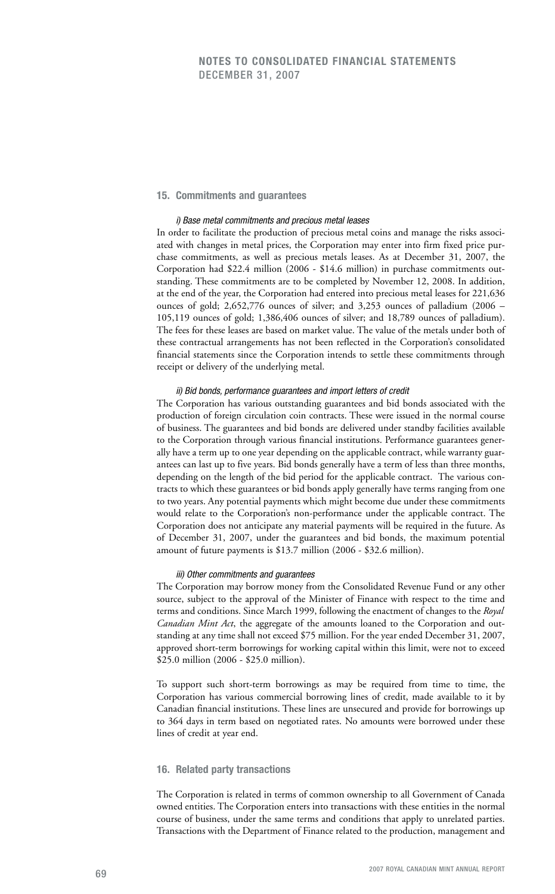## 15. Commitments and guarantees

*i) Base metal commitments and precious metal leases*

In order to facilitate the production of precious metal coins and manage the risks associated with changes in metal prices, the Corporation may enter into firm fixed price purchase commitments, as well as precious metals leases. As at December 31, 2007, the Corporation had $22.4 million (2006 - $14.6 million) in purchase commitments outstanding. These commitments are to be completed by November 12, 2008. In addition, at the end of the year, the Corporation had entered into precious metal leases for 221,636 ounces of gold; 2,652,776 ounces of silver; and 3,253 ounces of palladium (2006 – 105,119 ounces of gold; 1,386,406 ounces of silver; and 18,789 ounces of palladium). The fees for these leases are based on market value. The value of the metals under both of these contractual arrangements has not been reflected in the Corporation's consolidated financial statements since the Corporation intends to settle these commitments through receipt or delivery of the underlying metal.

*ii) Bid bonds, performance guarantees and import letters of credit*

The Corporation has various outstanding guarantees and bid bonds associated with the production of foreign circulation coin contracts. These were issued in the normal course of business. The guarantees and bid bonds are delivered under standby facilities available to the Corporation through various financial institutions. Performance guarantees generally have a term up to one year depending on the applicable contract, while warranty guarantees can last up to five years. Bid bonds generally have a term of less than three months, depending on the length of the bid period for the applicable contract. The various contracts to which these guarantees or bid bonds apply generally have terms ranging from one to two years. Any potential payments which might become due under these commitments would relate to the Corporation's non-performance under the applicable contract. The Corporation does not anticipate any material payments will be required in the future. As of December 31, 2007, under the guarantees and bid bonds, the maximum potential amount of future payments is $13.7 million (2006 - $32.6 million).

*iii) Other commitments and guarantees*

The Corporation may borrow money from the Consolidated Revenue Fund or any other source, subject to the approval of the Minister of Finance with respect to the time and terms and conditions. Since March 1999, following the enactment of changes to the *Royal Canadian Mint Act*, the aggregate of the amounts loaned to the Corporation and outstanding at any time shall not exceed $75 million. For the year ended December 31, 2007, approved short-term borrowings for working capital within this limit, were not to exceed $25.0 million (2006 - $25.0 million).

To support such short-term borrowings as may be required from time to time, the Corporation has various commercial borrowing lines of credit, made available to it by Canadian financial institutions. These lines are unsecured and provide for borrowings up to 364 days in term based on negotiated rates. No amounts were borrowed under these lines of credit at year end.

## 16. Related party transactions

The Corporation is related in terms of common ownership to all Government of Canada owned entities. The Corporation enters into transactions with these entities in the normal course of business, under the same terms and conditions that apply to unrelated parties. Transactions with the Department of Finance related to the production, management and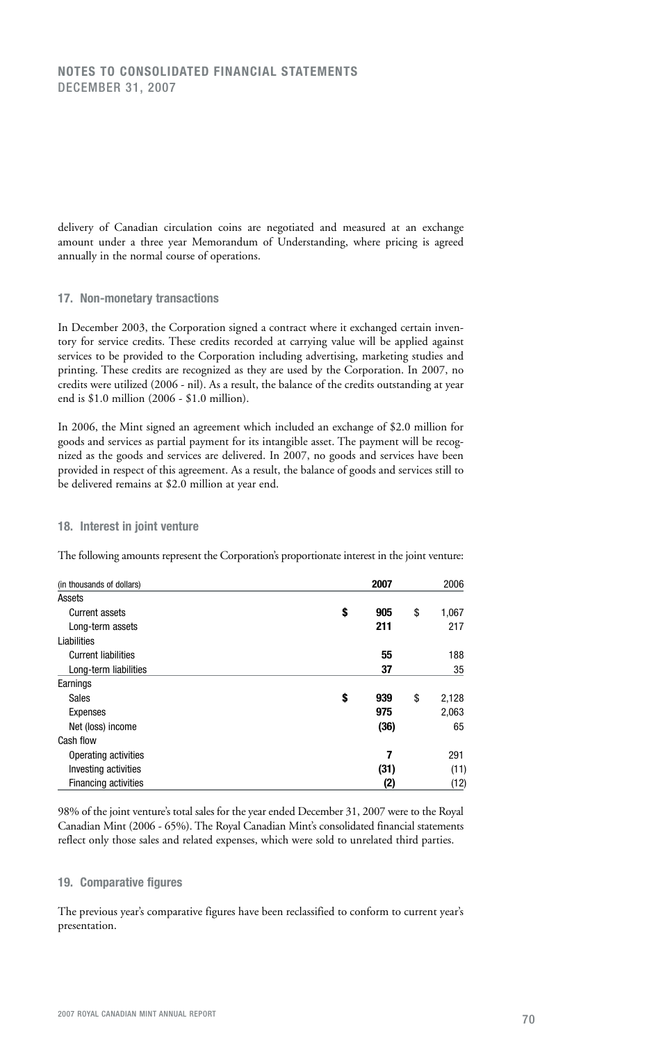delivery of Canadian circulation coins are negotiated and measured at an exchange amount under a three year Memorandum of Understanding, where pricing is agreed annually in the normal course of operations.

### 17. Non-monetary transactions

In December 2003, the Corporation signed a contract where it exchanged certain inventory for service credits. These credits recorded at carrying value will be applied against services to be provided to the Corporation including advertising, marketing studies and printing. These credits are recognized as they are used by the Corporation. In 2007, no credits were utilized (2006 - nil). As a result, the balance of the credits outstanding at year end is $1.0 million (2006 - $1.0 million).

In 2006, the Mint signed an agreement which included an exchange of $2.0 million for goods and services as partial payment for its intangible asset. The payment will be recognized as the goods and services are delivered. In 2007, no goods and services have been provided in respect of this agreement. As a result, the balance of goods and services still to be delivered remains at $2.0 million at year end.

### 18. Interest in joint venture

The following amounts represent the Corporation's proportionate interest in the joint venture:

| (in thousands of dollars) | **2007** | 2006 |
|---|---|---|
| Assets | | |
| Current assets | **$ 905** | $ 1,067 |
| Long-term assets | **211** | 217 |
| Liabilities | | |
| Current liabilities | **55** | 188 |
| Long-term liabilities | **37** | 35 |
| Earnings | | |
| Sales | **$ 939** | $ 2,128 |
| Expenses | **975** | 2,063 |
| Net (loss) income | **(36)** | 65 |
| Cash flow | | |
| Operating activities | **7** | 291 |
| Investing activities | **(31)** | (11) |
| Financing activities | **(2)** | (12) |

98% of the joint venture's total sales for the year ended December 31, 2007 were to the Royal Canadian Mint (2006 - 65%). The Royal Canadian Mint's consolidated financial statements reflect only those sales and related expenses, which were sold to unrelated third parties.

### 19. Comparative figures

The previous year's comparative figures have been reclassified to conform to current year's presentation.